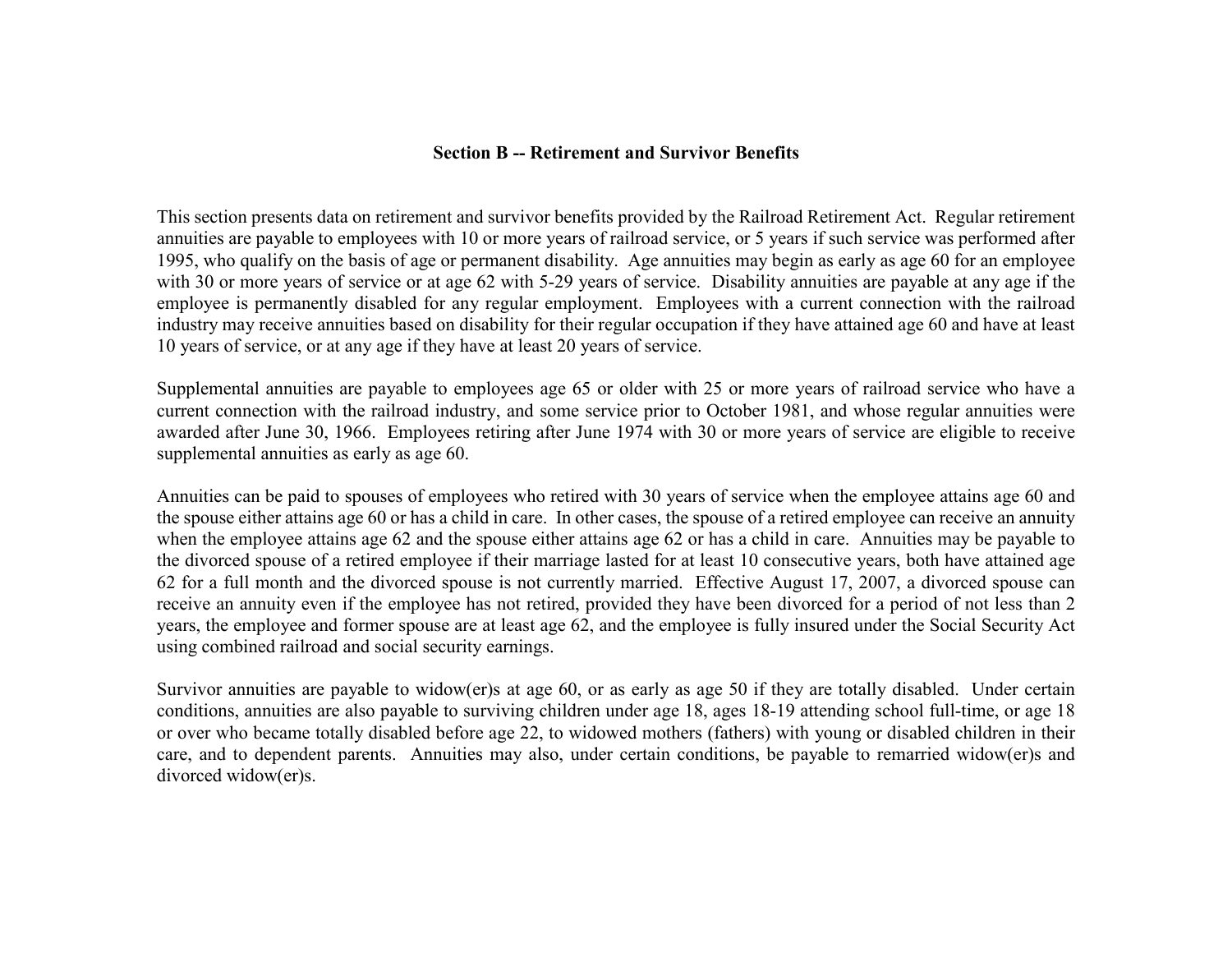## Section B -- Retirement and Survivor Benefits

This section presents data on retirement and survivor benefits provided by the Railroad Retirement Act. Regular retirement annuities are payable to employees with 10 or more years of railroad service, or 5 years if such service was performed after 1995, who qualify on the basis of age or permanent disability. Age annuities may begin as early as age 60 for an employee with 30 or more years of service or at age 62 with 5-29 years of service. Disability annuities are payable at any age if the employee is permanently disabled for any regular employment. Employees with a current connection with the railroad industry may receive annuities based on disability for their regular occupation if they have attained age 60 and have at least 10 years of service, or at any age if they have at least 20 years of service.

Supplemental annuities are payable to employees age 65 or older with 25 or more years of railroad service who have a current connection with the railroad industry, and some service prior to October 1981, and whose regular annuities were awarded after June 30, 1966. Employees retiring after June 1974 with 30 or more years of service are eligible to receive supplemental annuities as early as age 60.

Annuities can be paid to spouses of employees who retired with 30 years of service when the employee attains age 60 and the spouse either attains age 60 or has a child in care. In other cases, the spouse of a retired employee can receive an annuity when the employee attains age 62 and the spouse either attains age 62 or has a child in care. Annuities may be payable to the divorced spouse of a retired employee if their marriage lasted for at least 10 consecutive years, both have attained age 62 for a full month and the divorced spouse is not currently married. Effective August 17, 2007, a divorced spouse can receive an annuity even if the employee has not retired, provided they have been divorced for a period of not less than 2 years, the employee and former spouse are at least age 62, and the employee is fully insured under the Social Security Act using combined railroad and social security earnings.

Survivor annuities are payable to widow(er)s at age 60, or as early as age 50 if they are totally disabled. Under certain conditions, annuities are also payable to surviving children under age 18, ages 18-19 attending school full-time, or age 18 or over who became totally disabled before age 22, to widowed mothers (fathers) with young or disabled children in their care, and to dependent parents. Annuities may also, under certain conditions, be payable to remarried widow(er)s and divorced widow(er)s.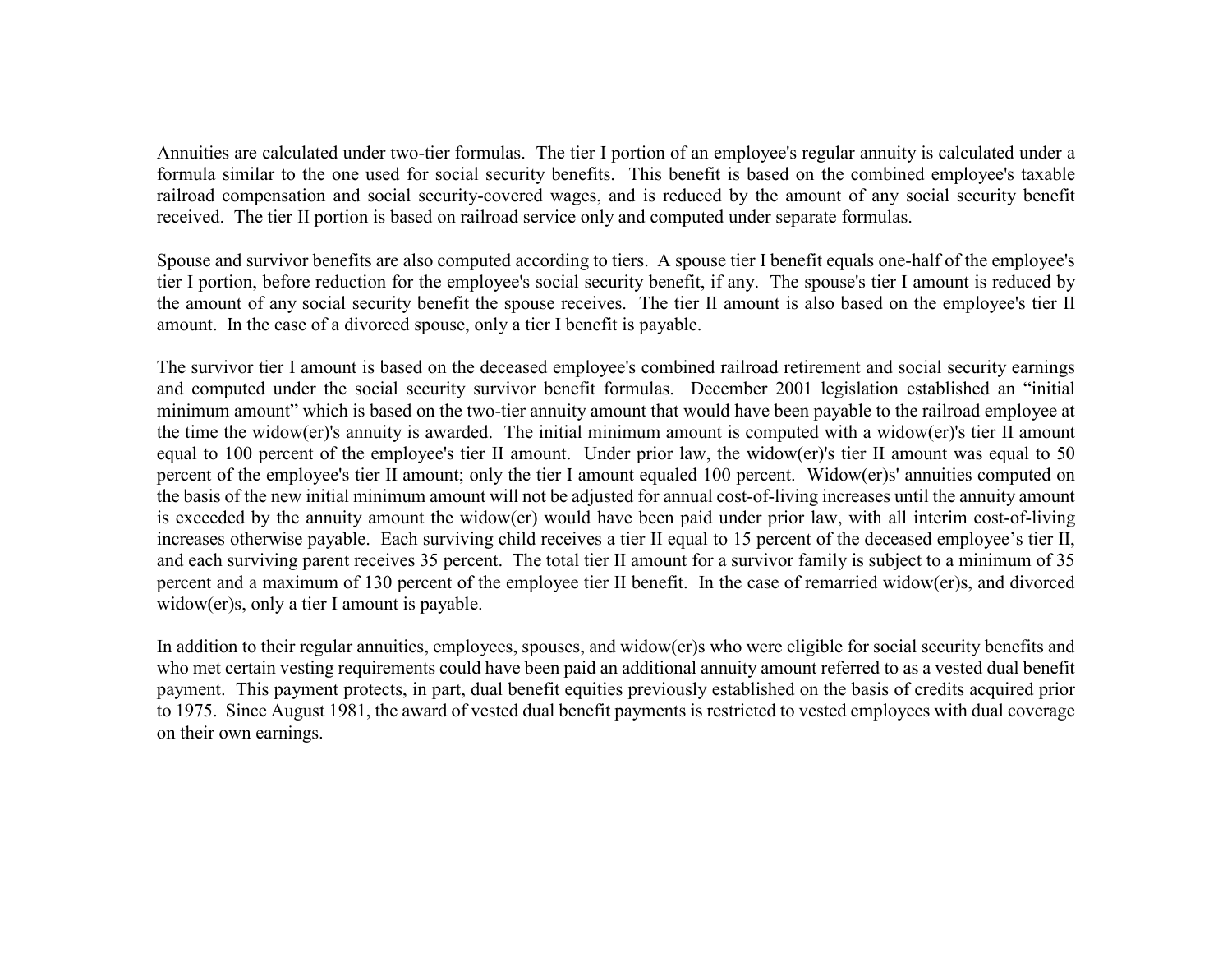Annuities are calculated under two-tier formulas. The tier I portion of an employee's regular annuity is calculated under a formula similar to the one used for social security benefits. This benefit is based on the combined employee's taxable railroad compensation and social security-covered wages, and is reduced by the amount of any social security benefit received. The tier II portion is based on railroad service only and computed under separate formulas.

Spouse and survivor benefits are also computed according to tiers. A spouse tier I benefit equals one-half of the employee's tier I portion, before reduction for the employee's social security benefit, if any. The spouse's tier I amount is reduced by the amount of any social security benefit the spouse receives. The tier II amount is also based on the employee's tier II amount. In the case of a divorced spouse, only a tier I benefit is payable.

The survivor tier I amount is based on the deceased employee's combined railroad retirement and social security earnings and computed under the social security survivor benefit formulas. December 2001 legislation established an "initial minimum amount" which is based on the two-tier annuity amount that would have been payable to the railroad employee at the time the widow(er)'s annuity is awarded. The initial minimum amount is computed with a widow(er)'s tier II amount equal to 100 percent of the employee's tier II amount. Under prior law, the widow(er)'s tier II amount was equal to 50 percent of the employee's tier II amount; only the tier I amount equaled 100 percent. Widow(er)s' annuities computed on the basis of the new initial minimum amount will not be adjusted for annual cost-of-living increases until the annuity amount is exceeded by the annuity amount the widow(er) would have been paid under prior law, with all interim cost-of-living increases otherwise payable. Each surviving child receives a tier II equal to 15 percent of the deceased employee's tier II, and each surviving parent receives 35 percent. The total tier II amount for a survivor family is subject to a minimum of 35 percent and a maximum of 130 percent of the employee tier II benefit. In the case of remarried widow(er)s, and divorced widow(er)s, only a tier I amount is payable.

In addition to their regular annuities, employees, spouses, and widow(er)s who were eligible for social security benefits and who met certain vesting requirements could have been paid an additional annuity amount referred to as a vested dual benefit payment. This payment protects, in part, dual benefit equities previously established on the basis of credits acquired prior to 1975. Since August 1981, the award of vested dual benefit payments is restricted to vested employees with dual coverage on their own earnings.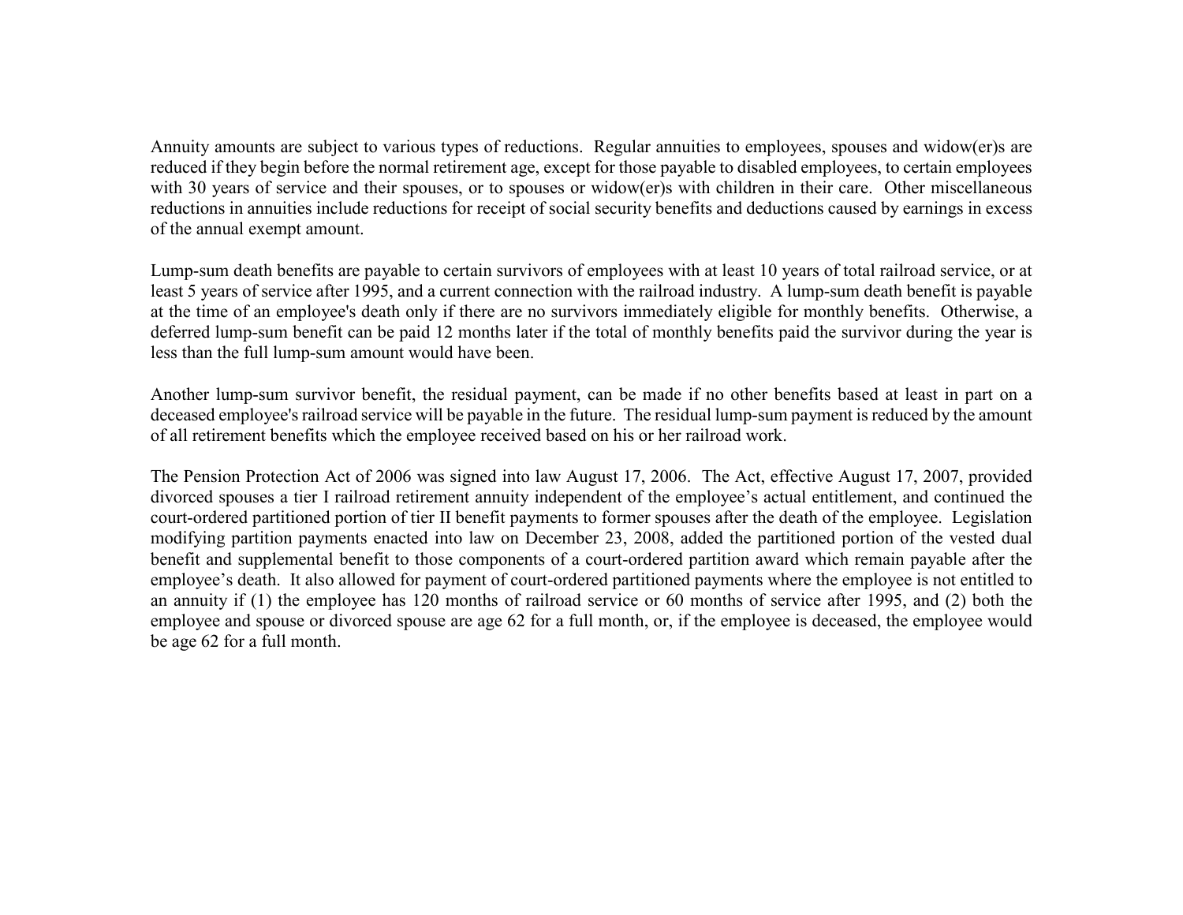Annuity amounts are subject to various types of reductions. Regular annuities to employees, spouses and widow(er)s are reduced if they begin before the normal retirement age, except for those payable to disabled employees, to certain employees with 30 years of service and their spouses, or to spouses or widow(er)s with children in their care. Other miscellaneous reductions in annuities include reductions for receipt of social security benefits and deductions caused by earnings in excess of the annual exempt amount.

Lump-sum death benefits are payable to certain survivors of employees with at least 10 years of total railroad service, or at least 5 years of service after 1995, and a current connection with the railroad industry. A lump-sum death benefit is payable at the time of an employee's death only if there are no survivors immediately eligible for monthly benefits. Otherwise, a deferred lump-sum benefit can be paid 12 months later if the total of monthly benefits paid the survivor during the year is less than the full lump-sum amount would have been.

Another lump-sum survivor benefit, the residual payment, can be made if no other benefits based at least in part on a deceased employee's railroad service will be payable in the future. The residual lump-sum payment is reduced by the amount of all retirement benefits which the employee received based on his or her railroad work.

The Pension Protection Act of 2006 was signed into law August 17, 2006. The Act, effective August 17, 2007, provided divorced spouses a tier I railroad retirement annuity independent of the employee's actual entitlement, and continued the court-ordered partitioned portion of tier II benefit payments to former spouses after the death of the employee. Legislation modifying partition payments enacted into law on December 23, 2008, added the partitioned portion of the vested dual benefit and supplemental benefit to those components of a court-ordered partition award which remain payable after the employee's death. It also allowed for payment of court-ordered partitioned payments where the employee is not entitled to an annuity if (1) the employee has 120 months of railroad service or 60 months of service after 1995, and (2) both the employee and spouse or divorced spouse are age 62 for a full month, or, if the employee is deceased, the employee would be age 62 for a full month.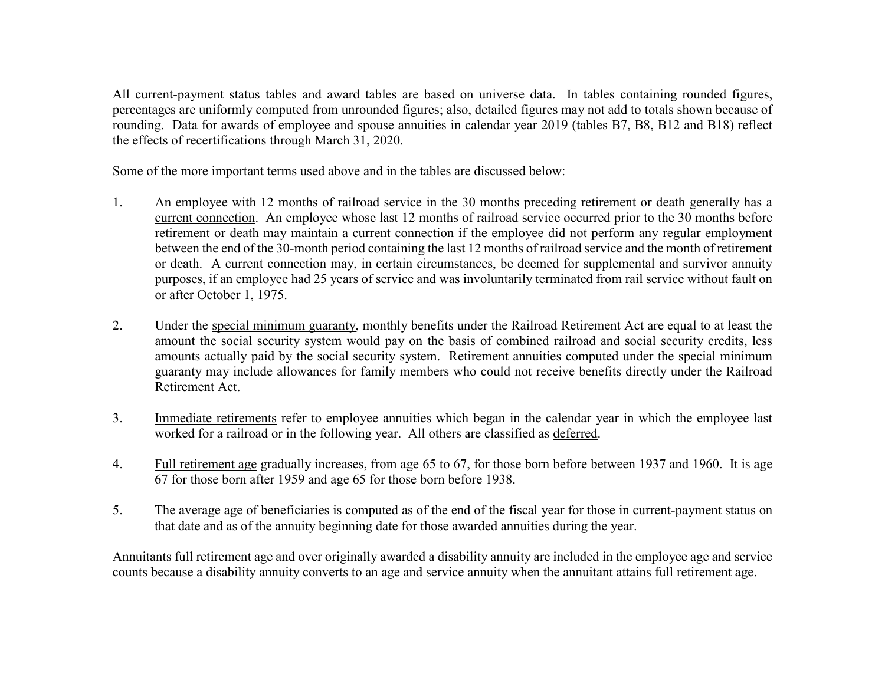All current-payment status tables and award tables are based on universe data. In tables containing rounded figures, percentages are uniformly computed from unrounded figures; also, detailed figures may not add to totals shown because of rounding. Data for awards of employee and spouse annuities in calendar year 2019 (tables B7, B8, B12 and B18) reflect the effects of recertifications through March 31, 2020.

Some of the more important terms used above and in the tables are discussed below:

1. An employee with 12 months of railroad service in the 30 months preceding retirement or death generally has a current connection. An employee whose last 12 months of railroad service occurred prior to the 30 months before retirement or death may maintain a current connection if the employee did not perform any regular employment between the end of the 30-month period containing the last 12 months of railroad service and the month of retirement or death. A current connection may, in certain circumstances, be deemed for supplemental and survivor annuity purposes, if an employee had 25 years of service and was involuntarily terminated from rail service without fault on or after October 1, 1975.

2. Under the special minimum guaranty, monthly benefits under the Railroad Retirement Act are equal to at least the amount the social security system would pay on the basis of combined railroad and social security credits, less amounts actually paid by the social security system. Retirement annuities computed under the special minimum guaranty may include allowances for family members who could not receive benefits directly under the Railroad Retirement Act.

3. Immediate retirements refer to employee annuities which began in the calendar year in which the employee last worked for a railroad or in the following year. All others are classified as deferred.

4. Full retirement age gradually increases, from age 65 to 67, for those born before between 1937 and 1960. It is age 67 for those born after 1959 and age 65 for those born before 1938.

5. The average age of beneficiaries is computed as of the end of the fiscal year for those in current-payment status on that date and as of the annuity beginning date for those awarded annuities during the year.

Annuitants full retirement age and over originally awarded a disability annuity are included in the employee age and service counts because a disability annuity converts to an age and service annuity when the annuitant attains full retirement age.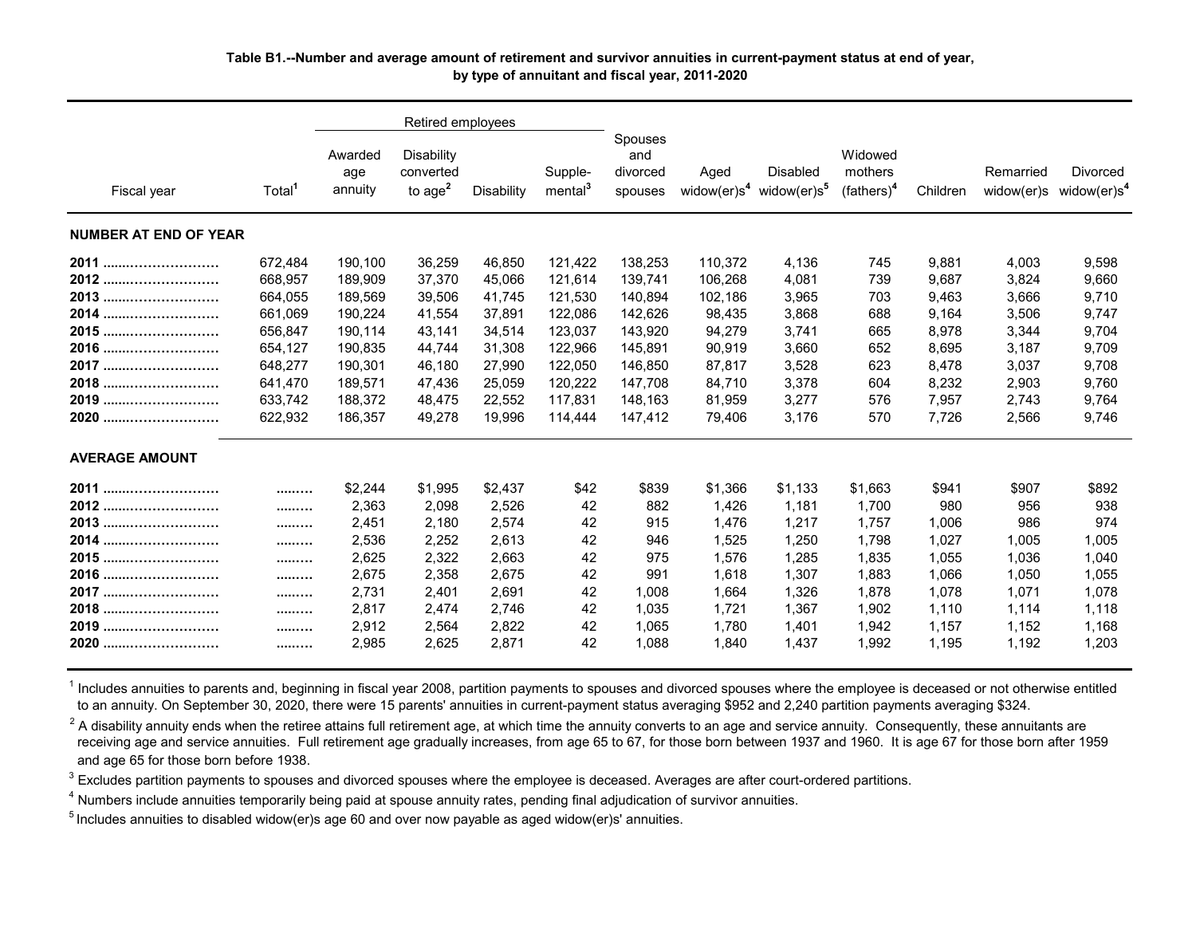**Table B1.--Number and average amount of retirement and survivor annuities in current-payment status at end of year, by type of annuitant and fiscal year, 2011-2020**

| Fiscal year | Total[1] | Retired employees | | | | Spouses and divorced spouses | Aged widow(er)s[4] | Disabled widow(er)s[5] | Widowed mothers (fathers)[4] | Children | Remarried widow(er)s | Divorced widow(er)s[4] |
|---|---|---|---|---|---|---|---|---|---|---|---|---|
| | | Awarded age annuity | Disability converted to age[2] | Disability | Supple-mental[3] | | | | | | | |
| **NUMBER AT END OF YEAR** | | | | | | | | | | | | |
| 2011 | 672,484 | 190,100 | 36,259 | 46,850 | 121,422 | 138,253 | 110,372 | 4,136 | 745 | 9,881 | 4,003 | 9,598 |
| 2012 | 668,957 | 189,909 | 37,370 | 45,066 | 121,614 | 139,741 | 106,268 | 4,081 | 739 | 9,687 | 3,824 | 9,660 |
| 2013 | 664,055 | 189,569 | 39,506 | 41,745 | 121,530 | 140,894 | 102,186 | 3,965 | 703 | 9,463 | 3,666 | 9,710 |
| 2014 | 661,069 | 190,224 | 41,554 | 37,891 | 122,086 | 142,626 | 98,435 | 3,868 | 688 | 9,164 | 3,506 | 9,747 |
| 2015 | 656,847 | 190,114 | 43,141 | 34,514 | 123,037 | 143,920 | 94,279 | 3,741 | 665 | 8,978 | 3,344 | 9,704 |
| 2016 | 654,127 | 190,835 | 44,744 | 31,308 | 122,966 | 145,891 | 90,919 | 3,660 | 652 | 8,695 | 3,187 | 9,709 |
| 2017 | 648,277 | 190,301 | 46,180 | 27,990 | 122,050 | 146,850 | 87,817 | 3,528 | 623 | 8,478 | 3,037 | 9,708 |
| 2018 | 641,470 | 189,571 | 47,436 | 25,059 | 120,222 | 147,708 | 84,710 | 3,378 | 604 | 8,232 | 2,903 | 9,760 |
| 2019 | 633,742 | 188,372 | 48,475 | 22,552 | 117,831 | 148,163 | 81,959 | 3,277 | 576 | 7,957 | 2,743 | 9,764 |
| 2020 | 622,932 | 186,357 | 49,278 | 19,996 | 114,444 | 147,412 | 79,406 | 3,176 | 570 | 7,726 | 2,566 | 9,746 |
| **AVERAGE AMOUNT** | | | | | | | | | | | | |
| 2011 | ........ | $2,244 | $1,995 | $2,437 | $42 | $839 | $1,366 | $1,133 | $1,663 | $941 | $907 | $892 |
| 2012 | ........ | 2,363 | 2,098 | 2,526 | 42 | 882 | 1,426 | 1,181 | 1,700 | 980 | 956 | 938 |
| 2013 | ........ | 2,451 | 2,180 | 2,574 | 42 | 915 | 1,476 | 1,217 | 1,757 | 1,006 | 986 | 974 |
| 2014 | ........ | 2,536 | 2,252 | 2,613 | 42 | 946 | 1,525 | 1,250 | 1,798 | 1,027 | 1,005 | 1,005 |
| 2015 | ........ | 2,625 | 2,322 | 2,663 | 42 | 975 | 1,576 | 1,285 | 1,835 | 1,055 | 1,036 | 1,040 |
| 2016 | ........ | 2,675 | 2,358 | 2,675 | 42 | 991 | 1,618 | 1,307 | 1,883 | 1,066 | 1,050 | 1,055 |
| 2017 | ........ | 2,731 | 2,401 | 2,691 | 42 | 1,008 | 1,664 | 1,326 | 1,878 | 1,078 | 1,071 | 1,078 |
| 2018 | ........ | 2,817 | 2,474 | 2,746 | 42 | 1,035 | 1,721 | 1,367 | 1,902 | 1,110 | 1,114 | 1,118 |
| 2019 | ........ | 2,912 | 2,564 | 2,822 | 42 | 1,065 | 1,780 | 1,401 | 1,942 | 1,157 | 1,152 | 1,168 |
| 2020 | ........ | 2,985 | 2,625 | 2,871 | 42 | 1,088 | 1,840 | 1,437 | 1,992 | 1,195 | 1,192 | 1,203 |

[1] Includes annuities to parents and, beginning in fiscal year 2008, partition payments to spouses and divorced spouses where the employee is deceased or not otherwise entitled to an annuity. On September 30, 2020, there were 15 parents' annuities in current-payment status averaging $952 and 2,240 partition payments averaging $324.

[2] A disability annuity ends when the retiree attains full retirement age, at which time the annuity converts to an age and service annuity. Consequently, these annuitants are receiving age and service annuities. Full retirement age gradually increases, from age 65 to 67, for those born between 1937 and 1960. It is age 67 for those born after 1959 and age 65 for those born before 1938.

[3] Excludes partition payments to spouses and divorced spouses where the employee is deceased. Averages are after court-ordered partitions.

[4] Numbers include annuities temporarily being paid at spouse annuity rates, pending final adjudication of survivor annuities.

[5] Includes annuities to disabled widow(er)s age 60 and over now payable as aged widow(er)s' annuities.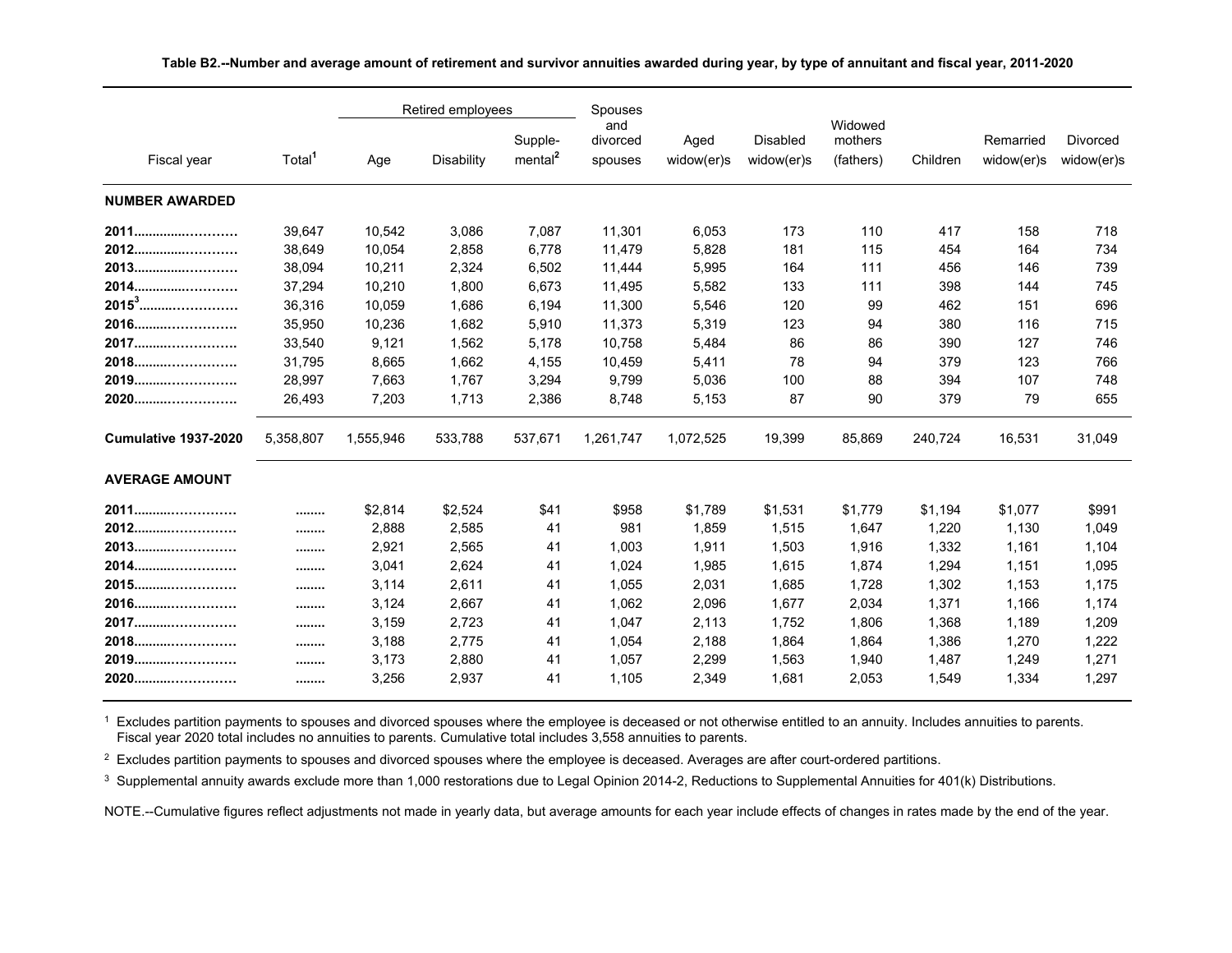**Table B2.--Number and average amount of retirement and survivor annuities awarded during year, by type of annuitant and fiscal year, 2011-2020**

| Fiscal year | Total[1] | Retired employees | | | Spouses and divorced spouses | Aged widow(er)s | Disabled widow(er)s | Widowed mothers (fathers) | Children | Remarried widow(er)s | Divorced widow(er)s |
|---|---|---|---|---|---|---|---|---|---|---|---|
| | | Age | Disability | Supple-mental[2] | | | | | | | |
| **NUMBER AWARDED** | | | | | | | | | | | |
| **2011** | 39,647 | 10,542 | 3,086 | 7,087 | 11,301 | 6,053 | 173 | 110 | 417 | 158 | 718 |
| **2012** | 38,649 | 10,054 | 2,858 | 6,778 | 11,479 | 5,828 | 181 | 115 | 454 | 164 | 734 |
| **2013** | 38,094 | 10,211 | 2,324 | 6,502 | 11,444 | 5,995 | 164 | 111 | 456 | 146 | 739 |
| **2014** | 37,294 | 10,210 | 1,800 | 6,673 | 11,495 | 5,582 | 133 | 111 | 398 | 144 | 745 |
| **2015[3]** | 36,316 | 10,059 | 1,686 | 6,194 | 11,300 | 5,546 | 120 | 99 | 462 | 151 | 696 |
| **2016** | 35,950 | 10,236 | 1,682 | 5,910 | 11,373 | 5,319 | 123 | 94 | 380 | 116 | 715 |
| **2017** | 33,540 | 9,121 | 1,562 | 5,178 | 10,758 | 5,484 | 86 | 86 | 390 | 127 | 746 |
| **2018** | 31,795 | 8,665 | 1,662 | 4,155 | 10,459 | 5,411 | 78 | 94 | 379 | 123 | 766 |
| **2019** | 28,997 | 7,663 | 1,767 | 3,294 | 9,799 | 5,036 | 100 | 88 | 394 | 107 | 748 |
| **2020** | 26,493 | 7,203 | 1,713 | 2,386 | 8,748 | 5,153 | 87 | 90 | 379 | 79 | 655 |
| **Cumulative 1937-2020** | 5,358,807 | 1,555,946 | 533,788 | 537,671 | 1,261,747 | 1,072,525 | 19,399 | 85,869 | 240,724 | 16,531 | 31,049 |
| **AVERAGE AMOUNT** | | | | | | | | | | | |
| **2011** | ........ | $2,814 | $2,524 | $41 | $958 | $1,789 | $1,531 | $1,779 | $1,194 | $1,077 | $991 |
| **2012** | ........ | 2,888 | 2,585 | 41 | 981 | 1,859 | 1,515 | 1,647 | 1,220 | 1,130 | 1,049 |
| **2013** | ........ | 2,921 | 2,565 | 41 | 1,003 | 1,911 | 1,503 | 1,916 | 1,332 | 1,161 | 1,104 |
| **2014** | ........ | 3,041 | 2,624 | 41 | 1,024 | 1,985 | 1,615 | 1,874 | 1,294 | 1,151 | 1,095 |
| **2015** | ........ | 3,114 | 2,611 | 41 | 1,055 | 2,031 | 1,685 | 1,728 | 1,302 | 1,153 | 1,175 |
| **2016** | ........ | 3,124 | 2,667 | 41 | 1,062 | 2,096 | 1,677 | 2,034 | 1,371 | 1,166 | 1,174 |
| **2017** | ........ | 3,159 | 2,723 | 41 | 1,047 | 2,113 | 1,752 | 1,806 | 1,368 | 1,189 | 1,209 |
| **2018** | ........ | 3,188 | 2,775 | 41 | 1,054 | 2,188 | 1,864 | 1,864 | 1,386 | 1,270 | 1,222 |
| **2019** | ........ | 3,173 | 2,880 | 41 | 1,057 | 2,299 | 1,563 | 1,940 | 1,487 | 1,249 | 1,271 |
| **2020** | ........ | 3,256 | 2,937 | 41 | 1,105 | 2,349 | 1,681 | 2,053 | 1,549 | 1,334 | 1,297 |

[1] Excludes partition payments to spouses and divorced spouses where the employee is deceased or not otherwise entitled to an annuity. Includes annuities to parents. Fiscal year 2020 total includes no annuities to parents. Cumulative total includes 3,558 annuities to parents.

[2] Excludes partition payments to spouses and divorced spouses where the employee is deceased. Averages are after court-ordered partitions.

[3] Supplemental annuity awards exclude more than 1,000 restorations due to Legal Opinion 2014-2, Reductions to Supplemental Annuities for 401(k) Distributions.

NOTE.--Cumulative figures reflect adjustments not made in yearly data, but average amounts for each year include effects of changes in rates made by the end of the year.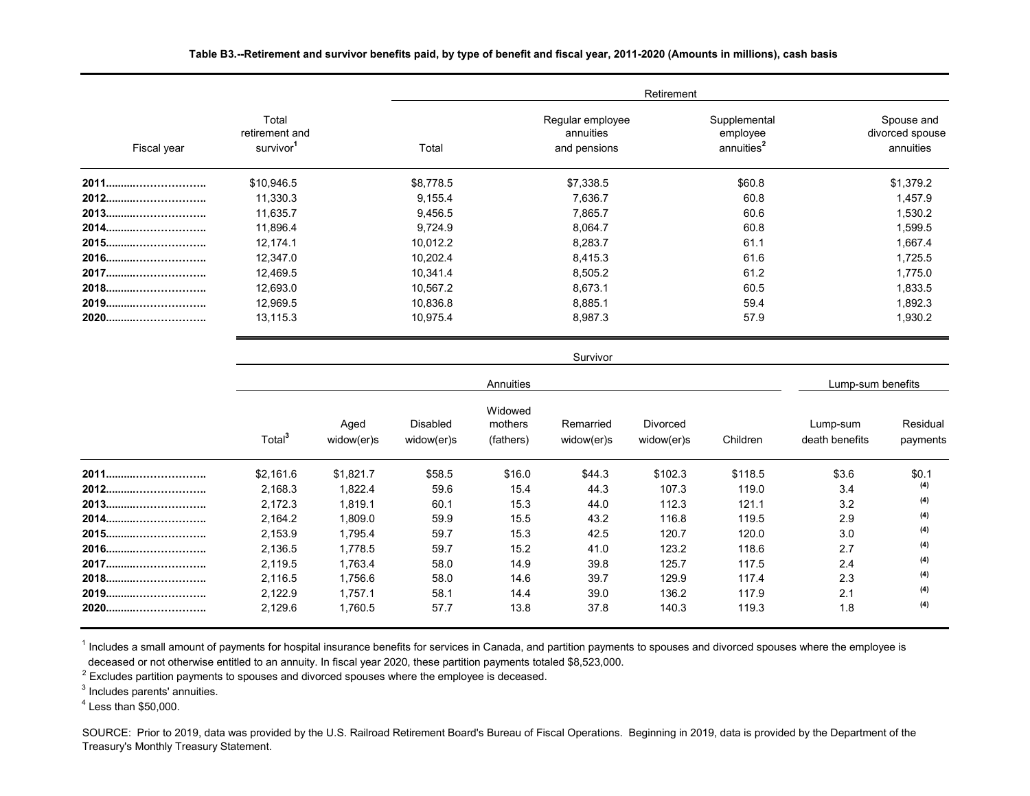**Table B3.--Retirement and survivor benefits paid, by type of benefit and fiscal year, 2011-2020 (Amounts in millions), cash basis**

| Fiscal year | Total retirement and survivor[1] | Retirement | | | |
|---|---|---|---|---|---|
| | | Total | Regular employee annuities and pensions | Supplemental employee annuities[2] | Spouse and divorced spouse annuities |
| 2011 | $10,946.5 | $8,778.5 | $7,338.5 | $60.8 | $1,379.2 |
| 2012 | 11,330.3 | 9,155.4 | 7,636.7 | 60.8 | 1,457.9 |
| 2013 | 11,635.7 | 9,456.5 | 7,865.7 | 60.6 | 1,530.2 |
| 2014 | 11,896.4 | 9,724.9 | 8,064.7 | 60.8 | 1,599.5 |
| 2015 | 12,174.1 | 10,012.2 | 8,283.7 | 61.1 | 1,667.4 |
| 2016 | 12,347.0 | 10,202.4 | 8,415.3 | 61.6 | 1,725.5 |
| 2017 | 12,469.5 | 10,341.4 | 8,505.2 | 61.2 | 1,775.0 |
| 2018 | 12,693.0 | 10,567.2 | 8,673.1 | 60.5 | 1,833.5 |
| 2019 | 12,969.5 | 10,836.8 | 8,885.1 | 59.4 | 1,892.3 |
| 2020 | 13,115.3 | 10,975.4 | 8,987.3 | 57.9 | 1,930.2 |

| Fiscal year | Survivor | | | | | | | | |
|---|---|---|---|---|---|---|---|---|---|
| | Annuities | | | | | | | Lump-sum benefits | |
| | Total[3] | Aged widow(er)s | Disabled widow(er)s | Widowed mothers (fathers) | Remarried widow(er)s | Divorced widow(er)s | Children | Lump-sum death benefits | Residual payments |
| 2011 | $2,161.6 | $1,821.7 | $58.5 | $16.0 | $44.3 | $102.3 | $118.5 | $3.6 | $0.1 |
| 2012 | 2,168.3 | 1,822.4 | 59.6 | 15.4 | 44.3 | 107.3 | 119.0 | 3.4 | (4) |
| 2013 | 2,172.3 | 1,819.1 | 60.1 | 15.3 | 44.0 | 112.3 | 121.1 | 3.2 | (4) |
| 2014 | 2,164.2 | 1,809.0 | 59.9 | 15.5 | 43.2 | 116.8 | 119.5 | 2.9 | (4) |
| 2015 | 2,153.9 | 1,795.4 | 59.7 | 15.3 | 42.5 | 120.7 | 120.0 | 3.0 | (4) |
| 2016 | 2,136.5 | 1,778.5 | 59.7 | 15.2 | 41.0 | 123.2 | 118.6 | 2.7 | (4) |
| 2017 | 2,119.5 | 1,763.4 | 58.0 | 14.9 | 39.8 | 125.7 | 117.5 | 2.4 | (4) |
| 2018 | 2,116.5 | 1,756.6 | 58.0 | 14.6 | 39.7 | 129.9 | 117.4 | 2.3 | (4) |
| 2019 | 2,122.9 | 1,757.1 | 58.1 | 14.4 | 39.0 | 136.2 | 117.9 | 2.1 | (4) |
| 2020 | 2,129.6 | 1,760.5 | 57.7 | 13.8 | 37.8 | 140.3 | 119.3 | 1.8 | (4) |

[1] Includes a small amount of payments for hospital insurance benefits for services in Canada, and partition payments to spouses and divorced spouses where the employee is deceased or not otherwise entitled to an annuity. In fiscal year 2020, these partition payments totaled $8,523,000.

[2] Excludes partition payments to spouses and divorced spouses where the employee is deceased.

[3] Includes parents' annuities.

[4] Less than $50,000.

SOURCE: Prior to 2019, data was provided by the U.S. Railroad Retirement Board's Bureau of Fiscal Operations. Beginning in 2019, data is provided by the Department of the Treasury's Monthly Treasury Statement.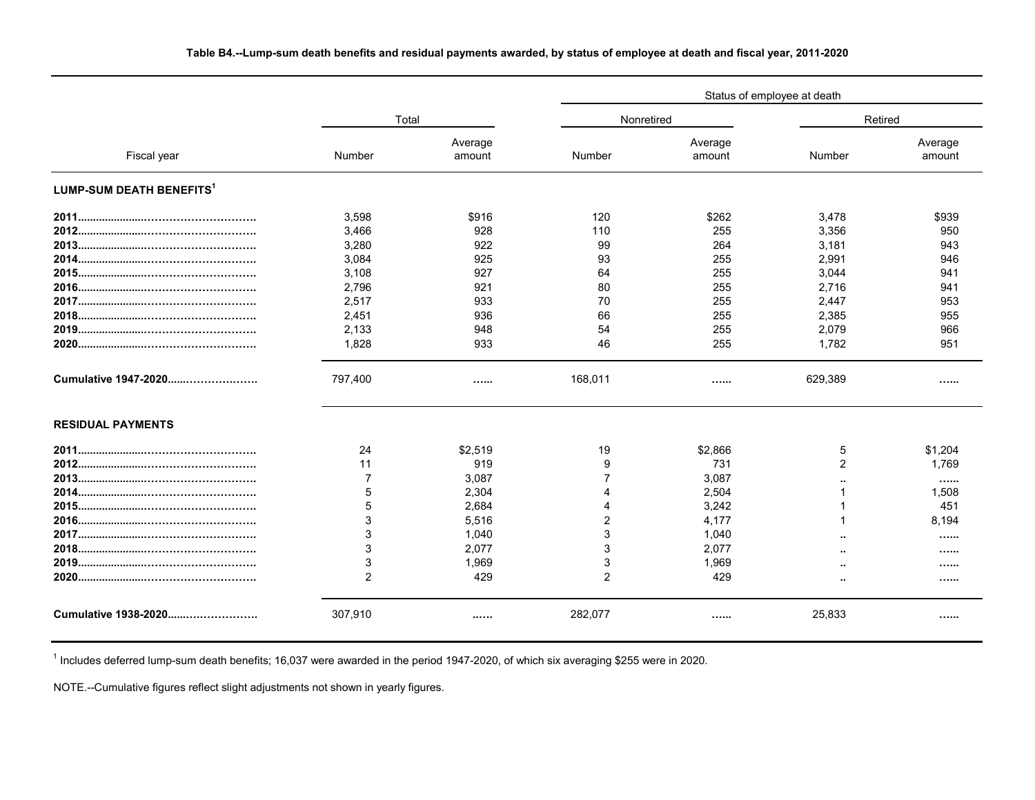**Table B4.--Lump-sum death benefits and residual payments awarded, by status of employee at death and fiscal year, 2011-2020**

| Fiscal year | Total | | Status of employee at death: Nonretired | | Status of employee at death: Retired | |
|---|---|---|---|---|---|---|
| | Number | Average amount | Number | Average amount | Number | Average amount |
| **LUMP-SUM DEATH BENEFITS[1]** | | | | | | |
| **2011** | 3,598 | $916 | 120 | $262 | 3,478 | $939 |
| **2012** | 3,466 | 928 | 110 | 255 | 3,356 | 950 |
| **2013** | 3,280 | 922 | 99 | 264 | 3,181 | 943 |
| **2014** | 3,084 | 925 | 93 | 255 | 2,991 | 946 |
| **2015** | 3,108 | 927 | 64 | 255 | 3,044 | 941 |
| **2016** | 2,796 | 921 | 80 | 255 | 2,716 | 941 |
| **2017** | 2,517 | 933 | 70 | 255 | 2,447 | 953 |
| **2018** | 2,451 | 936 | 66 | 255 | 2,385 | 955 |
| **2019** | 2,133 | 948 | 54 | 255 | 2,079 | 966 |
| **2020** | 1,828 | 933 | 46 | 255 | 1,782 | 951 |
| **Cumulative 1947-2020** | 797,400 | …… | 168,011 | …… | 629,389 | …… |
| **RESIDUAL PAYMENTS** | | | | | | |
| **2011** | 24 | $2,519 | 19 | $2,866 | 5 | $1,204 |
| **2012** | 11 | 919 | 9 | 731 | 2 | 1,769 |
| **2013** | 7 | 3,087 | 7 | 3,087 | .. | …… |
| **2014** | 5 | 2,304 | 4 | 2,504 | 1 | 1,508 |
| **2015** | 5 | 2,684 | 4 | 3,242 | 1 | 451 |
| **2016** | 3 | 5,516 | 2 | 4,177 | 1 | 8,194 |
| **2017** | 3 | 1,040 | 3 | 1,040 | .. | …… |
| **2018** | 3 | 2,077 | 3 | 2,077 | .. | …… |
| **2019** | 3 | 1,969 | 3 | 1,969 | .. | …… |
| **2020** | 2 | 429 | 2 | 429 | .. | …… |
| **Cumulative 1938-2020** | 307,910 | …… | 282,077 | …… | 25,833 | …… |

[1] Includes deferred lump-sum death benefits; 16,037 were awarded in the period 1947-2020, of which six averaging $255 were in 2020.

NOTE.--Cumulative figures reflect slight adjustments not shown in yearly figures.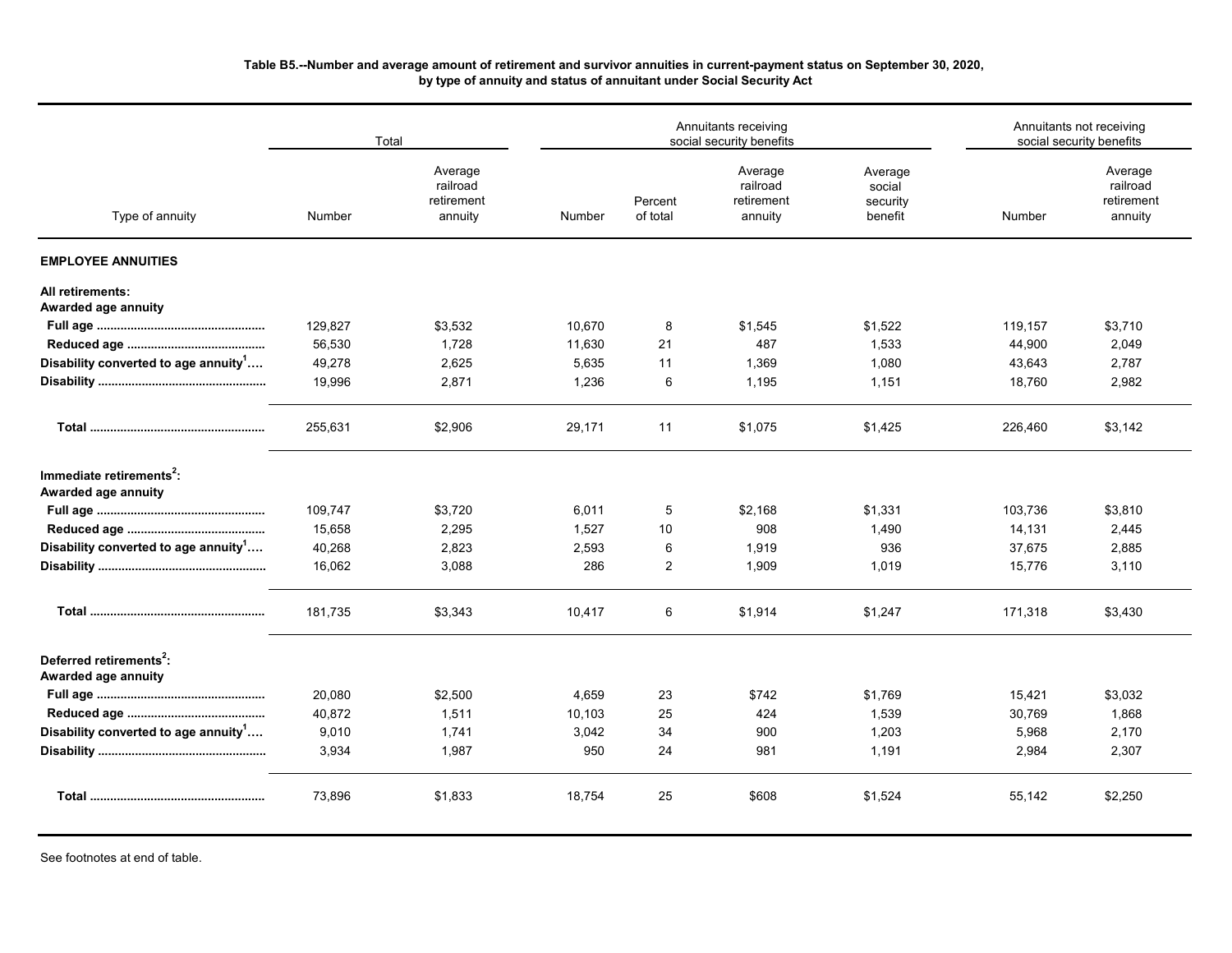**Table B5.--Number and average amount of retirement and survivor annuities in current-payment status on September 30, 2020, by type of annuity and status of annuitant under Social Security Act**

| Type of annuity | Total | | Annuitants receiving social security benefits | | | | Annuitants not receiving social security benefits | |
|---|---|---|---|---|---|---|---|---|
| | Number | Average railroad retirement annuity | Number | Percent of total | Average railroad retirement annuity | Average social security benefit | Number | Average railroad retirement annuity |
| **EMPLOYEE ANNUITIES** | | | | | | | | |
| **All retirements:** | | | | | | | | |
| **Awarded age annuity** | | | | | | | | |
| **Full age** | 129,827 | $3,532 | 10,670 | 8 | $1,545 | $1,522 | 119,157 | $3,710 |
| **Reduced age** | 56,530 | 1,728 | 11,630 | 21 | 487 | 1,533 | 44,900 | 2,049 |
| **Disability converted to age annuity[1]** | 49,278 | 2,625 | 5,635 | 11 | 1,369 | 1,080 | 43,643 | 2,787 |
| **Disability** | 19,996 | 2,871 | 1,236 | 6 | 1,195 | 1,151 | 18,760 | 2,982 |
| **Total** | 255,631 | $2,906 | 29,171 | 11 | $1,075 | $1,425 | 226,460 | $3,142 |
| **Immediate retirements[2]:** | | | | | | | | |
| **Awarded age annuity** | | | | | | | | |
| **Full age** | 109,747 | $3,720 | 6,011 | 5 | $2,168 | $1,331 | 103,736 | $3,810 |
| **Reduced age** | 15,658 | 2,295 | 1,527 | 10 | 908 | 1,490 | 14,131 | 2,445 |
| **Disability converted to age annuity[1]** | 40,268 | 2,823 | 2,593 | 6 | 1,919 | 936 | 37,675 | 2,885 |
| **Disability** | 16,062 | 3,088 | 286 | 2 | 1,909 | 1,019 | 15,776 | 3,110 |
| **Total** | 181,735 | $3,343 | 10,417 | 6 | $1,914 | $1,247 | 171,318 | $3,430 |
| **Deferred retirements[2]:** | | | | | | | | |
| **Awarded age annuity** | | | | | | | | |
| **Full age** | 20,080 | $2,500 | 4,659 | 23 | $742 | $1,769 | 15,421 | $3,032 |
| **Reduced age** | 40,872 | 1,511 | 10,103 | 25 | 424 | 1,539 | 30,769 | 1,868 |
| **Disability converted to age annuity[1]** | 9,010 | 1,741 | 3,042 | 34 | 900 | 1,203 | 5,968 | 2,170 |
| **Disability** | 3,934 | 1,987 | 950 | 24 | 981 | 1,191 | 2,984 | 2,307 |
| **Total** | 73,896 | $1,833 | 18,754 | 25 | $608 | $1,524 | 55,142 | $2,250 |

See footnotes at end of table.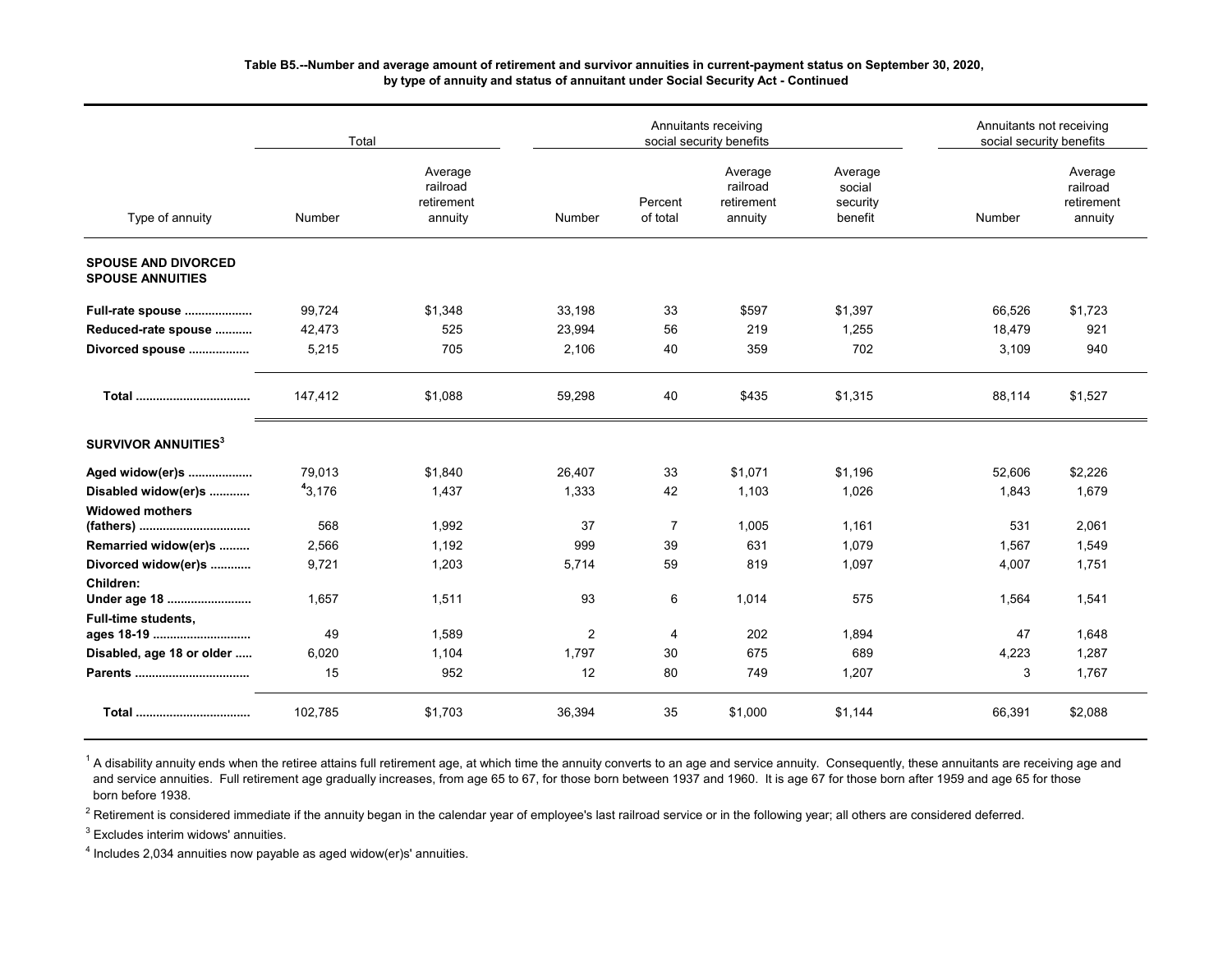**Table B5.--Number and average amount of retirement and survivor annuities in current-payment status on September 30, 2020, by type of annuity and status of annuitant under Social Security Act - Continued**

| Type of annuity | Total | | Annuitants receiving social security benefits | | | | Annuitants not receiving social security benefits | |
|---|---|---|---|---|---|---|---|---|
| | Number | Average railroad retirement annuity | Number | Percent of total | Average railroad retirement annuity | Average social security benefit | Number | Average railroad retirement annuity |
| **SPOUSE AND DIVORCED SPOUSE ANNUITIES** | | | | | | | | |
| **Full-rate spouse** | 99,724 | $1,348 | 33,198 | 33 | $597 | $1,397 | 66,526 | $1,723 |
| **Reduced-rate spouse** | 42,473 | 525 | 23,994 | 56 | 219 | 1,255 | 18,479 | 921 |
| **Divorced spouse** | 5,215 | 705 | 2,106 | 40 | 359 | 702 | 3,109 | 940 |
| **Total** | 147,412 | $1,088 | 59,298 | 40 | $435 | $1,315 | 88,114 | $1,527 |
| **SURVIVOR ANNUITIES**[3] | | | | | | | | |
| **Aged widow(er)s** | 79,013 | $1,840 | 26,407 | 33 | $1,071 | $1,196 | 52,606 | $2,226 |
| **Disabled widow(er)s** | [4]3,176 | 1,437 | 1,333 | 42 | 1,103 | 1,026 | 1,843 | 1,679 |
| **Widowed mothers (fathers)** | 568 | 1,992 | 37 | 7 | 1,005 | 1,161 | 531 | 2,061 |
| **Remarried widow(er)s** | 2,566 | 1,192 | 999 | 39 | 631 | 1,079 | 1,567 | 1,549 |
| **Divorced widow(er)s** | 9,721 | 1,203 | 5,714 | 59 | 819 | 1,097 | 4,007 | 1,751 |
| **Children: Under age 18** | 1,657 | 1,511 | 93 | 6 | 1,014 | 575 | 1,564 | 1,541 |
| **Full-time students, ages 18-19** | 49 | 1,589 | 2 | 4 | 202 | 1,894 | 47 | 1,648 |
| **Disabled, age 18 or older** | 6,020 | 1,104 | 1,797 | 30 | 675 | 689 | 4,223 | 1,287 |
| **Parents** | 15 | 952 | 12 | 80 | 749 | 1,207 | 3 | 1,767 |
| **Total** | 102,785 | $1,703 | 36,394 | 35 | $1,000 | $1,144 | 66,391 | $2,088 |

[1] A disability annuity ends when the retiree attains full retirement age, at which time the annuity converts to an age and service annuity. Consequently, these annuitants are receiving age and and service annuities. Full retirement age gradually increases, from age 65 to 67, for those born between 1937 and 1960. It is age 67 for those born after 1959 and age 65 for those born before 1938.

[2] Retirement is considered immediate if the annuity began in the calendar year of employee's last railroad service or in the following year; all others are considered deferred.

[3] Excludes interim widows' annuities.

[4] Includes 2,034 annuities now payable as aged widow(er)s' annuities.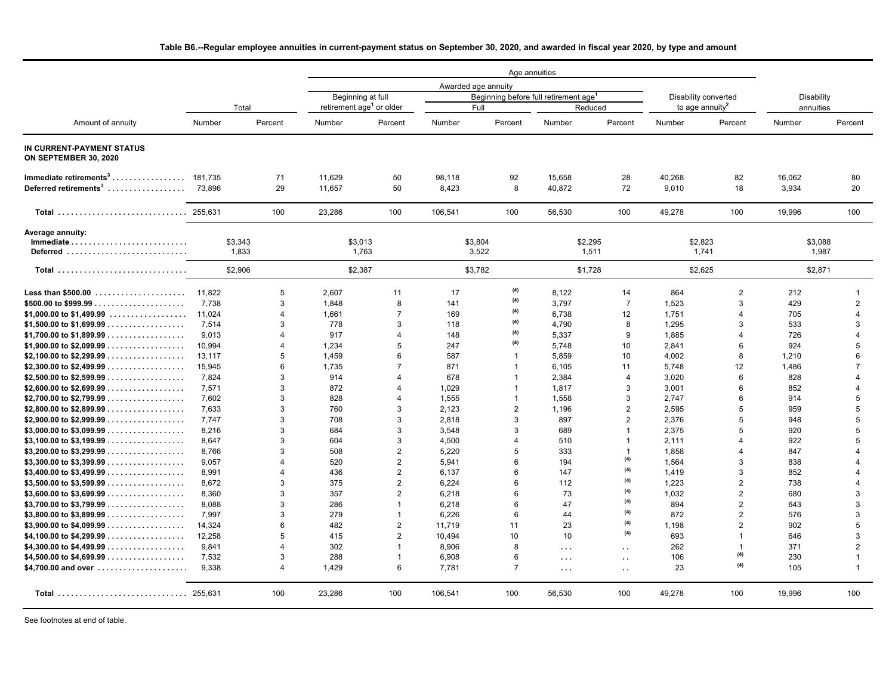**Table B6.--Regular employee annuities in current-payment status on September 30, 2020, and awarded in fiscal year 2020, by type and amount**

| Amount of annuity | Total | | Age annuities | | | | | | | | Disability annuities | |
|---|---|---|---|---|---|---|---|---|---|---|---|---|
| | | | Awarded age annuity | | | | | | Disability converted to age annuity[2] | | | |
| | | | Beginning at full retirement age[1] or older | | Beginning before full retirement age[1] | | | | | | | |
| | | | | | Full | | Reduced | | | | | |
| | Number | Percent | Number | Percent | Number | Percent | Number | Percent | Number | Percent | Number | Percent |
| **IN CURRENT-PAYMENT STATUS ON SEPTEMBER 30, 2020** | | | | | | | | | | | | |
| **Immediate retirements[3]** | 181,735 | 71 | 11,629 | 50 | 98,118 | 92 | 15,658 | 28 | 40,268 | 82 | 16,062 | 80 |
| **Deferred retirements[3]** | 73,896 | 29 | 11,657 | 50 | 8,423 | 8 | 40,872 | 72 | 9,010 | 18 | 3,934 | 20 |
| **Total** | 255,631 | 100 | 23,286 | 100 | 106,541 | 100 | 56,530 | 100 | 49,278 | 100 | 19,996 | 100 |
| **Average annuity:** | | | | | | | | | | | | |
| **Immediate** | $3,343 | | $3,013 | | $3,804 | | $2,295 | | $2,823 | | $3,088 | |
| **Deferred** | 1,833 | | 1,763 | | 3,522 | | 1,511 | | 1,741 | | 1,987 | |
| **Total** | $2,906 | | $2,387 | | $3,782 | | $1,728 | | $2,625 | | $2,871 | |
| **Less than $500.00** | 11,822 | 5 | 2,607 | 11 | 17 | (4) | 8,122 | 14 | 864 | 2 | 212 | 1 |
| **$500.00 to $999.99** | 7,738 | 3 | 1,848 | 8 | 141 | (4) | 3,797 | 7 | 1,523 | 3 | 429 | 2 |
| **$1,000.00 to $1,499.99** | 11,024 | 4 | 1,661 | 7 | 169 | (4) | 6,738 | 12 | 1,751 | 4 | 705 | 4 |
| **$1,500.00 to $1,699.99** | 7,514 | 3 | 778 | 3 | 118 | (4) | 4,790 | 8 | 1,295 | 3 | 533 | 3 |
| **$1,700.00 to $1,899.99** | 9,013 | 4 | 917 | 4 | 148 | (4) | 5,337 | 9 | 1,885 | 4 | 726 | 4 |
| **$1,900.00 to $2,099.99** | 10,994 | 4 | 1,234 | 5 | 247 | (4) | 5,748 | 10 | 2,841 | 6 | 924 | 5 |
| **$2,100.00 to $2,299.99** | 13,117 | 5 | 1,459 | 6 | 587 | 1 | 5,859 | 10 | 4,002 | 8 | 1,210 | 6 |
| **$2,300.00 to $2,499.99** | 15,945 | 6 | 1,735 | 7 | 871 | 1 | 6,105 | 11 | 5,748 | 12 | 1,486 | 7 |
| **$2,500.00 to $2,599.99** | 7,824 | 3 | 914 | 4 | 678 | 1 | 2,384 | 4 | 3,020 | 6 | 828 | 4 |
| **$2,600.00 to $2,699.99** | 7,571 | 3 | 872 | 4 | 1,029 | 1 | 1,817 | 3 | 3,001 | 6 | 852 | 4 |
| **$2,700.00 to $2,799.99** | 7,602 | 3 | 828 | 4 | 1,555 | 1 | 1,558 | 3 | 2,747 | 6 | 914 | 5 |
| **$2,800.00 to $2,899.99** | 7,633 | 3 | 760 | 3 | 2,123 | 2 | 1,196 | 2 | 2,595 | 5 | 959 | 5 |
| **$2,900.00 to $2,999.99** | 7,747 | 3 | 708 | 3 | 2,818 | 3 | 897 | 2 | 2,376 | 5 | 948 | 5 |
| **$3,000.00 to $3,099.99** | 8,216 | 3 | 684 | 3 | 3,548 | 3 | 689 | 1 | 2,375 | 5 | 920 | 5 |
| **$3,100.00 to $3,199.99** | 8,647 | 3 | 604 | 3 | 4,500 | 4 | 510 | 1 | 2,111 | 4 | 922 | 5 |
| **$3,200.00 to $3,299.99** | 8,766 | 3 | 508 | 2 | 5,220 | 5 | 333 | 1 | 1,858 | 4 | 847 | 4 |
| **$3,300.00 to $3,399.99** | 9,057 | 4 | 520 | 2 | 5,941 | 6 | 194 | (4) | 1,564 | 3 | 838 | 4 |
| **$3,400.00 to $3,499.99** | 8,991 | 4 | 436 | 2 | 6,137 | 6 | 147 | (4) | 1,419 | 3 | 852 | 4 |
| **$3,500.00 to $3,599.99** | 8,672 | 3 | 375 | 2 | 6,224 | 6 | 112 | (4) | 1,223 | 2 | 738 | 4 |
| **$3,600.00 to $3,699.99** | 8,360 | 3 | 357 | 2 | 6,218 | 6 | 73 | (4) | 1,032 | 2 | 680 | 3 |
| **$3,700.00 to $3,799.99** | 8,088 | 3 | 286 | 1 | 6,218 | 6 | 47 | (4) | 894 | 2 | 643 | 3 |
| **$3,800.00 to $3,899.99** | 7,997 | 3 | 279 | 1 | 6,226 | 6 | 44 | (4) | 872 | 2 | 576 | 3 |
| **$3,900.00 to $4,099.99** | 14,324 | 6 | 482 | 2 | 11,719 | 11 | 23 | (4) | 1,198 | 2 | 902 | 5 |
| **$4,100.00 to $4,299.99** | 12,258 | 5 | 415 | 2 | 10,494 | 10 | 10 | (4) | 693 | 1 | 646 | 3 |
| **$4,300.00 to $4,499.99** | 9,841 | 4 | 302 | 1 | 8,906 | 8 | ... | .. | 262 | 1 | 371 | 2 |
| **$4,500.00 to $4,699.99** | 7,532 | 3 | 288 | 1 | 6,908 | 6 | ... | .. | 106 | (4) | 230 | 1 |
| **$4,700.00 and over** | 9,338 | 4 | 1,429 | 6 | 7,781 | 7 | ... | .. | 23 | (4) | 105 | 1 |
| **Total** | 255,631 | 100 | 23,286 | 100 | 106,541 | 100 | 56,530 | 100 | 49,278 | 100 | 19,996 | 100 |

See footnotes at end of table.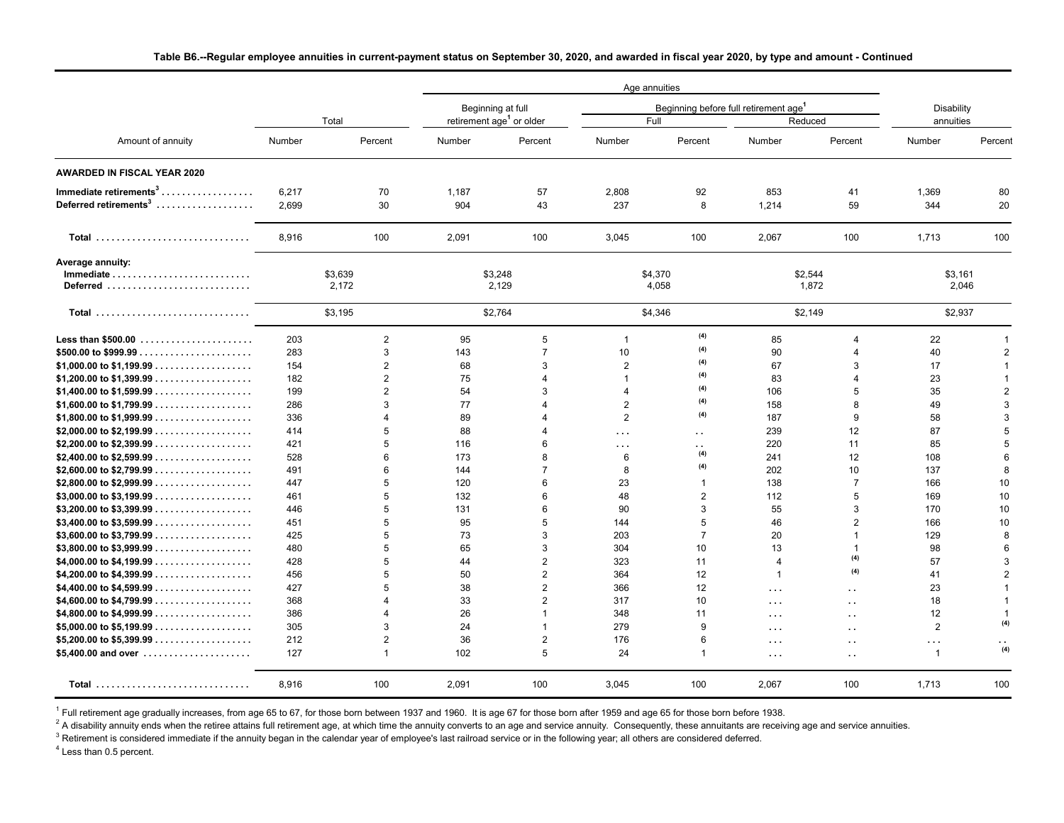**Table B6.--Regular employee annuities in current-payment status on September 30, 2020, and awarded in fiscal year 2020, by type and amount - Continued**

| Amount of annuity | Total | | Age annuities | | | | | | Disability annuities | |
|---|---|---|---|---|---|---|---|---|---|---|
| | | | Beginning at full retirement age[1] or older | | Beginning before full retirement age[1] | | | | | |
| | | | | | Full | | Reduced | | | |
| | Number | Percent | Number | Percent | Number | Percent | Number | Percent | Number | Percent |
| **AWARDED IN FISCAL YEAR 2020** | | | | | | | | | | |
| **Immediate retirements[3]** | 6,217 | 70 | 1,187 | 57 | 2,808 | 92 | 853 | 41 | 1,369 | 80 |
| **Deferred retirements[3]** | 2,699 | 30 | 904 | 43 | 237 | 8 | 1,214 | 59 | 344 | 20 |
| **Total** | 8,916 | 100 | 2,091 | 100 | 3,045 | 100 | 2,067 | 100 | 1,713 | 100 |
| **Average annuity:** | | | | | | | | | | |
| **Immediate** | $3,639 | | $3,248 | | $4,370 | | $2,544 | | $3,161 | |
| **Deferred** | 2,172 | | 2,129 | | 4,058 | | 1,872 | | 2,046 | |
| **Total** | $3,195 | | $2,764 | | $4,346 | | $2,149 | | $2,937 | |
| **Less than $500.00** | 203 | 2 | 95 | 5 | 1 | (4) | 85 | 4 | 22 | 1 |
| **$500.00 to $999.99** | 283 | 3 | 143 | 7 | 10 | (4) | 90 | 4 | 40 | 2 |
| **$1,000.00 to $1,199.99** | 154 | 2 | 68 | 3 | 2 | (4) | 67 | 3 | 17 | 1 |
| **$1,200.00 to $1,399.99** | 182 | 2 | 75 | 4 | 1 | (4) | 83 | 4 | 23 | 1 |
| **$1,400.00 to $1,599.99** | 199 | 2 | 54 | 3 | 4 | (4) | 106 | 5 | 35 | 2 |
| **$1,600.00 to $1,799.99** | 286 | 3 | 77 | 4 | 2 | (4) | 158 | 8 | 49 | 3 |
| **$1,800.00 to $1,999.99** | 336 | 4 | 89 | 4 | 2 | (4) | 187 | 9 | 58 | 3 |
| **$2,000.00 to $2,199.99** | 414 | 5 | 88 | 4 | ... | .. | 239 | 12 | 87 | 5 |
| **$2,200.00 to $2,399.99** | 421 | 5 | 116 | 6 | ... | .. | 220 | 11 | 85 | 5 |
| **$2,400.00 to $2,599.99** | 528 | 6 | 173 | 8 | 6 | (4) | 241 | 12 | 108 | 6 |
| **$2,600.00 to $2,799.99** | 491 | 6 | 144 | 7 | 8 | (4) | 202 | 10 | 137 | 8 |
| **$2,800.00 to $2,999.99** | 447 | 5 | 120 | 6 | 23 | 1 | 138 | 7 | 166 | 10 |
| **$3,000.00 to $3,199.99** | 461 | 5 | 132 | 6 | 48 | 2 | 112 | 5 | 169 | 10 |
| **$3,200.00 to $3,399.99** | 446 | 5 | 131 | 6 | 90 | 3 | 55 | 3 | 170 | 10 |
| **$3,400.00 to $3,599.99** | 451 | 5 | 95 | 5 | 144 | 5 | 46 | 2 | 166 | 10 |
| **$3,600.00 to $3,799.99** | 425 | 5 | 73 | 3 | 203 | 7 | 20 | 1 | 129 | 8 |
| **$3,800.00 to $3,999.99** | 480 | 5 | 65 | 3 | 304 | 10 | 13 | 1 | 98 | 6 |
| **$4,000.00 to $4,199.99** | 428 | 5 | 44 | 2 | 323 | 11 | 4 | (4) | 57 | 3 |
| **$4,200.00 to $4,399.99** | 456 | 5 | 50 | 2 | 364 | 12 | 1 | (4) | 41 | 2 |
| **$4,400.00 to $4,599.99** | 427 | 5 | 38 | 2 | 366 | 12 | ... | .. | 23 | 1 |
| **$4,600.00 to $4,799.99** | 368 | 4 | 33 | 2 | 317 | 10 | ... | .. | 18 | 1 |
| **$4,800.00 to $4,999.99** | 386 | 4 | 26 | 1 | 348 | 11 | ... | .. | 12 | 1 |
| **$5,000.00 to $5,199.99** | 305 | 3 | 24 | 1 | 279 | 9 | ... | .. | 2 | (4) |
| **$5,200.00 to $5,399.99** | 212 | 2 | 36 | 2 | 176 | 6 | ... | .. | ... | .. |
| **$5,400.00 and over** | 127 | 1 | 102 | 5 | 24 | 1 | ... | .. | 1 | (4) |
| **Total** | 8,916 | 100 | 2,091 | 100 | 3,045 | 100 | 2,067 | 100 | 1,713 | 100 |

[1] Full retirement age gradually increases, from age 65 to 67, for those born between 1937 and 1960. It is age 67 for those born after 1959 and age 65 for those born before 1938.

[2] A disability annuity ends when the retiree attains full retirement age, at which time the annuity converts to an age and service annuity. Consequently, these annuitants are receiving age and service annuities.

[3] Retirement is considered immediate if the annuity began in the calendar year of employee's last railroad service or in the following year; all others are considered deferred.

[4] Less than 0.5 percent.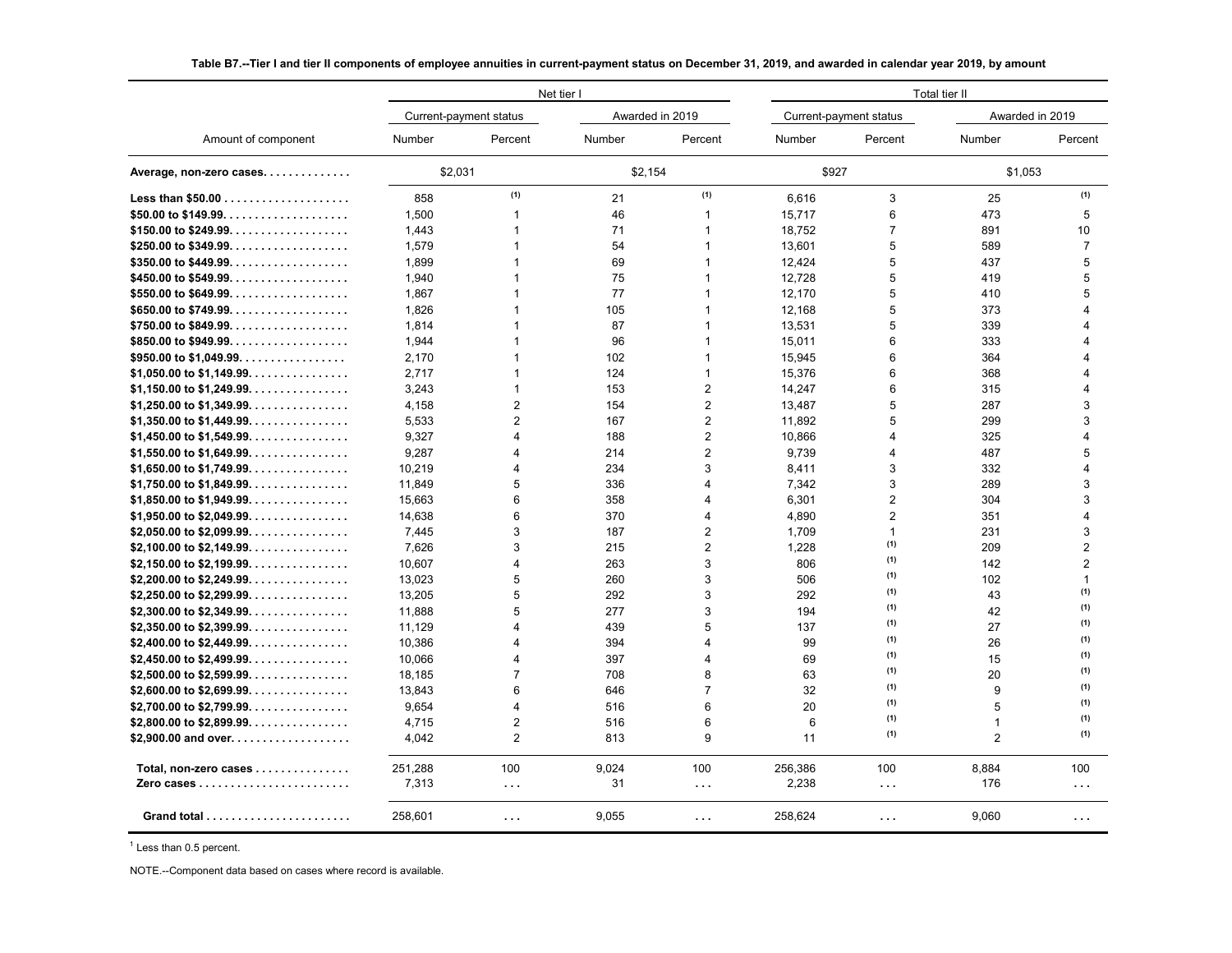**Table B7.--Tier I and tier II components of employee annuities in current-payment status on December 31, 2019, and awarded in calendar year 2019, by amount**

| Amount of component | Net tier I | | | | Total tier II | | | |
|---|---|---|---|---|---|---|---|---|
| | Current-payment status | | Awarded in 2019 | | Current-payment status | | Awarded in 2019 | |
| | Number | Percent | Number | Percent | Number | Percent | Number | Percent |
| **Average, non-zero cases** | $2,031 | | $2,154 | | $927 | | $1,053 | |
| **Less than $50.00** | 858 | (1) | 21 | (1) | 6,616 | 3 | 25 | (1) |
| **$50.00 to $149.99** | 1,500 | 1 | 46 | 1 | 15,717 | 6 | 473 | 5 |
| **$150.00 to $249.99** | 1,443 | 1 | 71 | 1 | 18,752 | 7 | 891 | 10 |
| **$250.00 to $349.99** | 1,579 | 1 | 54 | 1 | 13,601 | 5 | 589 | 7 |
| **$350.00 to $449.99** | 1,899 | 1 | 69 | 1 | 12,424 | 5 | 437 | 5 |
| **$450.00 to $549.99** | 1,940 | 1 | 75 | 1 | 12,728 | 5 | 419 | 5 |
| **$550.00 to $649.99** | 1,867 | 1 | 77 | 1 | 12,170 | 5 | 410 | 5 |
| **$650.00 to $749.99** | 1,826 | 1 | 105 | 1 | 12,168 | 5 | 373 | 4 |
| **$750.00 to $849.99** | 1,814 | 1 | 87 | 1 | 13,531 | 5 | 339 | 4 |
| **$850.00 to $949.99** | 1,944 | 1 | 96 | 1 | 15,011 | 6 | 333 | 4 |
| **$950.00 to $1,049.99** | 2,170 | 1 | 102 | 1 | 15,945 | 6 | 364 | 4 |
| **$1,050.00 to $1,149.99** | 2,717 | 1 | 124 | 1 | 15,376 | 6 | 368 | 4 |
| **$1,150.00 to $1,249.99** | 3,243 | 1 | 153 | 2 | 14,247 | 6 | 315 | 4 |
| **$1,250.00 to $1,349.99** | 4,158 | 2 | 154 | 2 | 13,487 | 5 | 287 | 3 |
| **$1,350.00 to $1,449.99** | 5,533 | 2 | 167 | 2 | 11,892 | 5 | 299 | 3 |
| **$1,450.00 to $1,549.99** | 9,327 | 4 | 188 | 2 | 10,866 | 4 | 325 | 4 |
| **$1,550.00 to $1,649.99** | 9,287 | 4 | 214 | 2 | 9,739 | 4 | 487 | 5 |
| **$1,650.00 to $1,749.99** | 10,219 | 4 | 234 | 3 | 8,411 | 3 | 332 | 4 |
| **$1,750.00 to $1,849.99** | 11,849 | 5 | 336 | 4 | 7,342 | 3 | 289 | 3 |
| **$1,850.00 to $1,949.99** | 15,663 | 6 | 358 | 4 | 6,301 | 2 | 304 | 3 |
| **$1,950.00 to $2,049.99** | 14,638 | 6 | 370 | 4 | 4,890 | 2 | 351 | 4 |
| **$2,050.00 to $2,099.99** | 7,445 | 3 | 187 | 2 | 1,709 | 1 | 231 | 3 |
| **$2,100.00 to $2,149.99** | 7,626 | 3 | 215 | 2 | 1,228 | (1) | 209 | 2 |
| **$2,150.00 to $2,199.99** | 10,607 | 4 | 263 | 3 | 806 | (1) | 142 | 2 |
| **$2,200.00 to $2,249.99** | 13,023 | 5 | 260 | 3 | 506 | (1) | 102 | 1 |
| **$2,250.00 to $2,299.99** | 13,205 | 5 | 292 | 3 | 292 | (1) | 43 | (1) |
| **$2,300.00 to $2,349.99** | 11,888 | 5 | 277 | 3 | 194 | (1) | 42 | (1) |
| **$2,350.00 to $2,399.99** | 11,129 | 4 | 439 | 5 | 137 | (1) | 27 | (1) |
| **$2,400.00 to $2,449.99** | 10,386 | 4 | 394 | 4 | 99 | (1) | 26 | (1) |
| **$2,450.00 to $2,499.99** | 10,066 | 4 | 397 | 4 | 69 | (1) | 15 | (1) |
| **$2,500.00 to $2,599.99** | 18,185 | 7 | 708 | 8 | 63 | (1) | 20 | (1) |
| **$2,600.00 to $2,699.99** | 13,843 | 6 | 646 | 7 | 32 | (1) | 9 | (1) |
| **$2,700.00 to $2,799.99** | 9,654 | 4 | 516 | 6 | 20 | (1) | 5 | (1) |
| **$2,800.00 to $2,899.99** | 4,715 | 2 | 516 | 6 | 6 | (1) | 1 | (1) |
| **$2,900.00 and over** | 4,042 | 2 | 813 | 9 | 11 | (1) | 2 | (1) |
| **Total, non-zero cases** | 251,288 | 100 | 9,024 | 100 | 256,386 | 100 | 8,884 | 100 |
| **Zero cases** | 7,313 | ... | 31 | ... | 2,238 | ... | 176 | ... |
| **Grand total** | 258,601 | ... | 9,055 | ... | 258,624 | ... | 9,060 | ... |

[1] Less than 0.5 percent.

NOTE.--Component data based on cases where record is available.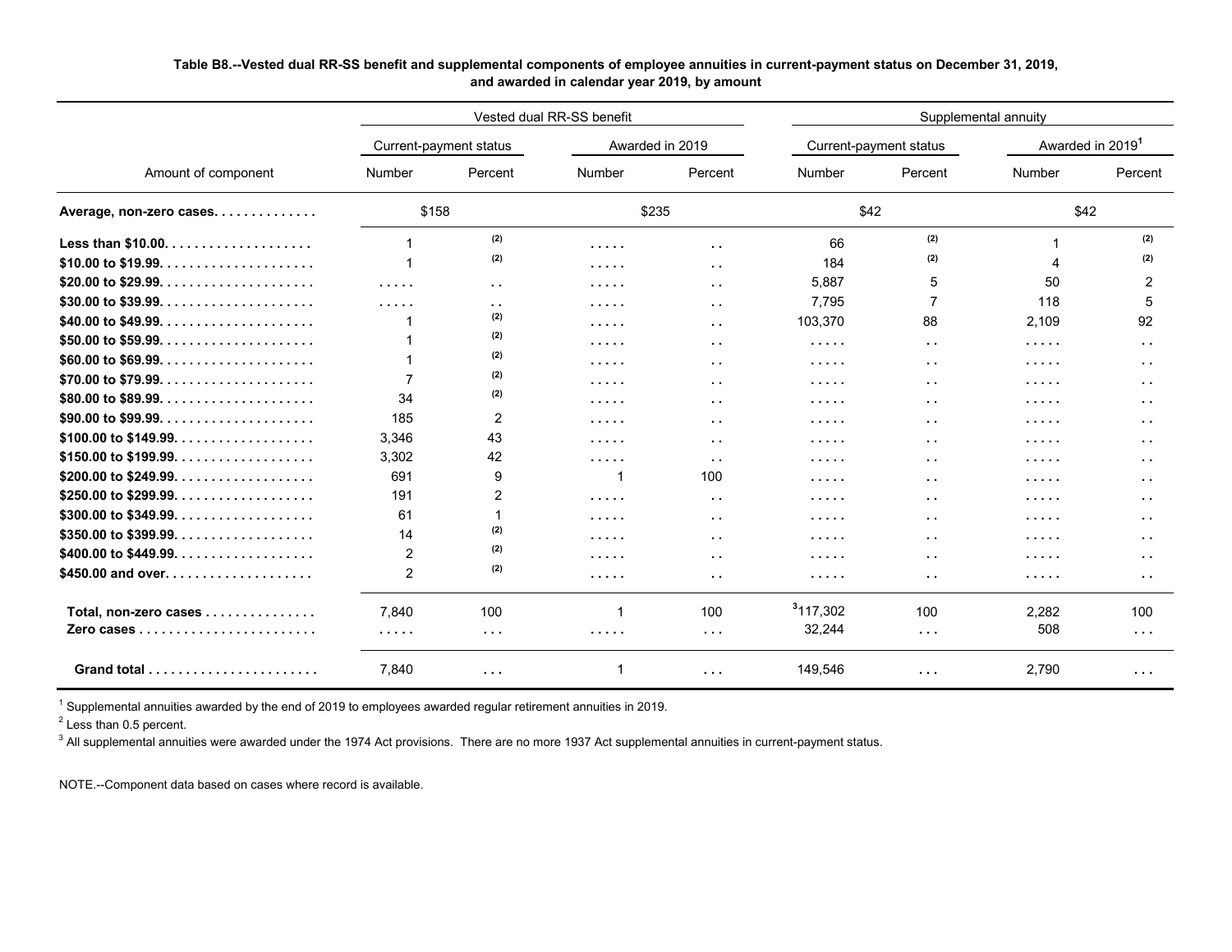**Table B8.--Vested dual RR-SS benefit and supplemental components of employee annuities in current-payment status on December 31, 2019, and awarded in calendar year 2019, by amount**

| Amount of component | Vested dual RR-SS benefit | | | | Supplemental annuity | | | |
|---|---|---|---|---|---|---|---|---|
| | Current-payment status | | Awarded in 2019 | | Current-payment status | | Awarded in 2019[1] | |
| | Number | Percent | Number | Percent | Number | Percent | Number | Percent |
| **Average, non-zero cases** | $158 | | $235 | | $42 | | $42 | |
| **Less than $10.00** | 1 | (2) | ..... | .. | 66 | (2) | 1 | (2) |
| **$10.00 to $19.99** | 1 | (2) | ..... | .. | 184 | (2) | 4 | (2) |
| **$20.00 to $29.99** | ..... | .. | ..... | .. | 5,887 | 5 | 50 | 2 |
| **$30.00 to $39.99** | ..... | .. | ..... | .. | 7,795 | 7 | 118 | 5 |
| **$40.00 to $49.99** | 1 | (2) | ..... | .. | 103,370 | 88 | 2,109 | 92 |
| **$50.00 to $59.99** | 1 | (2) | ..... | .. | ..... | .. | ..... | .. |
| **$60.00 to $69.99** | 1 | (2) | ..... | .. | ..... | .. | ..... | .. |
| **$70.00 to $79.99** | 7 | (2) | ..... | .. | ..... | .. | ..... | .. |
| **$80.00 to $89.99** | 34 | (2) | ..... | .. | ..... | .. | ..... | .. |
| **$90.00 to $99.99** | 185 | 2 | ..... | .. | ..... | .. | ..... | .. |
| **$100.00 to $149.99** | 3,346 | 43 | ..... | .. | ..... | .. | ..... | .. |
| **$150.00 to $199.99** | 3,302 | 42 | ..... | .. | ..... | .. | ..... | .. |
| **$200.00 to $249.99** | 691 | 9 | 1 | 100 | ..... | .. | ..... | .. |
| **$250.00 to $299.99** | 191 | 2 | ..... | .. | ..... | .. | ..... | .. |
| **$300.00 to $349.99** | 61 | 1 | ..... | .. | ..... | .. | ..... | .. |
| **$350.00 to $399.99** | 14 | (2) | ..... | .. | ..... | .. | ..... | .. |
| **$400.00 to $449.99** | 2 | (2) | ..... | .. | ..... | .. | ..... | .. |
| **$450.00 and over** | 2 | (2) | ..... | .. | ..... | .. | ..... | .. |
| **Total, non-zero cases** | 7,840 | 100 | 1 | 100 | [3]117,302 | 100 | 2,282 | 100 |
| **Zero cases** | ..... | ... | ..... | ... | 32,244 | ... | 508 | ... |
| **Grand total** | 7,840 | ... | 1 | ... | 149,546 | ... | 2,790 | ... |

[1] Supplemental annuities awarded by the end of 2019 to employees awarded regular retirement annuities in 2019.

[2] Less than 0.5 percent.

[3] All supplemental annuities were awarded under the 1974 Act provisions. There are no more 1937 Act supplemental annuities in current-payment status.

NOTE.--Component data based on cases where record is available.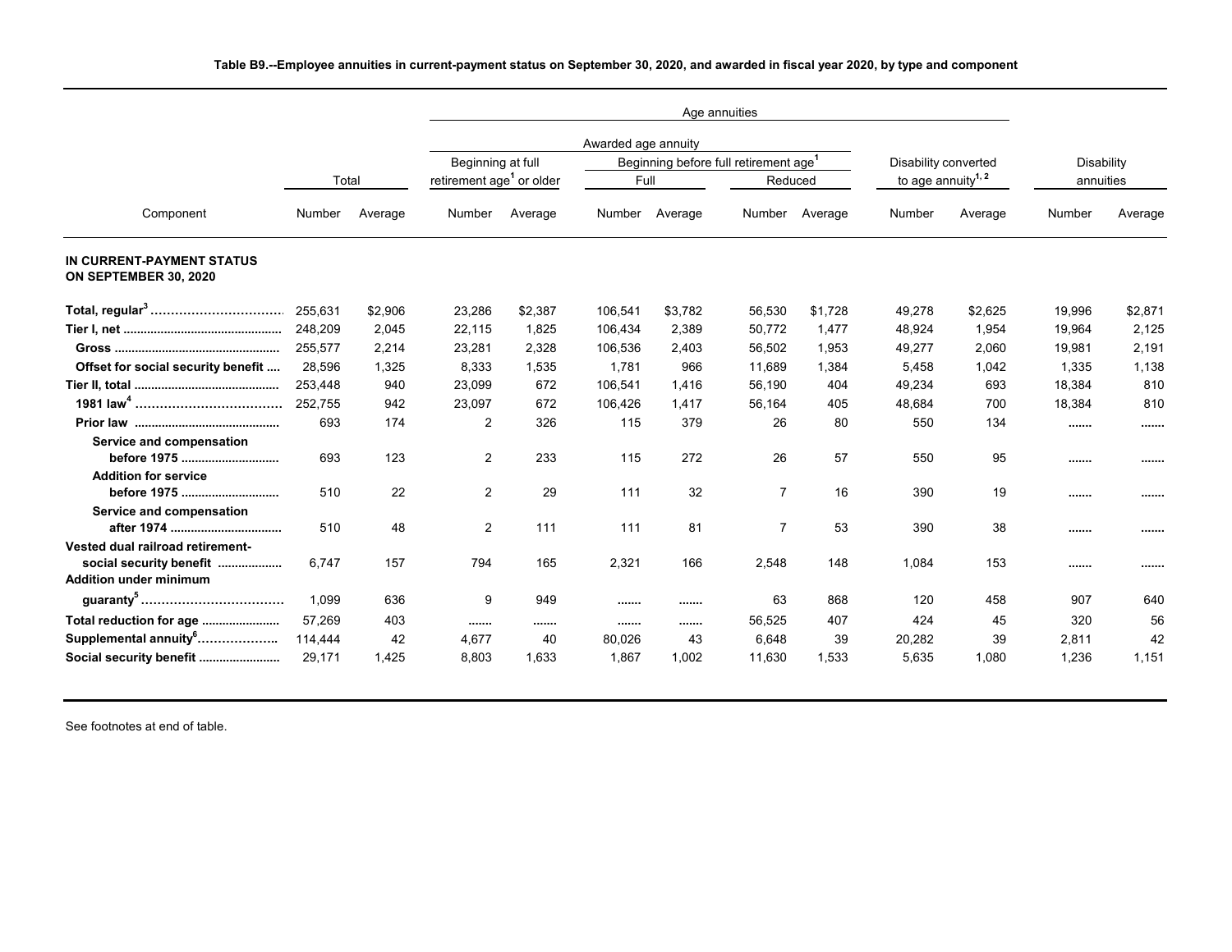**Table B9.--Employee annuities in current-payment status on September 30, 2020, and awarded in fiscal year 2020, by type and component**

| Component | Total | | Age annuities | | | | | | | | Disability annuities | |
|---|---|---|---|---|---|---|---|---|---|---|---|---|
| | | | Awarded age annuity | | | | | | Disability converted to age annuity[1, 2] | | | |
| | | | Beginning at full retirement age[1] or older | | Beginning before full retirement age[1] | | | | | | | |
| | | | | | Full | | Reduced | | | | | |
| | Number | Average | Number | Average | Number | Average | Number | Average | Number | Average | Number | Average |
| **IN CURRENT-PAYMENT STATUS ON SEPTEMBER 30, 2020** | | | | | | | | | | | | |
| **Total, regular[3]** | 255,631 | $2,906 | 23,286 | $2,387 | 106,541 | $3,782 | 56,530 | $1,728 | 49,278 | $2,625 | 19,996 | $2,871 |
| **Tier I, net** | 248,209 | 2,045 | 22,115 | 1,825 | 106,434 | 2,389 | 50,772 | 1,477 | 48,924 | 1,954 | 19,964 | 2,125 |
| **Gross** | 255,577 | 2,214 | 23,281 | 2,328 | 106,536 | 2,403 | 56,502 | 1,953 | 49,277 | 2,060 | 19,981 | 2,191 |
| **Offset for social security benefit** | 28,596 | 1,325 | 8,333 | 1,535 | 1,781 | 966 | 11,689 | 1,384 | 5,458 | 1,042 | 1,335 | 1,138 |
| **Tier II, total** | 253,448 | 940 | 23,099 | 672 | 106,541 | 1,416 | 56,190 | 404 | 49,234 | 693 | 18,384 | 810 |
| **1981 law[4]** | 252,755 | 942 | 23,097 | 672 | 106,426 | 1,417 | 56,164 | 405 | 48,684 | 700 | 18,384 | 810 |
| **Prior law** | 693 | 174 | 2 | 326 | 115 | 379 | 26 | 80 | 550 | 134 | ....... | ....... |
| **Service and compensation before 1975** | 693 | 123 | 2 | 233 | 115 | 272 | 26 | 57 | 550 | 95 | ....... | ....... |
| **Addition for service before 1975** | 510 | 22 | 2 | 29 | 111 | 32 | 7 | 16 | 390 | 19 | ....... | ....... |
| **Service and compensation after 1974** | 510 | 48 | 2 | 111 | 111 | 81 | 7 | 53 | 390 | 38 | ....... | ....... |
| **Vested dual railroad retirement-social security benefit** | 6,747 | 157 | 794 | 165 | 2,321 | 166 | 2,548 | 148 | 1,084 | 153 | ....... | ....... |
| **Addition under minimum guaranty[5]** | 1,099 | 636 | 9 | 949 | ....... | ....... | 63 | 868 | 120 | 458 | 907 | 640 |
| **Total reduction for age** | 57,269 | 403 | ....... | ....... | ....... | ....... | 56,525 | 407 | 424 | 45 | 320 | 56 |
| **Supplemental annuity[6]** | 114,444 | 42 | 4,677 | 40 | 80,026 | 43 | 6,648 | 39 | 20,282 | 39 | 2,811 | 42 |
| **Social security benefit** | 29,171 | 1,425 | 8,803 | 1,633 | 1,867 | 1,002 | 11,630 | 1,533 | 5,635 | 1,080 | 1,236 | 1,151 |

See footnotes at end of table.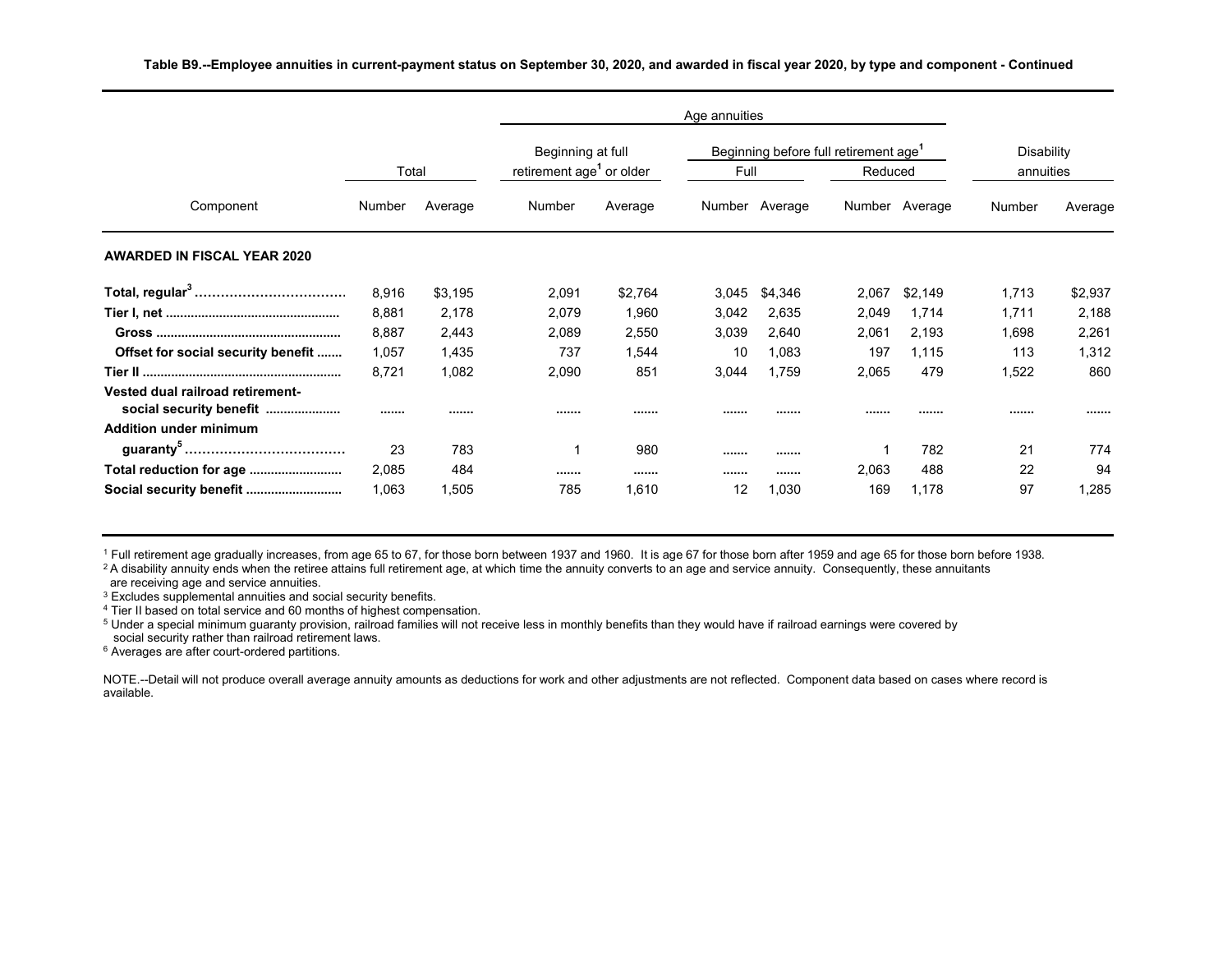**Table B9.--Employee annuities in current-payment status on September 30, 2020, and awarded in fiscal year 2020, by type and component - Continued**

| Component | Total | | Age annuities | | | | | | Disability annuities | |
|---|---|---|---|---|---|---|---|---|---|---|
| | | | Beginning at full retirement age[1] or older | | Beginning before full retirement age[1] | | | | | |
| | | | | | Full | | Reduced | | | |
| | Number | Average | Number | Average | Number | Average | Number | Average | Number | Average |
| **AWARDED IN FISCAL YEAR 2020** | | | | | | | | | | |
| **Total, regular[3]** | 8,916 | $3,195 | 2,091 | $2,764 | 3,045 | $4,346 | 2,067 | $2,149 | 1,713 | $2,937 |
| **Tier I, net** | 8,881 | 2,178 | 2,079 | 1,960 | 3,042 | 2,635 | 2,049 | 1,714 | 1,711 | 2,188 |
| **Gross** | 8,887 | 2,443 | 2,089 | 2,550 | 3,039 | 2,640 | 2,061 | 2,193 | 1,698 | 2,261 |
| **Offset for social security benefit** | 1,057 | 1,435 | 737 | 1,544 | 10 | 1,083 | 197 | 1,115 | 113 | 1,312 |
| **Tier II** | 8,721 | 1,082 | 2,090 | 851 | 3,044 | 1,759 | 2,065 | 479 | 1,522 | 860 |
| **Vested dual railroad retirement-social security benefit** | ....... | ....... | ....... | ....... | ....... | ....... | ....... | ....... | ....... | ....... |
| **Addition under minimum guaranty[5]** | 23 | 783 | 1 | 980 | ....... | ....... | 1 | 782 | 21 | 774 |
| **Total reduction for age** | 2,085 | 484 | ....... | ....... | ....... | ....... | 2,063 | 488 | 22 | 94 |
| **Social security benefit** | 1,063 | 1,505 | 785 | 1,610 | 12 | 1,030 | 169 | 1,178 | 97 | 1,285 |

[1] Full retirement age gradually increases, from age 65 to 67, for those born between 1937 and 1960. It is age 67 for those born after 1959 and age 65 for those born before 1938.
[2] A disability annuity ends when the retiree attains full retirement age, at which time the annuity converts to an age and service annuity. Consequently, these annuitants are receiving age and service annuities.
[3] Excludes supplemental annuities and social security benefits.
[4] Tier II based on total service and 60 months of highest compensation.
[5] Under a special minimum guaranty provision, railroad families will not receive less in monthly benefits than they would have if railroad earnings were covered by social security rather than railroad retirement laws.
[6] Averages are after court-ordered partitions.

NOTE.--Detail will not produce overall average annuity amounts as deductions for work and other adjustments are not reflected. Component data based on cases where record is available.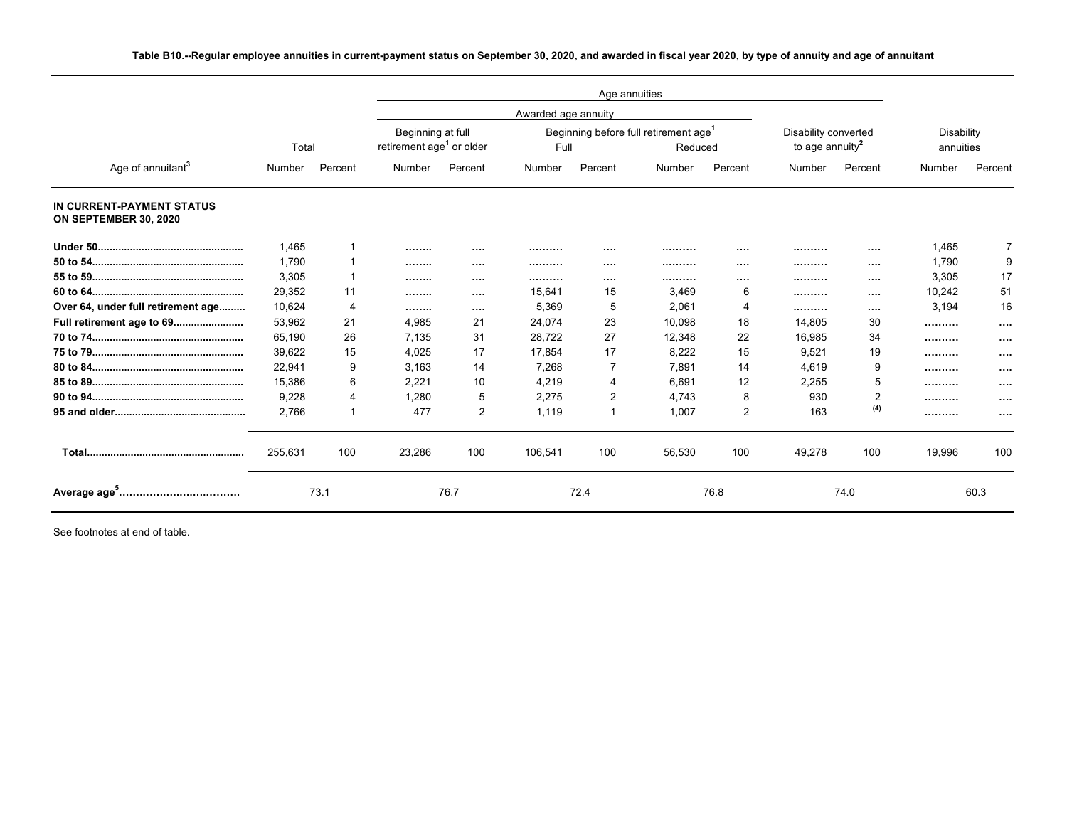**Table B10.--Regular employee annuities in current-payment status on September 30, 2020, and awarded in fiscal year 2020, by type of annuity and age of annuitant**

| Age of annuitant[3] | Total | | Age annuities | | | | | | | | Disability annuities | |
|---|---|---|---|---|---|---|---|---|---|---|---|---|
| | | | Awarded age annuity | | | | | | Disability converted to age annuity[2] | | | |
| | | | Beginning at full retirement age[1] or older | | Beginning before full retirement age[1] | | | | | | | |
| | | | | | Full | | Reduced | | | | | |
| | Number | Percent | Number | Percent | Number | Percent | Number | Percent | Number | Percent | Number | Percent |
| **IN CURRENT-PAYMENT STATUS ON SEPTEMBER 30, 2020** | | | | | | | | | | | | |
| **Under 50** | 1,465 | 1 | …….. | …. | ………. | …. | ………. | …. | ………. | …. | 1,465 | 7 |
| **50 to 54** | 1,790 | 1 | …….. | …. | ………. | …. | ………. | …. | ………. | …. | 1,790 | 9 |
| **55 to 59** | 3,305 | 1 | …….. | …. | ………. | …. | ………. | …. | ………. | …. | 3,305 | 17 |
| **60 to 64** | 29,352 | 11 | …….. | …. | 15,641 | 15 | 3,469 | 6 | ………. | …. | 10,242 | 51 |
| **Over 64, under full retirement age** | 10,624 | 4 | …….. | …. | 5,369 | 5 | 2,061 | 4 | ………. | …. | 3,194 | 16 |
| **Full retirement age to 69** | 53,962 | 21 | 4,985 | 21 | 24,074 | 23 | 10,098 | 18 | 14,805 | 30 | ………. | …. |
| **70 to 74** | 65,190 | 26 | 7,135 | 31 | 28,722 | 27 | 12,348 | 22 | 16,985 | 34 | ………. | …. |
| **75 to 79** | 39,622 | 15 | 4,025 | 17 | 17,854 | 17 | 8,222 | 15 | 9,521 | 19 | ………. | …. |
| **80 to 84** | 22,941 | 9 | 3,163 | 14 | 7,268 | 7 | 7,891 | 14 | 4,619 | 9 | ………. | …. |
| **85 to 89** | 15,386 | 6 | 2,221 | 10 | 4,219 | 4 | 6,691 | 12 | 2,255 | 5 | ………. | …. |
| **90 to 94** | 9,228 | 4 | 1,280 | 5 | 2,275 | 2 | 4,743 | 8 | 930 | 2 | ………. | …. |
| **95 and older** | 2,766 | 1 | 477 | 2 | 1,119 | 1 | 1,007 | 2 | 163 | (4) | ………. | …. |
| **Total** | 255,631 | 100 | 23,286 | 100 | 106,541 | 100 | 56,530 | 100 | 49,278 | 100 | 19,996 | 100 |
| **Average age[5]** | 73.1 | | 76.7 | | 72.4 | | 76.8 | | 74.0 | | 60.3 | |

See footnotes at end of table.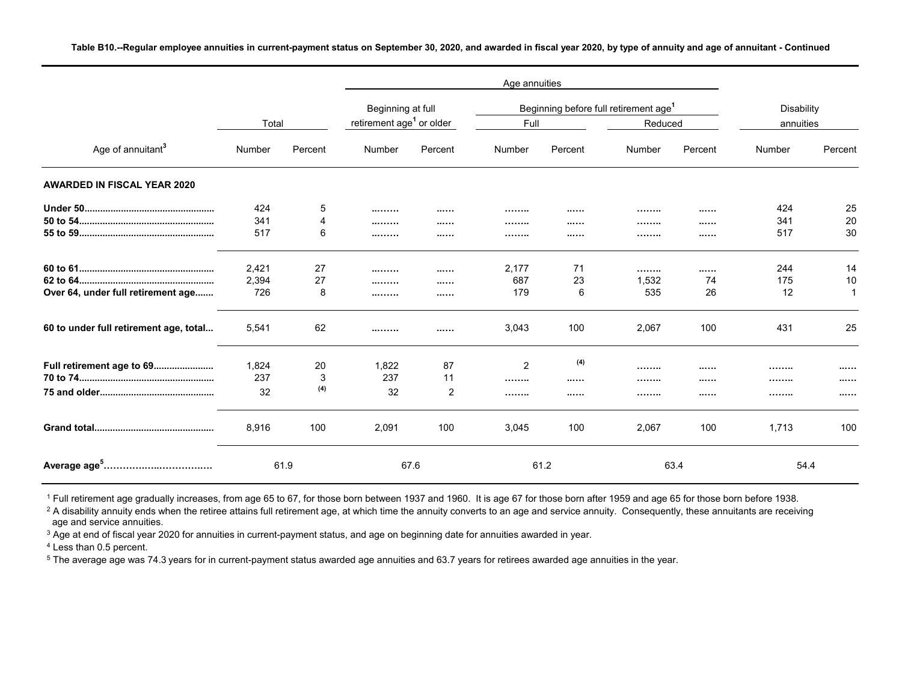**Table B10.--Regular employee annuities in current-payment status on September 30, 2020, and awarded in fiscal year 2020, by type of annuity and age of annuitant - Continued**

| Age of annuitant[3] | Total | | Age annuities | | | | | | Disability annuities | |
|---|---|---|---|---|---|---|---|---|---|---|
| | | | Beginning at full retirement age[1] or older | | Beginning before full retirement age[1] | | | | | |
| | | | | | Full | | Reduced | | | |
| | Number | Percent | Number | Percent | Number | Percent | Number | Percent | Number | Percent |
| **AWARDED IN FISCAL YEAR 2020** | | | | | | | | | | |
| **Under 50** | 424 | 5 | ........ | ...... | ........ | ...... | ........ | ...... | 424 | 25 |
| **50 to 54** | 341 | 4 | ........ | ...... | ........ | ...... | ........ | ...... | 341 | 20 |
| **55 to 59** | 517 | 6 | ........ | ...... | ........ | ...... | ........ | ...... | 517 | 30 |
| **60 to 61** | 2,421 | 27 | ........ | ...... | 2,177 | 71 | ........ | ...... | 244 | 14 |
| **62 to 64** | 2,394 | 27 | ........ | ...... | 687 | 23 | 1,532 | 74 | 175 | 10 |
| **Over 64, under full retirement age** | 726 | 8 | ........ | ...... | 179 | 6 | 535 | 26 | 12 | 1 |
| **60 to under full retirement age, total** | 5,541 | 62 | ........ | ...... | 3,043 | 100 | 2,067 | 100 | 431 | 25 |
| **Full retirement age to 69** | 1,824 | 20 | 1,822 | 87 | 2 | (4) | ........ | ...... | ........ | ...... |
| **70 to 74** | 237 | 3 | 237 | 11 | ........ | ...... | ........ | ...... | ........ | ...... |
| **75 and older** | 32 | (4) | 32 | 2 | ........ | ...... | ........ | ...... | ........ | ...... |
| **Grand total** | 8,916 | 100 | 2,091 | 100 | 3,045 | 100 | 2,067 | 100 | 1,713 | 100 |
| **Average age[5]** | 61.9 | | 67.6 | | 61.2 | | 63.4 | | 54.4 | |

[1] Full retirement age gradually increases, from age 65 to 67, for those born between 1937 and 1960. It is age 67 for those born after 1959 and age 65 for those born before 1938.

[2] A disability annuity ends when the retiree attains full retirement age, at which time the annuity converts to an age and service annuity. Consequently, these annuitants are receiving age and service annuities.

[3] Age at end of fiscal year 2020 for annuities in current-payment status, and age on beginning date for annuities awarded in year.

[4] Less than 0.5 percent.

[5] The average age was 74.3 years for in current-payment status awarded age annuities and 63.7 years for retirees awarded age annuities in the year.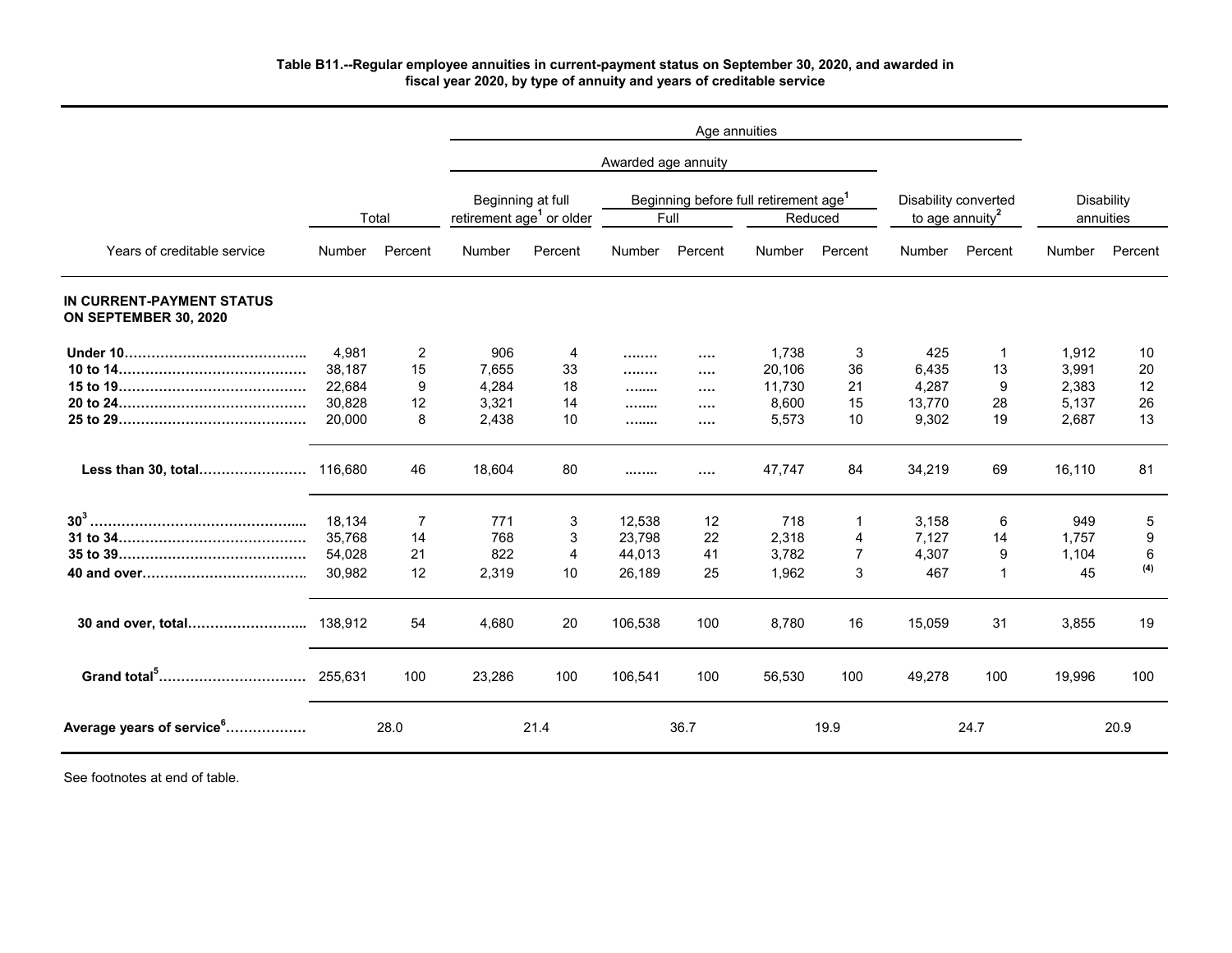**Table B11.--Regular employee annuities in current-payment status on September 30, 2020, and awarded in fiscal year 2020, by type of annuity and years of creditable service**

| | | | Age annuities | | | | | | | | | |
|---|---|---|---|---|---|---|---|---|---|---|---|---|
| | | | Awarded age annuity | | | | | | | | | |
| | Total | | Beginning at full retirement age[1] or older | | Beginning before full retirement age[1] | | | | Disability converted to age annuity[2] | | Disability annuities | |
| | | | | | Full | | Reduced | | | | | |
| Years of creditable service | Number | Percent | Number | Percent | Number | Percent | Number | Percent | Number | Percent | Number | Percent |
| **IN CURRENT-PAYMENT STATUS ON SEPTEMBER 30, 2020** | | | | | | | | | | | | |
| **Under 10** | 4,981 | 2 | 906 | 4 | ........ | .... | 1,738 | 3 | 425 | 1 | 1,912 | 10 |
| **10 to 14** | 38,187 | 15 | 7,655 | 33 | ........ | .... | 20,106 | 36 | 6,435 | 13 | 3,991 | 20 |
| **15 to 19** | 22,684 | 9 | 4,284 | 18 | ........ | .... | 11,730 | 21 | 4,287 | 9 | 2,383 | 12 |
| **20 to 24** | 30,828 | 12 | 3,321 | 14 | ........ | .... | 8,600 | 15 | 13,770 | 28 | 5,137 | 26 |
| **25 to 29** | 20,000 | 8 | 2,438 | 10 | ........ | .... | 5,573 | 10 | 9,302 | 19 | 2,687 | 13 |
| **Less than 30, total** | 116,680 | 46 | 18,604 | 80 | ........ | .... | 47,747 | 84 | 34,219 | 69 | 16,110 | 81 |
| **30[3]** | 18,134 | 7 | 771 | 3 | 12,538 | 12 | 718 | 1 | 3,158 | 6 | 949 | 5 |
| **31 to 34** | 35,768 | 14 | 768 | 3 | 23,798 | 22 | 2,318 | 4 | 7,127 | 14 | 1,757 | 9 |
| **35 to 39** | 54,028 | 21 | 822 | 4 | 44,013 | 41 | 3,782 | 7 | 4,307 | 9 | 1,104 | 6 |
| **40 and over** | 30,982 | 12 | 2,319 | 10 | 26,189 | 25 | 1,962 | 3 | 467 | 1 | 45 | (4) |
| **30 and over, total** | 138,912 | 54 | 4,680 | 20 | 106,538 | 100 | 8,780 | 16 | 15,059 | 31 | 3,855 | 19 |
| **Grand total[5]** | 255,631 | 100 | 23,286 | 100 | 106,541 | 100 | 56,530 | 100 | 49,278 | 100 | 19,996 | 100 |
| **Average years of service[6]** | 28.0 | | 21.4 | | 36.7 | | 19.9 | | 24.7 | | 20.9 | |

See footnotes at end of table.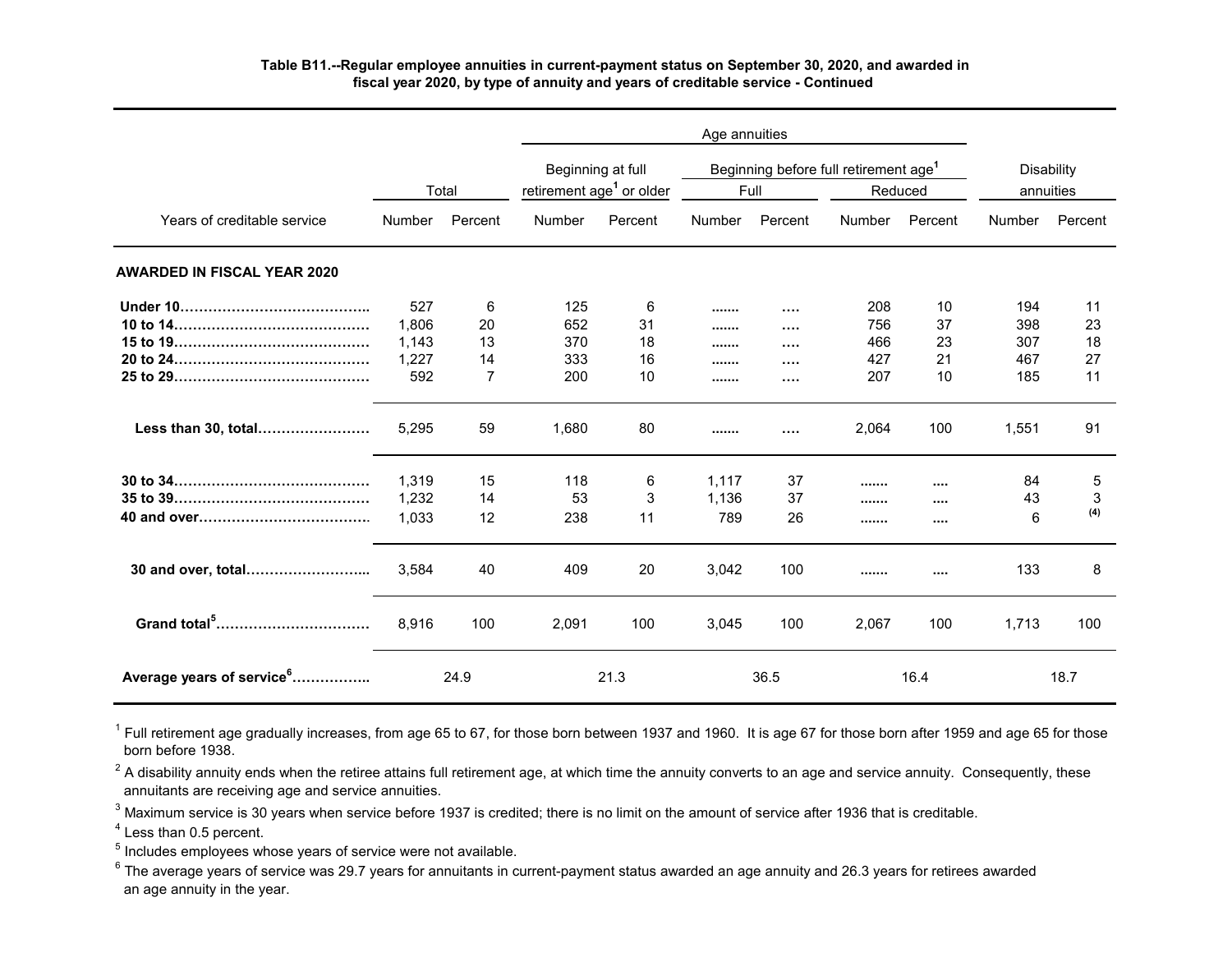**Table B11.--Regular employee annuities in current-payment status on September 30, 2020, and awarded in fiscal year 2020, by type of annuity and years of creditable service - Continued**

| Years of creditable service | Total | | Age annuities | | | | | | Disability annuities | |
|---|---|---|---|---|---|---|---|---|---|---|
| | | | Beginning at full retirement age[1] or older | | Beginning before full retirement age[1] | | | | | |
| | | | | | Full | | Reduced | | | |
| | Number | Percent | Number | Percent | Number | Percent | Number | Percent | Number | Percent |
| **AWARDED IN FISCAL YEAR 2020** | | | | | | | | | | |
| **Under 10** | 527 | 6 | 125 | 6 | ....... | .... | 208 | 10 | 194 | 11 |
| **10 to 14** | 1,806 | 20 | 652 | 31 | ....... | .... | 756 | 37 | 398 | 23 |
| **15 to 19** | 1,143 | 13 | 370 | 18 | ....... | .... | 466 | 23 | 307 | 18 |
| **20 to 24** | 1,227 | 14 | 333 | 16 | ....... | .... | 427 | 21 | 467 | 27 |
| **25 to 29** | 592 | 7 | 200 | 10 | ....... | .... | 207 | 10 | 185 | 11 |
| **Less than 30, total** | 5,295 | 59 | 1,680 | 80 | ....... | .... | 2,064 | 100 | 1,551 | 91 |
| **30 to 34** | 1,319 | 15 | 118 | 6 | 1,117 | 37 | ....... | .... | 84 | 5 |
| **35 to 39** | 1,232 | 14 | 53 | 3 | 1,136 | 37 | ....... | .... | 43 | 3 |
| **40 and over** | 1,033 | 12 | 238 | 11 | 789 | 26 | ....... | .... | 6 | (4) |
| **30 and over, total** | 3,584 | 40 | 409 | 20 | 3,042 | 100 | ....... | .... | 133 | 8 |
| **Grand total[5]** | 8,916 | 100 | 2,091 | 100 | 3,045 | 100 | 2,067 | 100 | 1,713 | 100 |
| **Average years of service[6]** | 24.9 | | 21.3 | | 36.5 | | 16.4 | | 18.7 | |

[1] Full retirement age gradually increases, from age 65 to 67, for those born between 1937 and 1960. It is age 67 for those born after 1959 and age 65 for those born before 1938.

[2] A disability annuity ends when the retiree attains full retirement age, at which time the annuity converts to an age and service annuity. Consequently, these annuitants are receiving age and service annuities.

[3] Maximum service is 30 years when service before 1937 is credited; there is no limit on the amount of service after 1936 that is creditable.

[4] Less than 0.5 percent.

[5] Includes employees whose years of service were not available.

[6] The average years of service was 29.7 years for annuitants in current-payment status awarded an age annuity and 26.3 years for retirees awarded an age annuity in the year.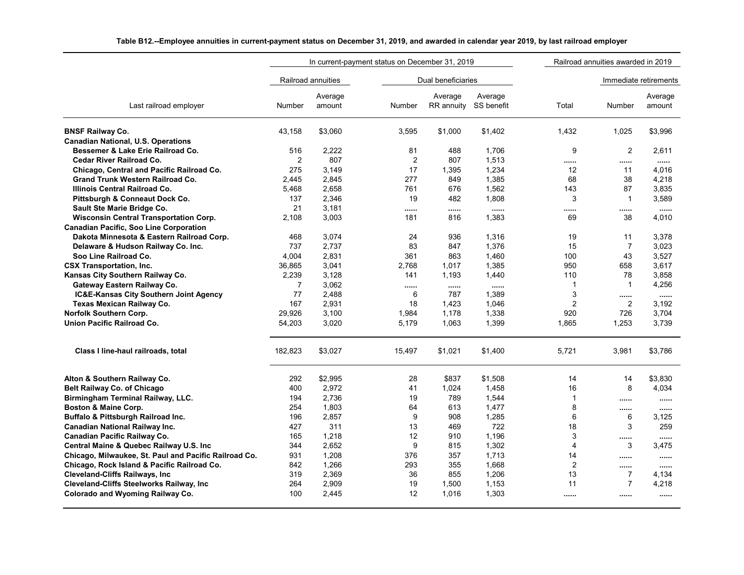**Table B12.--Employee annuities in current-payment status on December 31, 2019, and awarded in calendar year 2019, by last railroad employer**

| Last railroad employer | In current-payment status on December 31, 2019 | | | | | Railroad annuities awarded in 2019 | | |
|---|---|---|---|---|---|---|---|---|
| | Railroad annuities | | Dual beneficiaries | | | | Immediate retirements | |
| | Number | Average amount | Number | Average RR annuity | Average SS benefit | Total | Number | Average amount |
| **BNSF Railway Co.** | 43,158 | $3,060 | 3,595 | $1,000 | $1,402 | 1,432 | 1,025 | $3,996 |
| **Canadian National, U.S. Operations** | | | | | | | | |
| **Bessemer & Lake Erie Railroad Co.** | 516 | 2,222 | 81 | 488 | 1,706 | 9 | 2 | 2,611 |
| **Cedar River Railroad Co.** | 2 | 807 | 2 | 807 | 1,513 | ...... | ...... | ...... |
| **Chicago, Central and Pacific Railroad Co.** | 275 | 3,149 | 17 | 1,395 | 1,234 | 12 | 11 | 4,016 |
| **Grand Trunk Western Railroad Co.** | 2,445 | 2,845 | 277 | 849 | 1,385 | 68 | 38 | 4,218 |
| **Illinois Central Railroad Co.** | 5,468 | 2,658 | 761 | 676 | 1,562 | 143 | 87 | 3,835 |
| **Pittsburgh & Conneaut Dock Co.** | 137 | 2,346 | 19 | 482 | 1,808 | 3 | 1 | 3,589 |
| **Sault Ste Marie Bridge Co.** | 21 | 3,181 | ...... | ...... | ...... | ...... | ...... | ...... |
| **Wisconsin Central Transportation Corp.** | 2,108 | 3,003 | 181 | 816 | 1,383 | 69 | 38 | 4,010 |
| **Canadian Pacific, Soo Line Corporation** | | | | | | | | |
| **Dakota Minnesota & Eastern Railroad Corp.** | 468 | 3,074 | 24 | 936 | 1,316 | 19 | 11 | 3,378 |
| **Delaware & Hudson Railway Co. Inc.** | 737 | 2,737 | 83 | 847 | 1,376 | 15 | 7 | 3,023 |
| **Soo Line Railroad Co.** | 4,004 | 2,831 | 361 | 863 | 1,460 | 100 | 43 | 3,527 |
| **CSX Transportation, Inc.** | 36,865 | 3,041 | 2,768 | 1,017 | 1,385 | 950 | 658 | 3,617 |
| **Kansas City Southern Railway Co.** | 2,239 | 3,128 | 141 | 1,193 | 1,440 | 110 | 78 | 3,858 |
| **Gateway Eastern Railway Co.** | 7 | 3,062 | ...... | ...... | ...... | 1 | 1 | 4,256 |
| **IC&E-Kansas City Southern Joint Agency** | 77 | 2,488 | 6 | 787 | 1,389 | 3 | ...... | ...... |
| **Texas Mexican Railway Co.** | 167 | 2,931 | 18 | 1,423 | 1,046 | 2 | 2 | 3,192 |
| **Norfolk Southern Corp.** | 29,926 | 3,100 | 1,984 | 1,178 | 1,338 | 920 | 726 | 3,704 |
| **Union Pacific Railroad Co.** | 54,203 | 3,020 | 5,179 | 1,063 | 1,399 | 1,865 | 1,253 | 3,739 |
| **Class I line-haul railroads, total** | 182,823 | $3,027 | 15,497 | $1,021 | $1,400 | 5,721 | 3,981 | $3,786 |
| **Alton & Southern Railway Co.** | 292 | $2,995 | 28 | $837 | $1,508 | 14 | 14 | $3,830 |
| **Belt Railway Co. of Chicago** | 400 | 2,972 | 41 | 1,024 | 1,458 | 16 | 8 | 4,034 |
| **Birmingham Terminal Railway, LLC.** | 194 | 2,736 | 19 | 789 | 1,544 | 1 | ...... | ...... |
| **Boston & Maine Corp.** | 254 | 1,803 | 64 | 613 | 1,477 | 8 | ...... | ...... |
| **Buffalo & Pittsburgh Railroad Inc.** | 196 | 2,857 | 9 | 908 | 1,285 | 6 | 6 | 3,125 |
| **Canadian National Railway Inc.** | 427 | 311 | 13 | 469 | 722 | 18 | 3 | 259 |
| **Canadian Pacific Railway Co.** | 165 | 1,218 | 12 | 910 | 1,196 | 3 | ...... | ...... |
| **Central Maine & Quebec Railway U.S. Inc** | 344 | 2,652 | 9 | 815 | 1,302 | 4 | 3 | 3,475 |
| **Chicago, Milwaukee, St. Paul and Pacific Railroad Co.** | 931 | 1,208 | 376 | 357 | 1,713 | 14 | ...... | ...... |
| **Chicago, Rock Island & Pacific Railroad Co.** | 842 | 1,266 | 293 | 355 | 1,668 | 2 | ...... | ...... |
| **Cleveland-Cliffs Railways, Inc** | 319 | 2,369 | 36 | 855 | 1,206 | 13 | 7 | 4,134 |
| **Cleveland-Cliffs Steelworks Railway, Inc** | 264 | 2,909 | 19 | 1,500 | 1,153 | 11 | 7 | 4,218 |
| **Colorado and Wyoming Railway Co.** | 100 | 2,445 | 12 | 1,016 | 1,303 | ...... | ...... | ...... |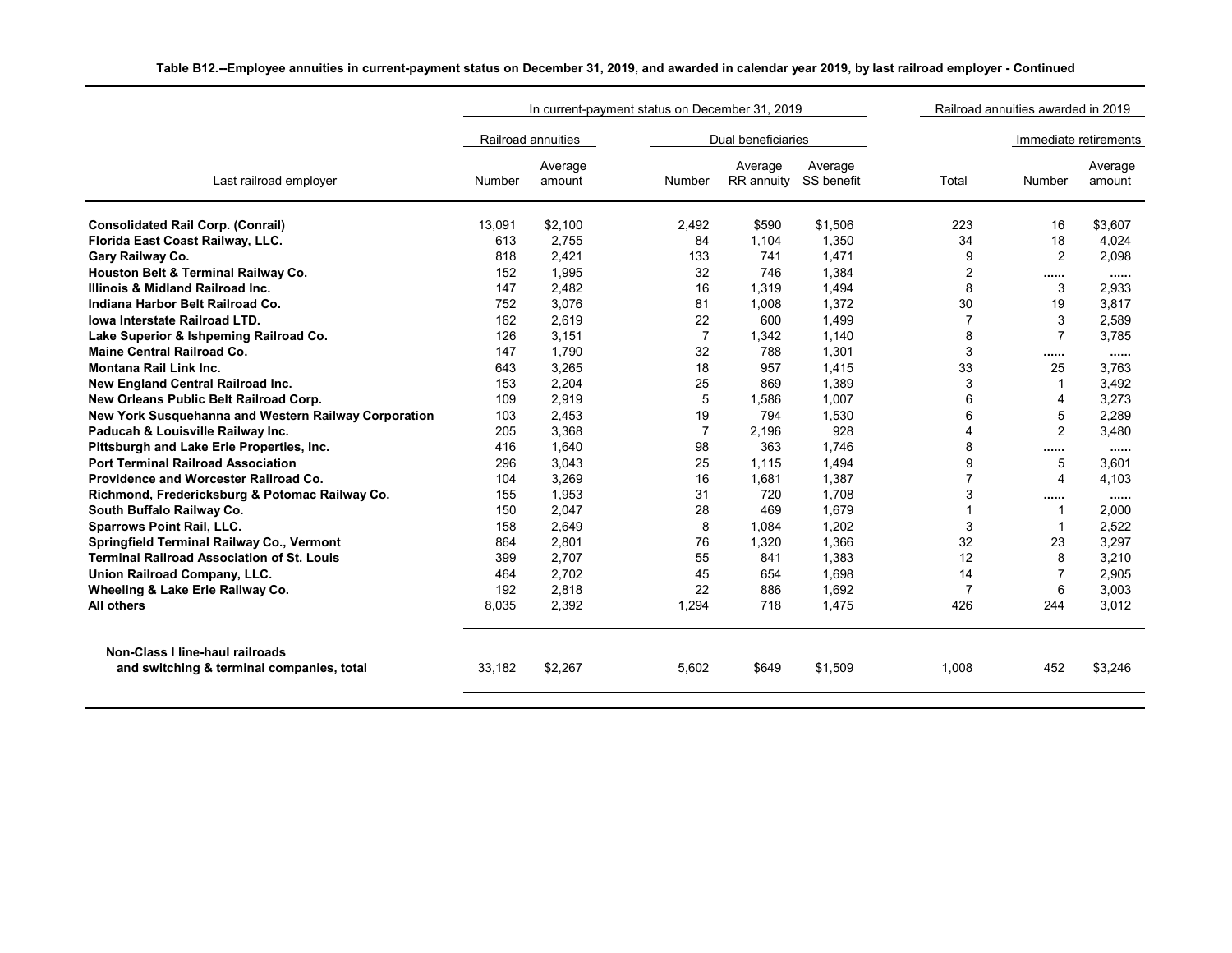**Table B12.--Employee annuities in current-payment status on December 31, 2019, and awarded in calendar year 2019, by last railroad employer - Continued**

| Last railroad employer | In current-payment status on December 31, 2019 | | | | | Railroad annuities awarded in 2019 | | |
|---|---|---|---|---|---|---|---|---|
| | Railroad annuities | | Dual beneficiaries | | | | Immediate retirements | |
| | Number | Average amount | Number | Average RR annuity | Average SS benefit | Total | Number | Average amount |
| **Consolidated Rail Corp. (Conrail)** | 13,091 | $2,100 | 2,492 | $590 | $1,506 | 223 | 16 | $3,607 |
| **Florida East Coast Railway, LLC.** | 613 | 2,755 | 84 | 1,104 | 1,350 | 34 | 18 | 4,024 |
| **Gary Railway Co.** | 818 | 2,421 | 133 | 741 | 1,471 | 9 | 2 | 2,098 |
| **Houston Belt & Terminal Railway Co.** | 152 | 1,995 | 32 | 746 | 1,384 | 2 | ...... | ...... |
| **Illinois & Midland Railroad Inc.** | 147 | 2,482 | 16 | 1,319 | 1,494 | 8 | 3 | 2,933 |
| **Indiana Harbor Belt Railroad Co.** | 752 | 3,076 | 81 | 1,008 | 1,372 | 30 | 19 | 3,817 |
| **Iowa Interstate Railroad LTD.** | 162 | 2,619 | 22 | 600 | 1,499 | 7 | 3 | 2,589 |
| **Lake Superior & Ishpeming Railroad Co.** | 126 | 3,151 | 7 | 1,342 | 1,140 | 8 | 7 | 3,785 |
| **Maine Central Railroad Co.** | 147 | 1,790 | 32 | 788 | 1,301 | 3 | ...... | ...... |
| **Montana Rail Link Inc.** | 643 | 3,265 | 18 | 957 | 1,415 | 33 | 25 | 3,763 |
| **New England Central Railroad Inc.** | 153 | 2,204 | 25 | 869 | 1,389 | 3 | 1 | 3,492 |
| **New Orleans Public Belt Railroad Corp.** | 109 | 2,919 | 5 | 1,586 | 1,007 | 6 | 4 | 3,273 |
| **New York Susquehanna and Western Railway Corporation** | 103 | 2,453 | 19 | 794 | 1,530 | 6 | 5 | 2,289 |
| **Paducah & Louisville Railway Inc.** | 205 | 3,368 | 7 | 2,196 | 928 | 4 | 2 | 3,480 |
| **Pittsburgh and Lake Erie Properties, Inc.** | 416 | 1,640 | 98 | 363 | 1,746 | 8 | ...... | ...... |
| **Port Terminal Railroad Association** | 296 | 3,043 | 25 | 1,115 | 1,494 | 9 | 5 | 3,601 |
| **Providence and Worcester Railroad Co.** | 104 | 3,269 | 16 | 1,681 | 1,387 | 7 | 4 | 4,103 |
| **Richmond, Fredericksburg & Potomac Railway Co.** | 155 | 1,953 | 31 | 720 | 1,708 | 3 | ...... | ...... |
| **South Buffalo Railway Co.** | 150 | 2,047 | 28 | 469 | 1,679 | 1 | 1 | 2,000 |
| **Sparrows Point Rail, LLC.** | 158 | 2,649 | 8 | 1,084 | 1,202 | 3 | 1 | 2,522 |
| **Springfield Terminal Railway Co., Vermont** | 864 | 2,801 | 76 | 1,320 | 1,366 | 32 | 23 | 3,297 |
| **Terminal Railroad Association of St. Louis** | 399 | 2,707 | 55 | 841 | 1,383 | 12 | 8 | 3,210 |
| **Union Railroad Company, LLC.** | 464 | 2,702 | 45 | 654 | 1,698 | 14 | 7 | 2,905 |
| **Wheeling & Lake Erie Railway Co.** | 192 | 2,818 | 22 | 886 | 1,692 | 7 | 6 | 3,003 |
| **All others** | 8,035 | 2,392 | 1,294 | 718 | 1,475 | 426 | 244 | 3,012 |
| **Non-Class I line-haul railroads and switching & terminal companies, total** | 33,182 | $2,267 | 5,602 | $649 | $1,509 | 1,008 | 452 | $3,246 |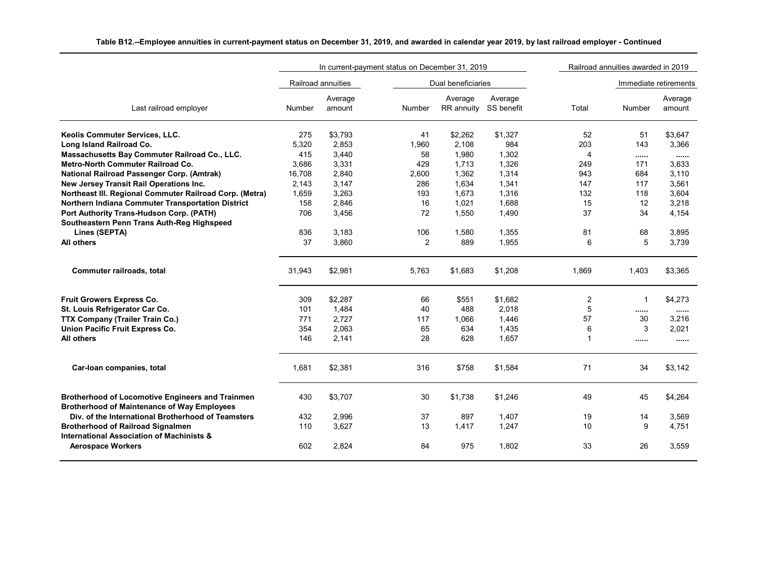**Table B12.--Employee annuities in current-payment status on December 31, 2019, and awarded in calendar year 2019, by last railroad employer - Continued**

| Last railroad employer | In current-payment status on December 31, 2019 | | | | | Railroad annuities awarded in 2019 | | |
|---|---|---|---|---|---|---|---|---|
| | Railroad annuities | | Dual beneficiaries | | | | Immediate retirements | |
| | Number | Average amount | Number | Average RR annuity | Average SS benefit | Total | Number | Average amount |
| **Keolis Commuter Services, LLC.** | 275 | $3,793 | 41 | $2,262 | $1,327 | 52 | 51 | $3,647 |
| **Long Island Railroad Co.** | 5,320 | 2,853 | 1,960 | 2,108 | 984 | 203 | 143 | 3,366 |
| **Massachusetts Bay Commuter Railroad Co., LLC.** | 415 | 3,440 | 58 | 1,980 | 1,302 | 4 | ...... | ...... |
| **Metro-North Commuter Railroad Co.** | 3,686 | 3,331 | 429 | 1,713 | 1,326 | 249 | 171 | 3,633 |
| **National Railroad Passenger Corp. (Amtrak)** | 16,708 | 2,840 | 2,600 | 1,362 | 1,314 | 943 | 684 | 3,110 |
| **New Jersey Transit Rail Operations Inc.** | 2,143 | 3,147 | 286 | 1,634 | 1,341 | 147 | 117 | 3,561 |
| **Northeast Ill. Regional Commuter Railroad Corp. (Metra)** | 1,659 | 3,263 | 193 | 1,673 | 1,316 | 132 | 118 | 3,604 |
| **Northern Indiana Commuter Transportation District** | 158 | 2,846 | 16 | 1,021 | 1,688 | 15 | 12 | 3,218 |
| **Port Authority Trans-Hudson Corp. (PATH)** | 706 | 3,456 | 72 | 1,550 | 1,490 | 37 | 34 | 4,154 |
| **Southeastern Penn Trans Auth-Reg Highspeed Lines (SEPTA)** | 836 | 3,183 | 106 | 1,580 | 1,355 | 81 | 68 | 3,895 |
| **All others** | 37 | 3,860 | 2 | 889 | 1,955 | 6 | 5 | 3,739 |
| **Commuter railroads, total** | 31,943 | $2,981 | 5,763 | $1,683 | $1,208 | 1,869 | 1,403 | $3,365 |
| **Fruit Growers Express Co.** | 309 | $2,287 | 66 | $551 | $1,682 | 2 | 1 | $4,273 |
| **St. Louis Refrigerator Car Co.** | 101 | 1,484 | 40 | 488 | 2,018 | 5 | ...... | ...... |
| **TTX Company (Trailer Train Co.)** | 771 | 2,727 | 117 | 1,066 | 1,446 | 57 | 30 | 3,216 |
| **Union Pacific Fruit Express Co.** | 354 | 2,063 | 65 | 634 | 1,435 | 6 | 3 | 2,021 |
| **All others** | 146 | 2,141 | 28 | 628 | 1,657 | 1 | ...... | ...... |
| **Car-loan companies, total** | 1,681 | $2,381 | 316 | $758 | $1,584 | 71 | 34 | $3,142 |
| **Brotherhood of Locomotive Engineers and Trainmen** | 430 | $3,707 | 30 | $1,738 | $1,246 | 49 | 45 | $4,264 |
| **Brotherhood of Maintenance of Way Employees Div. of the International Brotherhood of Teamsters** | 432 | 2,996 | 37 | 897 | 1,407 | 19 | 14 | 3,569 |
| **Brotherhood of Railroad Signalmen** | 110 | 3,627 | 13 | 1,417 | 1,247 | 10 | 9 | 4,751 |
| **International Association of Machinists & Aerospace Workers** | 602 | 2,824 | 84 | 975 | 1,802 | 33 | 26 | 3,559 |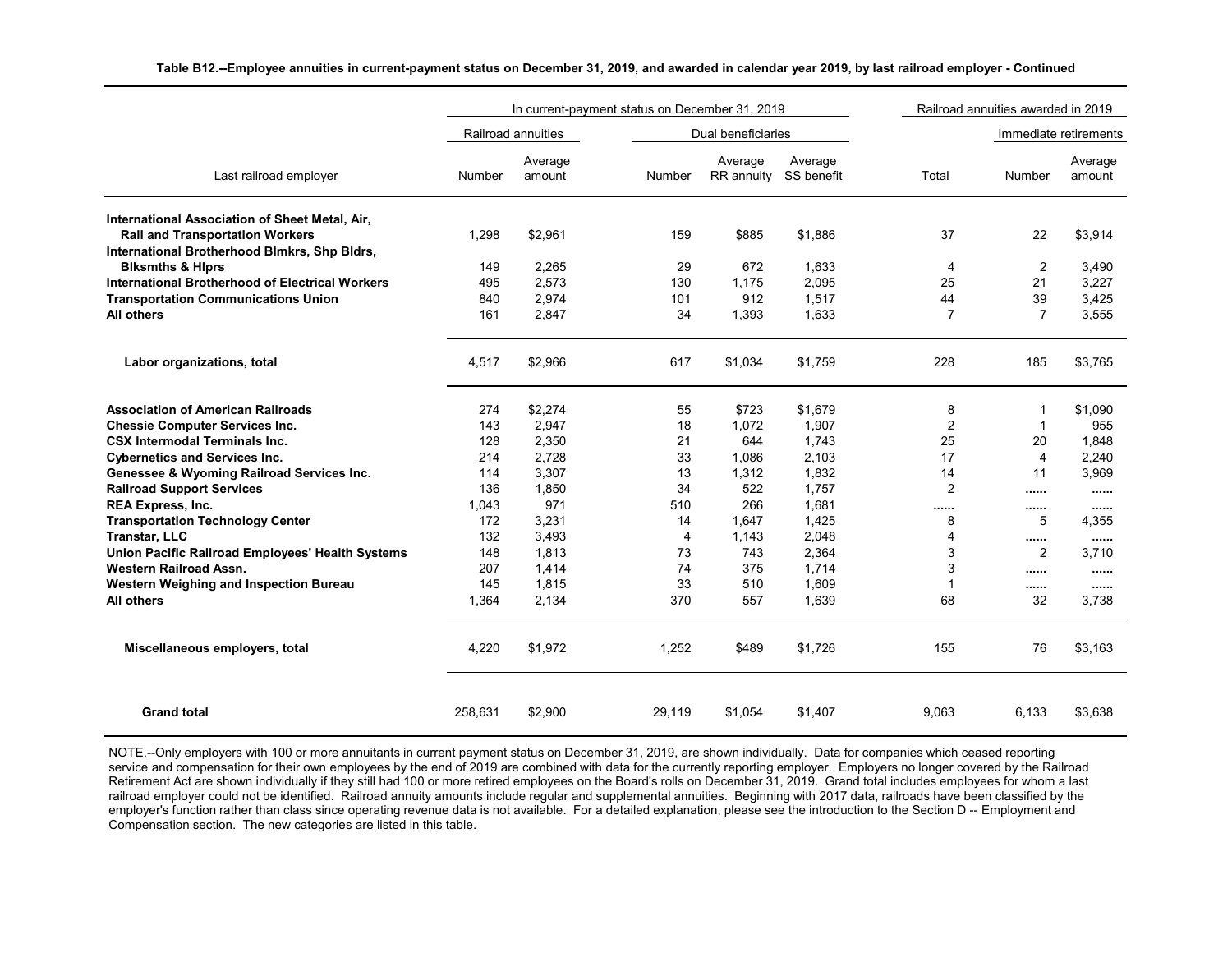**Table B12.--Employee annuities in current-payment status on December 31, 2019, and awarded in calendar year 2019, by last railroad employer - Continued**

| Last railroad employer | In current-payment status on December 31, 2019 | | | | | Railroad annuities awarded in 2019 | | |
|---|---|---|---|---|---|---|---|---|
| | Railroad annuities | | Dual beneficiaries | | | | Immediate retirements | |
| | Number | Average amount | Number | Average RR annuity | Average SS benefit | Total | Number | Average amount |
| **International Association of Sheet Metal, Air, Rail and Transportation Workers** | 1,298 | $2,961 | 159 | $885 | $1,886 | 37 | 22 | $3,914 |
| **International Brotherhood Blmkrs, Shp Bldrs, Blksmths & Hlprs** | 149 | 2,265 | 29 | 672 | 1,633 | 4 | 2 | 3,490 |
| **International Brotherhood of Electrical Workers** | 495 | 2,573 | 130 | 1,175 | 2,095 | 25 | 21 | 3,227 |
| **Transportation Communications Union** | 840 | 2,974 | 101 | 912 | 1,517 | 44 | 39 | 3,425 |
| **All others** | 161 | 2,847 | 34 | 1,393 | 1,633 | 7 | 7 | 3,555 |
| **Labor organizations, total** | 4,517 | $2,966 | 617 | $1,034 | $1,759 | 228 | 185 | $3,765 |
| **Association of American Railroads** | 274 | $2,274 | 55 | $723 | $1,679 | 8 | 1 | $1,090 |
| **Chessie Computer Services Inc.** | 143 | 2,947 | 18 | 1,072 | 1,907 | 2 | 1 | 955 |
| **CSX Intermodal Terminals Inc.** | 128 | 2,350 | 21 | 644 | 1,743 | 25 | 20 | 1,848 |
| **Cybernetics and Services Inc.** | 214 | 2,728 | 33 | 1,086 | 2,103 | 17 | 4 | 2,240 |
| **Genessee & Wyoming Railroad Services Inc.** | 114 | 3,307 | 13 | 1,312 | 1,832 | 14 | 11 | 3,969 |
| **Railroad Support Services** | 136 | 1,850 | 34 | 522 | 1,757 | 2 | ...... | ...... |
| **REA Express, Inc.** | 1,043 | 971 | 510 | 266 | 1,681 | ...... | ...... | ...... |
| **Transportation Technology Center** | 172 | 3,231 | 14 | 1,647 | 1,425 | 8 | 5 | 4,355 |
| **Transtar, LLC** | 132 | 3,493 | 4 | 1,143 | 2,048 | 4 | ...... | ...... |
| **Union Pacific Railroad Employees' Health Systems** | 148 | 1,813 | 73 | 743 | 2,364 | 3 | 2 | 3,710 |
| **Western Railroad Assn.** | 207 | 1,414 | 74 | 375 | 1,714 | 3 | ...... | ...... |
| **Western Weighing and Inspection Bureau** | 145 | 1,815 | 33 | 510 | 1,609 | 1 | ...... | ...... |
| **All others** | 1,364 | 2,134 | 370 | 557 | 1,639 | 68 | 32 | 3,738 |
| **Miscellaneous employers, total** | 4,220 | $1,972 | 1,252 | $489 | $1,726 | 155 | 76 | $3,163 |
| **Grand total** | 258,631 | $2,900 | 29,119 | $1,054 | $1,407 | 9,063 | 6,133 | $3,638 |

NOTE.--Only employers with 100 or more annuitants in current payment status on December 31, 2019, are shown individually. Data for companies which ceased reporting service and compensation for their own employees by the end of 2019 are combined with data for the currently reporting employer. Employers no longer covered by the Railroad Retirement Act are shown individually if they still had 100 or more retired employees on the Board's rolls on December 31, 2019. Grand total includes employees for whom a last railroad employer could not be identified. Railroad annuity amounts include regular and supplemental annuities. Beginning with 2017 data, railroads have been classified by the employer's function rather than class since operating revenue data is not available. For a detailed explanation, please see the introduction to the Section D -- Employment and Compensation section. The new categories are listed in this table.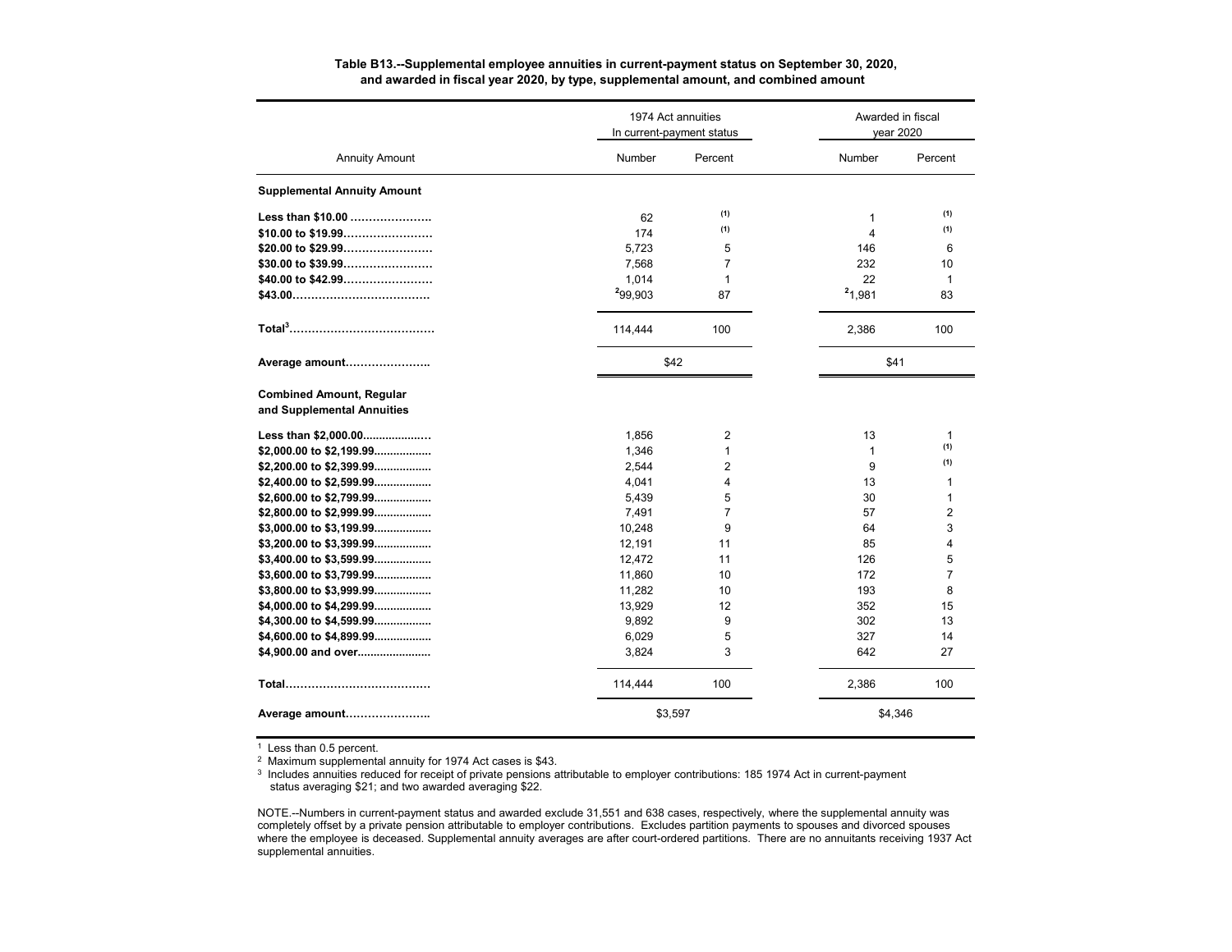**Table B13.--Supplemental employee annuities in current-payment status on September 30, 2020, and awarded in fiscal year 2020, by type, supplemental amount, and combined amount**

| Annuity Amount | 1974 Act annuities In current-payment status | | Awarded in fiscal year 2020 | |
|---|---|---|---|---|
| | Number | Percent | Number | Percent |
| **Supplemental Annuity Amount** | | | | |
| **Less than $10.00** | 62 | (1) | 1 | (1) |
| **$10.00 to $19.99** | 174 | (1) | 4 | (1) |
| **$20.00 to $29.99** | 5,723 | 5 | 146 | 6 |
| **$30.00 to $39.99** | 7,568 | 7 | 232 | 10 |
| **$40.00 to $42.99** | 1,014 | 1 | 22 | 1 |
| **$43.00** | [2]99,903 | 87 | [2]1,981 | 83 |
| **Total[3]** | 114,444 | 100 | 2,386 | 100 |
| **Average amount** | $42 | | $41 | |
| **Combined Amount, Regular and Supplemental Annuities** | | | | |
| **Less than $2,000.00** | 1,856 | 2 | 13 | 1 |
| **$2,000.00 to $2,199.99** | 1,346 | 1 | 1 | (1) |
| **$2,200.00 to $2,399.99** | 2,544 | 2 | 9 | (1) |
| **$2,400.00 to $2,599.99** | 4,041 | 4 | 13 | 1 |
| **$2,600.00 to $2,799.99** | 5,439 | 5 | 30 | 1 |
| **$2,800.00 to $2,999.99** | 7,491 | 7 | 57 | 2 |
| **$3,000.00 to $3,199.99** | 10,248 | 9 | 64 | 3 |
| **$3,200.00 to $3,399.99** | 12,191 | 11 | 85 | 4 |
| **$3,400.00 to $3,599.99** | 12,472 | 11 | 126 | 5 |
| **$3,600.00 to $3,799.99** | 11,860 | 10 | 172 | 7 |
| **$3,800.00 to $3,999.99** | 11,282 | 10 | 193 | 8 |
| **$4,000.00 to $4,299.99** | 13,929 | 12 | 352 | 15 |
| **$4,300.00 to $4,599.99** | 9,892 | 9 | 302 | 13 |
| **$4,600.00 to $4,899.99** | 6,029 | 5 | 327 | 14 |
| **$4,900.00 and over** | 3,824 | 3 | 642 | 27 |
| **Total** | 114,444 | 100 | 2,386 | 100 |
| **Average amount** | $3,597 | | $4,346 | |

[1] Less than 0.5 percent.

[2] Maximum supplemental annuity for 1974 Act cases is $43.

[3] Includes annuities reduced for receipt of private pensions attributable to employer contributions: 185 1974 Act in current-payment status averaging $21; and two awarded averaging $22.

NOTE.--Numbers in current-payment status and awarded exclude 31,551 and 638 cases, respectively, where the supplemental annuity was completely offset by a private pension attributable to employer contributions. Excludes partition payments to spouses and divorced spouses where the employee is deceased. Supplemental annuity averages are after court-ordered partitions. There are no annuitants receiving 1937 Act supplemental annuities.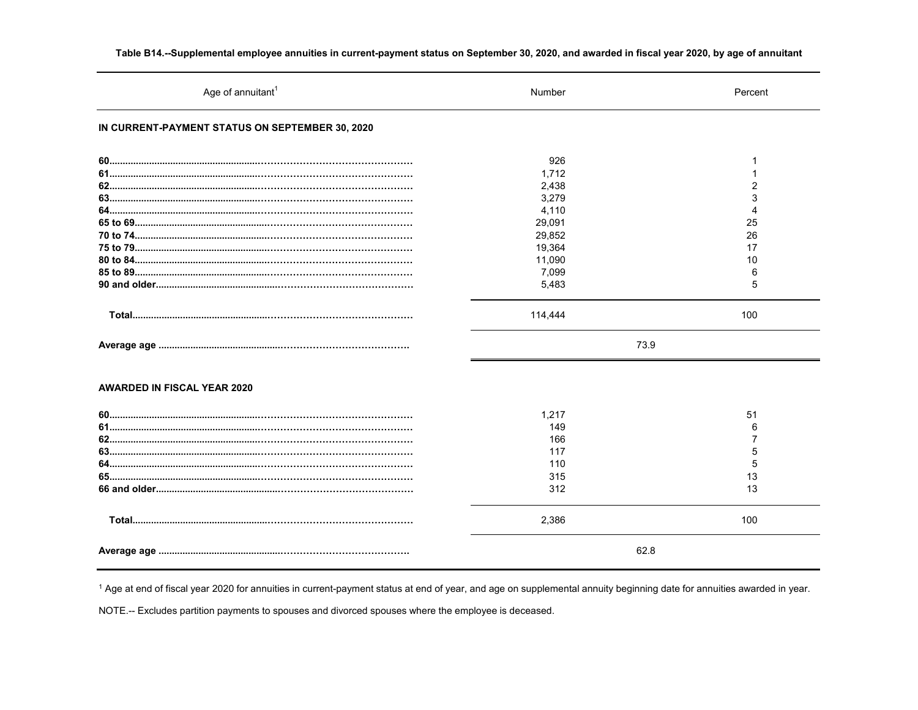**Table B14.--Supplemental employee annuities in current-payment status on September 30, 2020, and awarded in fiscal year 2020, by age of annuitant**

| Age of annuitant[1] | Number | Percent |
|---|---|---|
| **IN CURRENT-PAYMENT STATUS ON SEPTEMBER 30, 2020** | | |
| **60** | 926 | 1 |
| **61** | 1,712 | 1 |
| **62** | 2,438 | 2 |
| **63** | 3,279 | 3 |
| **64** | 4,110 | 4 |
| **65 to 69** | 29,091 | 25 |
| **70 to 74** | 29,852 | 26 |
| **75 to 79** | 19,364 | 17 |
| **80 to 84** | 11,090 | 10 |
| **85 to 89** | 7,099 | 6 |
| **90 and older** | 5,483 | 5 |
| **Total** | 114,444 | 100 |
| **Average age** | 73.9 | |
| **AWARDED IN FISCAL YEAR 2020** | | |
| **60** | 1,217 | 51 |
| **61** | 149 | 6 |
| **62** | 166 | 7 |
| **63** | 117 | 5 |
| **64** | 110 | 5 |
| **65** | 315 | 13 |
| **66 and older** | 312 | 13 |
| **Total** | 2,386 | 100 |
| **Average age** | 62.8 | |

[1] Age at end of fiscal year 2020 for annuities in current-payment status at end of year, and age on supplemental annuity beginning date for annuities awarded in year.

NOTE.-- Excludes partition payments to spouses and divorced spouses where the employee is deceased.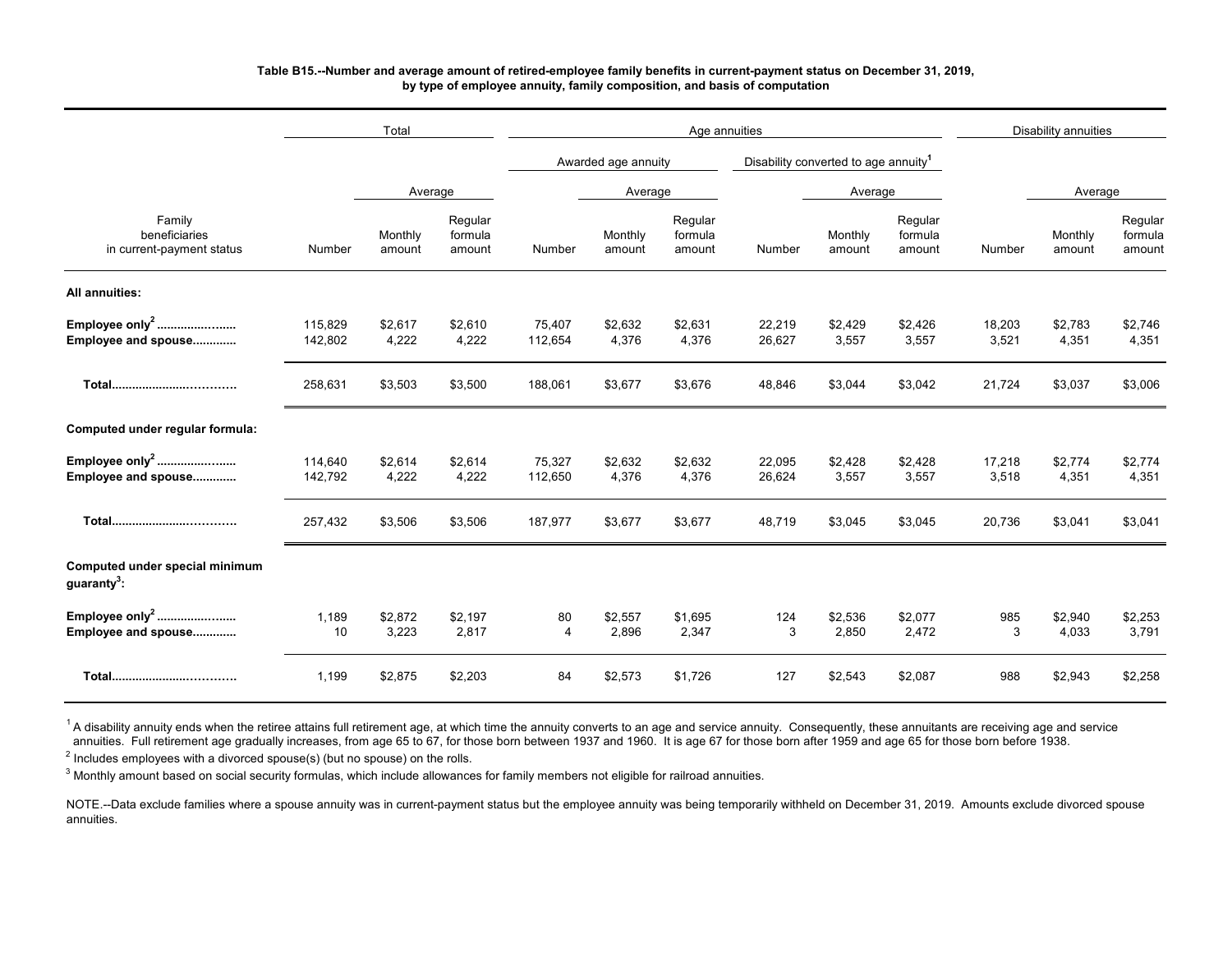**Table B15.--Number and average amount of retired-employee family benefits in current-payment status on December 31, 2019, by type of employee annuity, family composition, and basis of computation**

| Family beneficiaries in current-payment status | Total | | | Age annuities | | | | | | Disability annuities | | |
|---|---|---|---|---|---|---|---|---|---|---|---|---|
| | | | | Awarded age annuity | | | Disability converted to age annuity[1] | | | | | |
| | | Average | | | Average | | | Average | | | Average | |
| | Number | Monthly amount | Regular formula amount | Number | Monthly amount | Regular formula amount | Number | Monthly amount | Regular formula amount | Number | Monthly amount | Regular formula amount |
| **All annuities:** | | | | | | | | | | | | |
| **Employee only[2]** | 115,829 | $2,617 | $2,610 | 75,407 | $2,632 | $2,631 | 22,219 | $2,429 | $2,426 | 18,203 | $2,783 | $2,746 |
| **Employee and spouse** | 142,802 | 4,222 | 4,222 | 112,654 | 4,376 | 4,376 | 26,627 | 3,557 | 3,557 | 3,521 | 4,351 | 4,351 |
| **Total** | 258,631 | $3,503 | $3,500 | 188,061 | $3,677 | $3,676 | 48,846 | $3,044 | $3,042 | 21,724 | $3,037 | $3,006 |
| **Computed under regular formula:** | | | | | | | | | | | | |
| **Employee only[2]** | 114,640 | $2,614 | $2,614 | 75,327 | $2,632 | $2,632 | 22,095 | $2,428 | $2,428 | 17,218 | $2,774 | $2,774 |
| **Employee and spouse** | 142,792 | 4,222 | 4,222 | 112,650 | 4,376 | 4,376 | 26,624 | 3,557 | 3,557 | 3,518 | 4,351 | 4,351 |
| **Total** | 257,432 | $3,506 | $3,506 | 187,977 | $3,677 | $3,677 | 48,719 | $3,045 | $3,045 | 20,736 | $3,041 | $3,041 |
| **Computed under special minimum guaranty[3]:** | | | | | | | | | | | | |
| **Employee only[2]** | 1,189 | $2,872 | $2,197 | 80 | $2,557 | $1,695 | 124 | $2,536 | $2,077 | 985 | $2,940 | $2,253 |
| **Employee and spouse** | 10 | 3,223 | 2,817 | 4 | 2,896 | 2,347 | 3 | 2,850 | 2,472 | 3 | 4,033 | 3,791 |
| **Total** | 1,199 | $2,875 | $2,203 | 84 | $2,573 | $1,726 | 127 | $2,543 | $2,087 | 988 | $2,943 | $2,258 |

[1] A disability annuity ends when the retiree attains full retirement age, at which time the annuity converts to an age and service annuity. Consequently, these annuitants are receiving age and service annuities. Full retirement age gradually increases, from age 65 to 67, for those born between 1937 and 1960. It is age 67 for those born after 1959 and age 65 for those born before 1938.

[2] Includes employees with a divorced spouse(s) (but no spouse) on the rolls.

[3] Monthly amount based on social security formulas, which include allowances for family members not eligible for railroad annuities.

NOTE.--Data exclude families where a spouse annuity was in current-payment status but the employee annuity was being temporarily withheld on December 31, 2019. Amounts exclude divorced spouse annuities.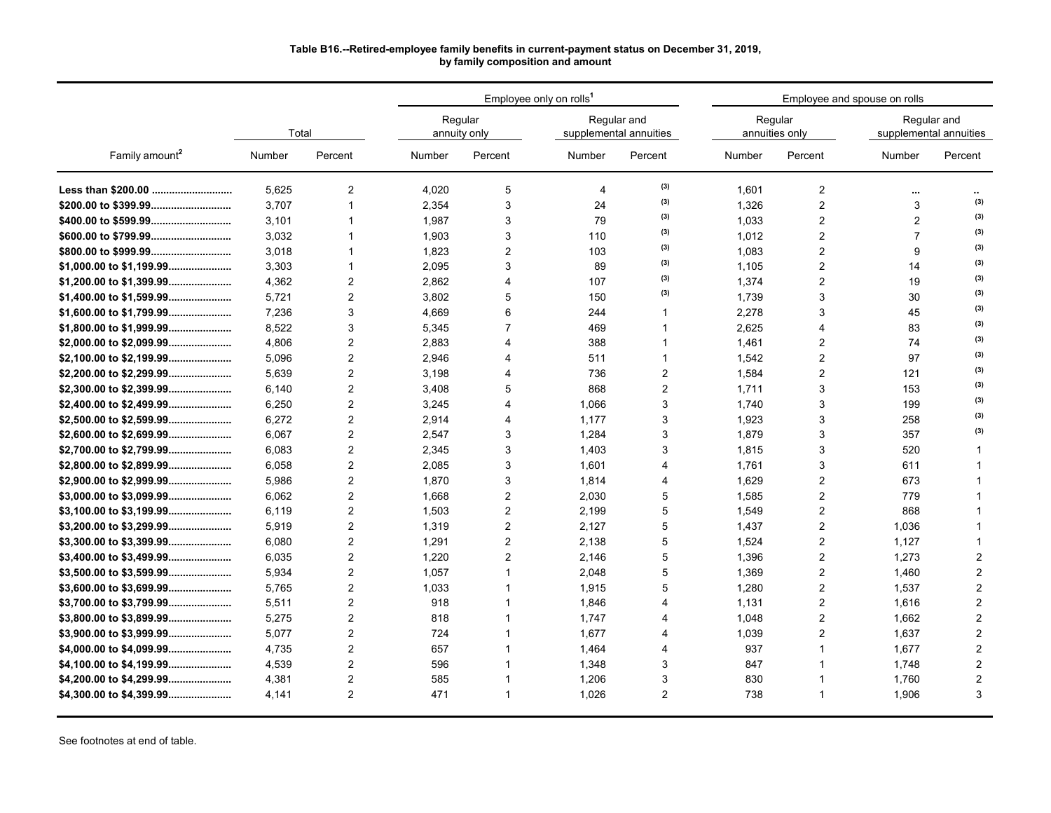**Table B16.--Retired-employee family benefits in current-payment status on December 31, 2019, by family composition and amount**

| Family amount[2] | Total | | Employee only on rolls[1] | | | | Employee and spouse on rolls | | | |
|---|---|---|---|---|---|---|---|---|---|---|
| | | | Regular annuity only | | Regular and supplemental annuities | | Regular annuities only | | Regular and supplemental annuities | |
| | Number | Percent | Number | Percent | Number | Percent | Number | Percent | Number | Percent |
| **Less than $200.00** | 5,625 | 2 | 4,020 | 5 | 4 | (3) | 1,601 | 2 | ... | .. |
| **$200.00 to $399.99** | 3,707 | 1 | 2,354 | 3 | 24 | (3) | 1,326 | 2 | 3 | (3) |
| **$400.00 to $599.99** | 3,101 | 1 | 1,987 | 3 | 79 | (3) | 1,033 | 2 | 2 | (3) |
| **$600.00 to $799.99** | 3,032 | 1 | 1,903 | 3 | 110 | (3) | 1,012 | 2 | 7 | (3) |
| **$800.00 to $999.99** | 3,018 | 1 | 1,823 | 2 | 103 | (3) | 1,083 | 2 | 9 | (3) |
| **$1,000.00 to $1,199.99** | 3,303 | 1 | 2,095 | 3 | 89 | (3) | 1,105 | 2 | 14 | (3) |
| **$1,200.00 to $1,399.99** | 4,362 | 2 | 2,862 | 4 | 107 | (3) | 1,374 | 2 | 19 | (3) |
| **$1,400.00 to $1,599.99** | 5,721 | 2 | 3,802 | 5 | 150 | (3) | 1,739 | 3 | 30 | (3) |
| **$1,600.00 to $1,799.99** | 7,236 | 3 | 4,669 | 6 | 244 | 1 | 2,278 | 3 | 45 | (3) |
| **$1,800.00 to $1,999.99** | 8,522 | 3 | 5,345 | 7 | 469 | 1 | 2,625 | 4 | 83 | (3) |
| **$2,000.00 to $2,099.99** | 4,806 | 2 | 2,883 | 4 | 388 | 1 | 1,461 | 2 | 74 | (3) |
| **$2,100.00 to $2,199.99** | 5,096 | 2 | 2,946 | 4 | 511 | 1 | 1,542 | 2 | 97 | (3) |
| **$2,200.00 to $2,299.99** | 5,639 | 2 | 3,198 | 4 | 736 | 2 | 1,584 | 2 | 121 | (3) |
| **$2,300.00 to $2,399.99** | 6,140 | 2 | 3,408 | 5 | 868 | 2 | 1,711 | 3 | 153 | (3) |
| **$2,400.00 to $2,499.99** | 6,250 | 2 | 3,245 | 4 | 1,066 | 3 | 1,740 | 3 | 199 | (3) |
| **$2,500.00 to $2,599.99** | 6,272 | 2 | 2,914 | 4 | 1,177 | 3 | 1,923 | 3 | 258 | (3) |
| **$2,600.00 to $2,699.99** | 6,067 | 2 | 2,547 | 3 | 1,284 | 3 | 1,879 | 3 | 357 | (3) |
| **$2,700.00 to $2,799.99** | 6,083 | 2 | 2,345 | 3 | 1,403 | 3 | 1,815 | 3 | 520 | 1 |
| **$2,800.00 to $2,899.99** | 6,058 | 2 | 2,085 | 3 | 1,601 | 4 | 1,761 | 3 | 611 | 1 |
| **$2,900.00 to $2,999.99** | 5,986 | 2 | 1,870 | 3 | 1,814 | 4 | 1,629 | 2 | 673 | 1 |
| **$3,000.00 to $3,099.99** | 6,062 | 2 | 1,668 | 2 | 2,030 | 5 | 1,585 | 2 | 779 | 1 |
| **$3,100.00 to $3,199.99** | 6,119 | 2 | 1,503 | 2 | 2,199 | 5 | 1,549 | 2 | 868 | 1 |
| **$3,200.00 to $3,299.99** | 5,919 | 2 | 1,319 | 2 | 2,127 | 5 | 1,437 | 2 | 1,036 | 1 |
| **$3,300.00 to $3,399.99** | 6,080 | 2 | 1,291 | 2 | 2,138 | 5 | 1,524 | 2 | 1,127 | 1 |
| **$3,400.00 to $3,499.99** | 6,035 | 2 | 1,220 | 2 | 2,146 | 5 | 1,396 | 2 | 1,273 | 2 |
| **$3,500.00 to $3,599.99** | 5,934 | 2 | 1,057 | 1 | 2,048 | 5 | 1,369 | 2 | 1,460 | 2 |
| **$3,600.00 to $3,699.99** | 5,765 | 2 | 1,033 | 1 | 1,915 | 5 | 1,280 | 2 | 1,537 | 2 |
| **$3,700.00 to $3,799.99** | 5,511 | 2 | 918 | 1 | 1,846 | 4 | 1,131 | 2 | 1,616 | 2 |
| **$3,800.00 to $3,899.99** | 5,275 | 2 | 818 | 1 | 1,747 | 4 | 1,048 | 2 | 1,662 | 2 |
| **$3,900.00 to $3,999.99** | 5,077 | 2 | 724 | 1 | 1,677 | 4 | 1,039 | 2 | 1,637 | 2 |
| **$4,000.00 to $4,099.99** | 4,735 | 2 | 657 | 1 | 1,464 | 4 | 937 | 1 | 1,677 | 2 |
| **$4,100.00 to $4,199.99** | 4,539 | 2 | 596 | 1 | 1,348 | 3 | 847 | 1 | 1,748 | 2 |
| **$4,200.00 to $4,299.99** | 4,381 | 2 | 585 | 1 | 1,206 | 3 | 830 | 1 | 1,760 | 2 |
| **$4,300.00 to $4,399.99** | 4,141 | 2 | 471 | 1 | 1,026 | 2 | 738 | 1 | 1,906 | 3 |

See footnotes at end of table.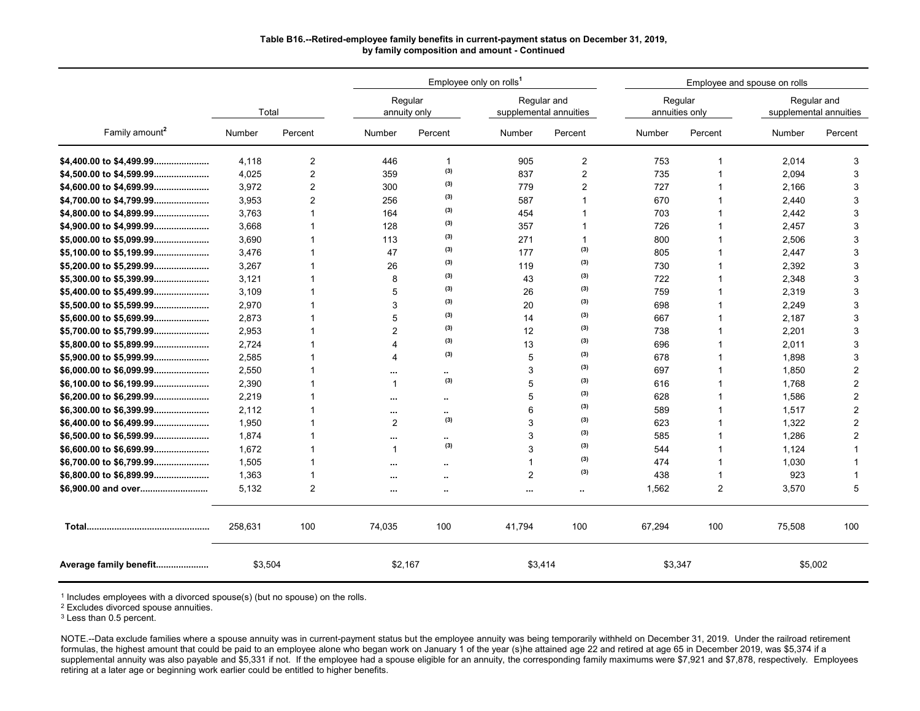**Table B16.--Retired-employee family benefits in current-payment status on December 31, 2019, by family composition and amount - Continued**

| Family amount[2] | Total | | Employee only on rolls[1] | | | | Employee and spouse on rolls | | | |
|---|---|---|---|---|---|---|---|---|---|---|
| | | | Regular annuity only | | Regular and supplemental annuities | | Regular annuities only | | Regular and supplemental annuities | |
| | Number | Percent | Number | Percent | Number | Percent | Number | Percent | Number | Percent |
| **$4,400.00 to $4,499.99....................** | 4,118 | 2 | 446 | 1 | 905 | 2 | 753 | 1 | 2,014 | 3 |
| **$4,500.00 to $4,599.99....................** | 4,025 | 2 | 359 | (3) | 837 | 2 | 735 | 1 | 2,094 | 3 |
| **$4,600.00 to $4,699.99....................** | 3,972 | 2 | 300 | (3) | 779 | 2 | 727 | 1 | 2,166 | 3 |
| **$4,700.00 to $4,799.99....................** | 3,953 | 2 | 256 | (3) | 587 | 1 | 670 | 1 | 2,440 | 3 |
| **$4,800.00 to $4,899.99....................** | 3,763 | 1 | 164 | (3) | 454 | 1 | 703 | 1 | 2,442 | 3 |
| **$4,900.00 to $4,999.99....................** | 3,668 | 1 | 128 | (3) | 357 | 1 | 726 | 1 | 2,457 | 3 |
| **$5,000.00 to $5,099.99....................** | 3,690 | 1 | 113 | (3) | 271 | 1 | 800 | 1 | 2,506 | 3 |
| **$5,100.00 to $5,199.99....................** | 3,476 | 1 | 47 | (3) | 177 | (3) | 805 | 1 | 2,447 | 3 |
| **$5,200.00 to $5,299.99....................** | 3,267 | 1 | 26 | (3) | 119 | (3) | 730 | 1 | 2,392 | 3 |
| **$5,300.00 to $5,399.99....................** | 3,121 | 1 | 8 | (3) | 43 | (3) | 722 | 1 | 2,348 | 3 |
| **$5,400.00 to $5,499.99....................** | 3,109 | 1 | 5 | (3) | 26 | (3) | 759 | 1 | 2,319 | 3 |
| **$5,500.00 to $5,599.99....................** | 2,970 | 1 | 3 | (3) | 20 | (3) | 698 | 1 | 2,249 | 3 |
| **$5,600.00 to $5,699.99....................** | 2,873 | 1 | 5 | (3) | 14 | (3) | 667 | 1 | 2,187 | 3 |
| **$5,700.00 to $5,799.99....................** | 2,953 | 1 | 2 | (3) | 12 | (3) | 738 | 1 | 2,201 | 3 |
| **$5,800.00 to $5,899.99....................** | 2,724 | 1 | 4 | (3) | 13 | (3) | 696 | 1 | 2,011 | 3 |
| **$5,900.00 to $5,999.99....................** | 2,585 | 1 | 4 | (3) | 5 | (3) | 678 | 1 | 1,898 | 3 |
| **$6,000.00 to $6,099.99....................** | 2,550 | 1 | ... | .. | 3 | (3) | 697 | 1 | 1,850 | 2 |
| **$6,100.00 to $6,199.99....................** | 2,390 | 1 | 1 | (3) | 5 | (3) | 616 | 1 | 1,768 | 2 |
| **$6,200.00 to $6,299.99....................** | 2,219 | 1 | ... | .. | 5 | (3) | 628 | 1 | 1,586 | 2 |
| **$6,300.00 to $6,399.99....................** | 2,112 | 1 | ... | .. | 6 | (3) | 589 | 1 | 1,517 | 2 |
| **$6,400.00 to $6,499.99....................** | 1,950 | 1 | 2 | (3) | 3 | (3) | 623 | 1 | 1,322 | 2 |
| **$6,500.00 to $6,599.99....................** | 1,874 | 1 | ... | .. | 3 | (3) | 585 | 1 | 1,286 | 2 |
| **$6,600.00 to $6,699.99....................** | 1,672 | 1 | 1 | (3) | 3 | (3) | 544 | 1 | 1,124 | 1 |
| **$6,700.00 to $6,799.99....................** | 1,505 | 1 | ... | .. | 1 | (3) | 474 | 1 | 1,030 | 1 |
| **$6,800.00 to $6,899.99....................** | 1,363 | 1 | ... | .. | 2 | (3) | 438 | 1 | 923 | 1 |
| **$6,900.00 and over..........................** | 5,132 | 2 | ... | .. | ... | .. | 1,562 | 2 | 3,570 | 5 |
| **Total................................................** | 258,631 | 100 | 74,035 | 100 | 41,794 | 100 | 67,294 | 100 | 75,508 | 100 |
| **Average family benefit....................** | $3,504 | | $2,167 | | $3,414 | | $3,347 | | $5,002 | |

[1] Includes employees with a divorced spouse(s) (but no spouse) on the rolls.
[2] Excludes divorced spouse annuities.
[3] Less than 0.5 percent.

NOTE.--Data exclude families where a spouse annuity was in current-payment status but the employee annuity was being temporarily withheld on December 31, 2019. Under the railroad retirement formulas, the highest amount that could be paid to an employee alone who began work on January 1 of the year (s)he attained age 22 and retired at age 65 in December 2019, was $5,374 if a supplemental annuity was also payable and $5,331 if not. If the employee had a spouse eligible for an annuity, the corresponding family maximums were $7,921 and $7,878, respectively. Employees retiring at a later age or beginning work earlier could be entitled to higher benefits.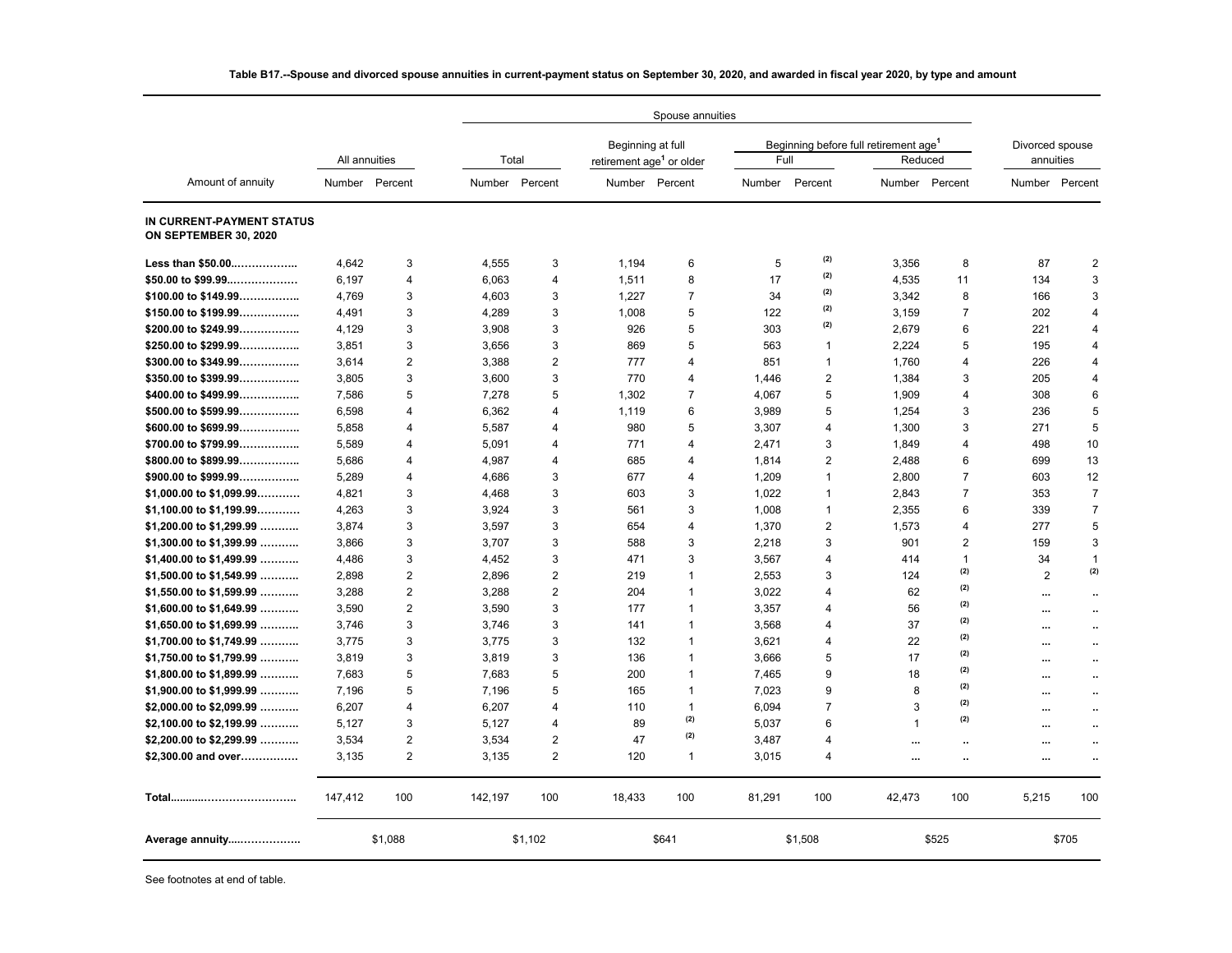**Table B17.--Spouse and divorced spouse annuities in current-payment status on September 30, 2020, and awarded in fiscal year 2020, by type and amount**

| Amount of annuity | All annuities | | Spouse annuities | | | | | | | | Divorced spouse annuities | |
|---|---|---|---|---|---|---|---|---|---|---|---|---|
| | | | Total | | Beginning at full retirement age[1] or older | | Beginning before full retirement age[1] | | | | | |
| | | | | | | | Full | | Reduced | | | |
| | Number | Percent | Number | Percent | Number | Percent | Number | Percent | Number | Percent | Number | Percent |
| **IN CURRENT-PAYMENT STATUS ON SEPTEMBER 30, 2020** | | | | | | | | | | | | |
| **Less than $50.00** | 4,642 | 3 | 4,555 | 3 | 1,194 | 6 | 5 | (2) | 3,356 | 8 | 87 | 2 |
| **$50.00 to $99.99** | 6,197 | 4 | 6,063 | 4 | 1,511 | 8 | 17 | (2) | 4,535 | 11 | 134 | 3 |
| **$100.00 to $149.99** | 4,769 | 3 | 4,603 | 3 | 1,227 | 7 | 34 | (2) | 3,342 | 8 | 166 | 3 |
| **$150.00 to $199.99** | 4,491 | 3 | 4,289 | 3 | 1,008 | 5 | 122 | (2) | 3,159 | 7 | 202 | 4 |
| **$200.00 to $249.99** | 4,129 | 3 | 3,908 | 3 | 926 | 5 | 303 | (2) | 2,679 | 6 | 221 | 4 |
| **$250.00 to $299.99** | 3,851 | 3 | 3,656 | 3 | 869 | 5 | 563 | 1 | 2,224 | 5 | 195 | 4 |
| **$300.00 to $349.99** | 3,614 | 2 | 3,388 | 2 | 777 | 4 | 851 | 1 | 1,760 | 4 | 226 | 4 |
| **$350.00 to $399.99** | 3,805 | 3 | 3,600 | 3 | 770 | 4 | 1,446 | 2 | 1,384 | 3 | 205 | 4 |
| **$400.00 to $499.99** | 7,586 | 5 | 7,278 | 5 | 1,302 | 7 | 4,067 | 5 | 1,909 | 4 | 308 | 6 |
| **$500.00 to $599.99** | 6,598 | 4 | 6,362 | 4 | 1,119 | 6 | 3,989 | 5 | 1,254 | 3 | 236 | 5 |
| **$600.00 to $699.99** | 5,858 | 4 | 5,587 | 4 | 980 | 5 | 3,307 | 4 | 1,300 | 3 | 271 | 5 |
| **$700.00 to $799.99** | 5,589 | 4 | 5,091 | 4 | 771 | 4 | 2,471 | 3 | 1,849 | 4 | 498 | 10 |
| **$800.00 to $899.99** | 5,686 | 4 | 4,987 | 4 | 685 | 4 | 1,814 | 2 | 2,488 | 6 | 699 | 13 |
| **$900.00 to $999.99** | 5,289 | 4 | 4,686 | 3 | 677 | 4 | 1,209 | 1 | 2,800 | 7 | 603 | 12 |
| **$1,000.00 to $1,099.99** | 4,821 | 3 | 4,468 | 3 | 603 | 3 | 1,022 | 1 | 2,843 | 7 | 353 | 7 |
| **$1,100.00 to $1,199.99** | 4,263 | 3 | 3,924 | 3 | 561 | 3 | 1,008 | 1 | 2,355 | 6 | 339 | 7 |
| **$1,200.00 to $1,299.99** | 3,874 | 3 | 3,597 | 3 | 654 | 4 | 1,370 | 2 | 1,573 | 4 | 277 | 5 |
| **$1,300.00 to $1,399.99** | 3,866 | 3 | 3,707 | 3 | 588 | 3 | 2,218 | 3 | 901 | 2 | 159 | 3 |
| **$1,400.00 to $1,499.99** | 4,486 | 3 | 4,452 | 3 | 471 | 3 | 3,567 | 4 | 414 | 1 | 34 | 1 |
| **$1,500.00 to $1,549.99** | 2,898 | 2 | 2,896 | 2 | 219 | 1 | 2,553 | 3 | 124 | (2) | 2 | (2) |
| **$1,550.00 to $1,599.99** | 3,288 | 2 | 3,288 | 2 | 204 | 1 | 3,022 | 4 | 62 | (2) | ... | .. |
| **$1,600.00 to $1,649.99** | 3,590 | 2 | 3,590 | 3 | 177 | 1 | 3,357 | 4 | 56 | (2) | ... | .. |
| **$1,650.00 to $1,699.99** | 3,746 | 3 | 3,746 | 3 | 141 | 1 | 3,568 | 4 | 37 | (2) | ... | .. |
| **$1,700.00 to $1,749.99** | 3,775 | 3 | 3,775 | 3 | 132 | 1 | 3,621 | 4 | 22 | (2) | ... | .. |
| **$1,750.00 to $1,799.99** | 3,819 | 3 | 3,819 | 3 | 136 | 1 | 3,666 | 5 | 17 | (2) | ... | .. |
| **$1,800.00 to $1,899.99** | 7,683 | 5 | 7,683 | 5 | 200 | 1 | 7,465 | 9 | 18 | (2) | ... | .. |
| **$1,900.00 to $1,999.99** | 7,196 | 5 | 7,196 | 5 | 165 | 1 | 7,023 | 9 | 8 | (2) | ... | .. |
| **$2,000.00 to $2,099.99** | 6,207 | 4 | 6,207 | 4 | 110 | 1 | 6,094 | 7 | 3 | (2) | ... | .. |
| **$2,100.00 to $2,199.99** | 5,127 | 3 | 5,127 | 4 | 89 | (2) | 5,037 | 6 | 1 | (2) | ... | .. |
| **$2,200.00 to $2,299.99** | 3,534 | 2 | 3,534 | 2 | 47 | (2) | 3,487 | 4 | ... | .. | ... | .. |
| **$2,300.00 and over** | 3,135 | 2 | 3,135 | 2 | 120 | 1 | 3,015 | 4 | ... | .. | ... | .. |
| **Total** | 147,412 | 100 | 142,197 | 100 | 18,433 | 100 | 81,291 | 100 | 42,473 | 100 | 5,215 | 100 |
| **Average annuity** | $1,088 | | $1,102 | | $641 | | $1,508 | | $525 | | $705 | |

See footnotes at end of table.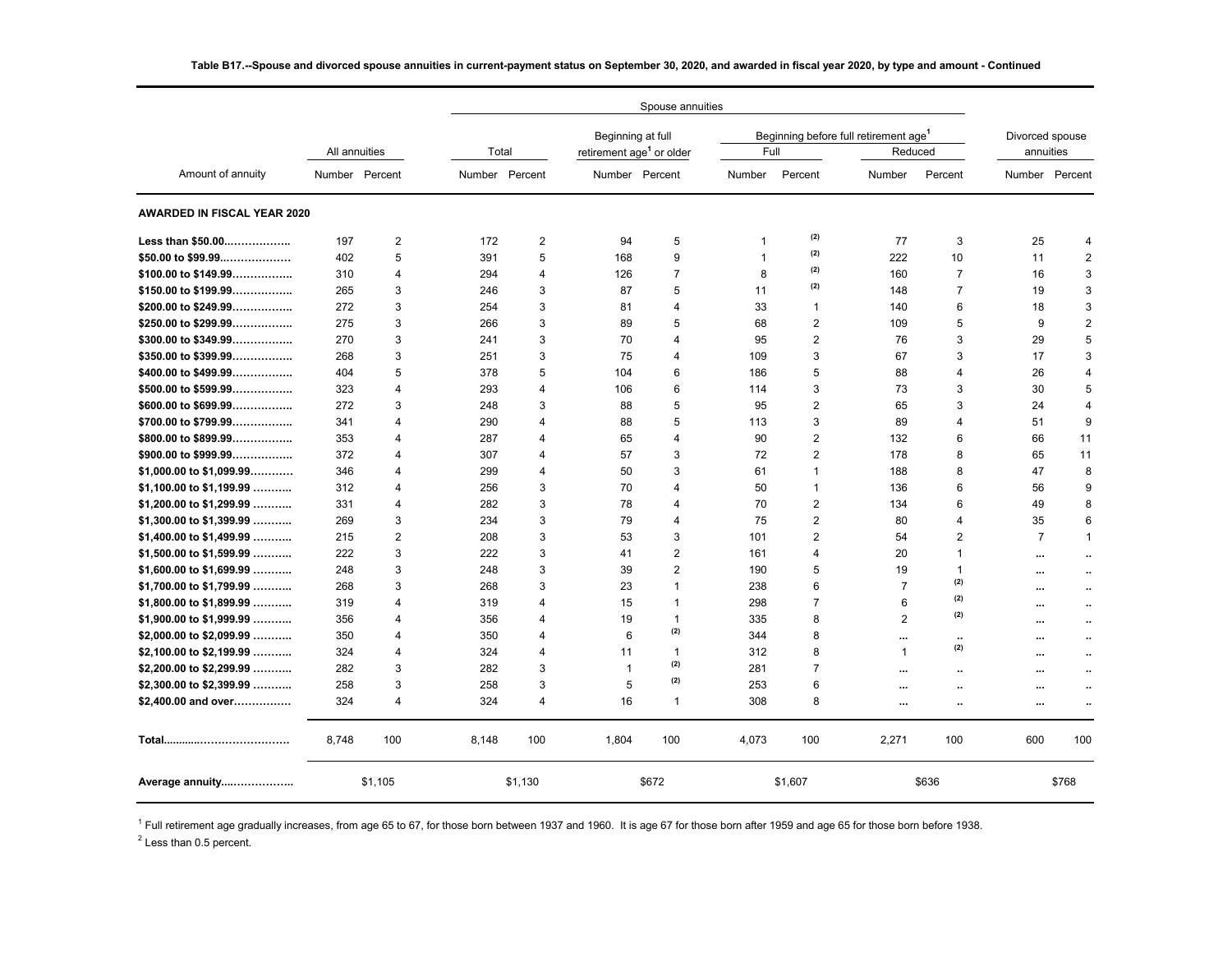**Table B17.--Spouse and divorced spouse annuities in current-payment status on September 30, 2020, and awarded in fiscal year 2020, by type and amount - Continued**

| Amount of annuity | All annuities | | Spouse annuities | | | | | | | | Divorced spouse annuities | |
|---|---|---|---|---|---|---|---|---|---|---|---|---|
| | | | Total | | Beginning at full retirement age[1] or older | | Beginning before full retirement age[1] | | | | | |
| | | | | | | | Full | | Reduced | | | |
| | Number | Percent | Number | Percent | Number | Percent | Number | Percent | Number | Percent | Number | Percent |
| **AWARDED IN FISCAL YEAR 2020** | | | | | | | | | | | | |
| **Less than $50.00** | 197 | 2 | 172 | 2 | 94 | 5 | 1 | (2) | 77 | 3 | 25 | 4 |
| **$50.00 to $99.99** | 402 | 5 | 391 | 5 | 168 | 9 | 1 | (2) | 222 | 10 | 11 | 2 |
| **$100.00 to $149.99** | 310 | 4 | 294 | 4 | 126 | 7 | 8 | (2) | 160 | 7 | 16 | 3 |
| **$150.00 to $199.99** | 265 | 3 | 246 | 3 | 87 | 5 | 11 | (2) | 148 | 7 | 19 | 3 |
| **$200.00 to $249.99** | 272 | 3 | 254 | 3 | 81 | 4 | 33 | 1 | 140 | 6 | 18 | 3 |
| **$250.00 to $299.99** | 275 | 3 | 266 | 3 | 89 | 5 | 68 | 2 | 109 | 5 | 9 | 2 |
| **$300.00 to $349.99** | 270 | 3 | 241 | 3 | 70 | 4 | 95 | 2 | 76 | 3 | 29 | 5 |
| **$350.00 to $399.99** | 268 | 3 | 251 | 3 | 75 | 4 | 109 | 3 | 67 | 3 | 17 | 3 |
| **$400.00 to $499.99** | 404 | 5 | 378 | 5 | 104 | 6 | 186 | 5 | 88 | 4 | 26 | 4 |
| **$500.00 to $599.99** | 323 | 4 | 293 | 4 | 106 | 6 | 114 | 3 | 73 | 3 | 30 | 5 |
| **$600.00 to $699.99** | 272 | 3 | 248 | 3 | 88 | 5 | 95 | 2 | 65 | 3 | 24 | 4 |
| **$700.00 to $799.99** | 341 | 4 | 290 | 4 | 88 | 5 | 113 | 3 | 89 | 4 | 51 | 9 |
| **$800.00 to $899.99** | 353 | 4 | 287 | 4 | 65 | 4 | 90 | 2 | 132 | 6 | 66 | 11 |
| **$900.00 to $999.99** | 372 | 4 | 307 | 4 | 57 | 3 | 72 | 2 | 178 | 8 | 65 | 11 |
| **$1,000.00 to $1,099.99** | 346 | 4 | 299 | 4 | 50 | 3 | 61 | 1 | 188 | 8 | 47 | 8 |
| **$1,100.00 to $1,199.99** | 312 | 4 | 256 | 3 | 70 | 4 | 50 | 1 | 136 | 6 | 56 | 9 |
| **$1,200.00 to $1,299.99** | 331 | 4 | 282 | 3 | 78 | 4 | 70 | 2 | 134 | 6 | 49 | 8 |
| **$1,300.00 to $1,399.99** | 269 | 3 | 234 | 3 | 79 | 4 | 75 | 2 | 80 | 4 | 35 | 6 |
| **$1,400.00 to $1,499.99** | 215 | 2 | 208 | 3 | 53 | 3 | 101 | 2 | 54 | 2 | 7 | 1 |
| **$1,500.00 to $1,599.99** | 222 | 3 | 222 | 3 | 41 | 2 | 161 | 4 | 20 | 1 | ... | .. |
| **$1,600.00 to $1,699.99** | 248 | 3 | 248 | 3 | 39 | 2 | 190 | 5 | 19 | 1 | ... | .. |
| **$1,700.00 to $1,799.99** | 268 | 3 | 268 | 3 | 23 | 1 | 238 | 6 | 7 | (2) | ... | .. |
| **$1,800.00 to $1,899.99** | 319 | 4 | 319 | 4 | 15 | 1 | 298 | 7 | 6 | (2) | ... | .. |
| **$1,900.00 to $1,999.99** | 356 | 4 | 356 | 4 | 19 | 1 | 335 | 8 | 2 | (2) | ... | .. |
| **$2,000.00 to $2,099.99** | 350 | 4 | 350 | 4 | 6 | (2) | 344 | 8 | ... | .. | ... | .. |
| **$2,100.00 to $2,199.99** | 324 | 4 | 324 | 4 | 11 | 1 | 312 | 8 | 1 | (2) | ... | .. |
| **$2,200.00 to $2,299.99** | 282 | 3 | 282 | 3 | 1 | (2) | 281 | 7 | ... | .. | ... | .. |
| **$2,300.00 to $2,399.99** | 258 | 3 | 258 | 3 | 5 | (2) | 253 | 6 | ... | .. | ... | .. |
| **$2,400.00 and over** | 324 | 4 | 324 | 4 | 16 | 1 | 308 | 8 | ... | .. | ... | .. |
| **Total** | 8,748 | 100 | 8,148 | 100 | 1,804 | 100 | 4,073 | 100 | 2,271 | 100 | 600 | 100 |
| **Average annuity** | $1,105 | | $1,130 | | $672 | | $1,607 | | $636 | | $768 | |

[1] Full retirement age gradually increases, from age 65 to 67, for those born between 1937 and 1960. It is age 67 for those born after 1959 and age 65 for those born before 1938.

[2] Less than 0.5 percent.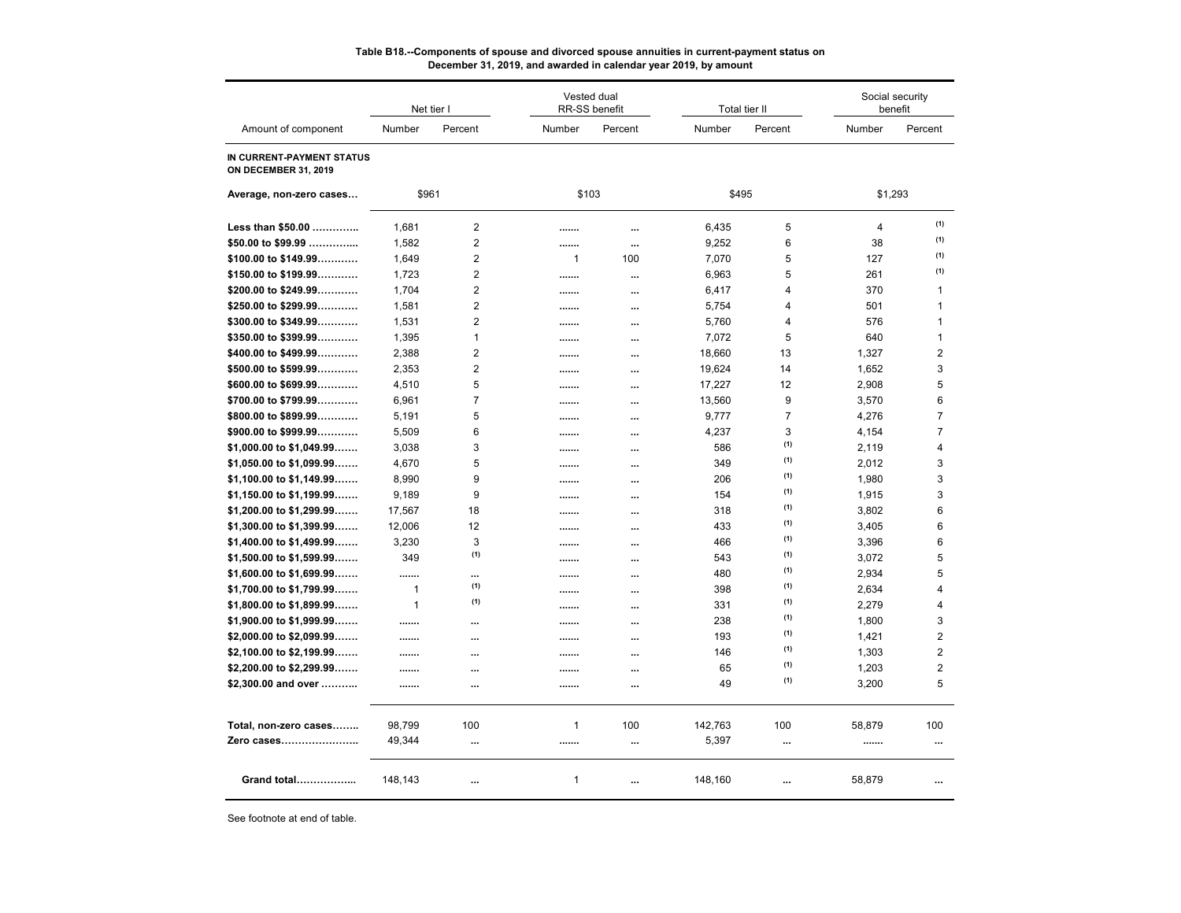**Table B18.--Components of spouse and divorced spouse annuities in current-payment status on December 31, 2019, and awarded in calendar year 2019, by amount**

| | Net tier I | | Vested dual RR-SS benefit | | Total tier II | | Social security benefit | |
|---|---|---|---|---|---|---|---|---|
| Amount of component | Number | Percent | Number | Percent | Number | Percent | Number | Percent |
| **IN CURRENT-PAYMENT STATUS ON DECEMBER 31, 2019** | | | | | | | | |
| **Average, non-zero cases…** | $961 | | $103 | | $495 | | $1,293 | |
| **Less than $50.00 …………..** | 1,681 | 2 | ……. | ... | 6,435 | 5 | 4 | (1) |
| **$50.00 to $99.99 …………..** | 1,582 | 2 | ……. | ... | 9,252 | 6 | 38 | (1) |
| **$100.00 to $149.99…………** | 1,649 | 2 | 1 | 100 | 7,070 | 5 | 127 | (1) |
| **$150.00 to $199.99…………** | 1,723 | 2 | ……. | ... | 6,963 | 5 | 261 | (1) |
| **$200.00 to $249.99…………** | 1,704 | 2 | ……. | ... | 6,417 | 4 | 370 | 1 |
| **$250.00 to $299.99…………** | 1,581 | 2 | ……. | ... | 5,754 | 4 | 501 | 1 |
| **$300.00 to $349.99…………** | 1,531 | 2 | ……. | ... | 5,760 | 4 | 576 | 1 |
| **$350.00 to $399.99…………** | 1,395 | 1 | ……. | ... | 7,072 | 5 | 640 | 1 |
| **$400.00 to $499.99…………** | 2,388 | 2 | ……. | ... | 18,660 | 13 | 1,327 | 2 |
| **$500.00 to $599.99…………** | 2,353 | 2 | ……. | ... | 19,624 | 14 | 1,652 | 3 |
| **$600.00 to $699.99…………** | 4,510 | 5 | ……. | ... | 17,227 | 12 | 2,908 | 5 |
| **$700.00 to $799.99…………** | 6,961 | 7 | ……. | ... | 13,560 | 9 | 3,570 | 6 |
| **$800.00 to $899.99…………** | 5,191 | 5 | ……. | ... | 9,777 | 7 | 4,276 | 7 |
| **$900.00 to $999.99…………** | 5,509 | 6 | ……. | ... | 4,237 | 3 | 4,154 | 7 |
| **$1,000.00 to $1,049.99…….** | 3,038 | 3 | ……. | ... | 586 | (1) | 2,119 | 4 |
| **$1,050.00 to $1,099.99…….** | 4,670 | 5 | ……. | ... | 349 | (1) | 2,012 | 3 |
| **$1,100.00 to $1,149.99…….** | 8,990 | 9 | ……. | ... | 206 | (1) | 1,980 | 3 |
| **$1,150.00 to $1,199.99…….** | 9,189 | 9 | ……. | ... | 154 | (1) | 1,915 | 3 |
| **$1,200.00 to $1,299.99…….** | 17,567 | 18 | ……. | ... | 318 | (1) | 3,802 | 6 |
| **$1,300.00 to $1,399.99…….** | 12,006 | 12 | ……. | ... | 433 | (1) | 3,405 | 6 |
| **$1,400.00 to $1,499.99…….** | 3,230 | 3 | ……. | ... | 466 | (1) | 3,396 | 6 |
| **$1,500.00 to $1,599.99…….** | 349 | (1) | ……. | ... | 543 | (1) | 3,072 | 5 |
| **$1,600.00 to $1,699.99…….** | ……. | ... | ……. | ... | 480 | (1) | 2,934 | 5 |
| **$1,700.00 to $1,799.99…….** | 1 | (1) | ……. | ... | 398 | (1) | 2,634 | 4 |
| **$1,800.00 to $1,899.99…….** | 1 | (1) | ……. | ... | 331 | (1) | 2,279 | 4 |
| **$1,900.00 to $1,999.99…….** | ……. | ... | ……. | ... | 238 | (1) | 1,800 | 3 |
| **$2,000.00 to $2,099.99…….** | ……. | ... | ……. | ... | 193 | (1) | 1,421 | 2 |
| **$2,100.00 to $2,199.99…….** | ……. | ... | ……. | ... | 146 | (1) | 1,303 | 2 |
| **$2,200.00 to $2,299.99…….** | ……. | ... | ……. | ... | 65 | (1) | 1,203 | 2 |
| **$2,300.00 and over ………..** | ……. | ... | ……. | ... | 49 | (1) | 3,200 | 5 |
| **Total, non-zero cases……..** | 98,799 | 100 | 1 | 100 | 142,763 | 100 | 58,879 | 100 |
| **Zero cases…………………..** | 49,344 | ... | ……. | ... | 5,397 | ... | ……. | ... |
| **Grand total……………..** | 148,143 | ... | 1 | ... | 148,160 | ... | 58,879 | ... |

See footnote at end of table.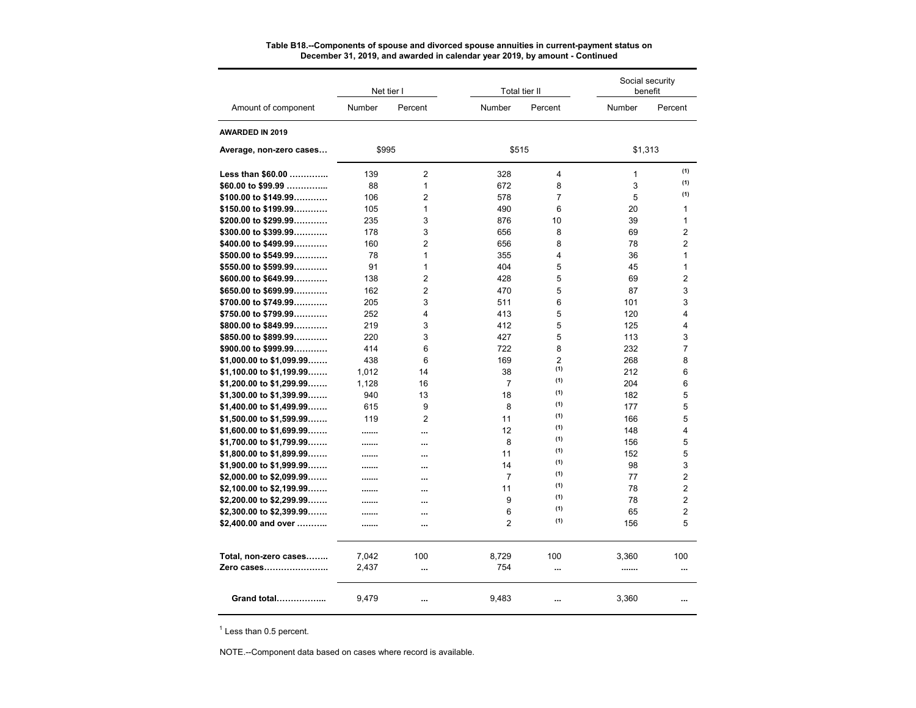**Table B18.--Components of spouse and divorced spouse annuities in current-payment status on December 31, 2019, and awarded in calendar year 2019, by amount - Continued**

| Amount of component | Net tier I | | Total tier II | | Social security benefit | |
|---|---|---|---|---|---|---|
| | Number | Percent | Number | Percent | Number | Percent |
| **AWARDED IN 2019** | | | | | | |
| **Average, non-zero cases…** | $995 | | $515 | | $1,313 | |
| **Less than $60.00 …………..** | 139 | 2 | 328 | 4 | 1 | (1) |
| **$60.00 to $99.99 …………..** | 88 | 1 | 672 | 8 | 3 | (1) |
| **$100.00 to $149.99…………** | 106 | 2 | 578 | 7 | 5 | (1) |
| **$150.00 to $199.99…………** | 105 | 1 | 490 | 6 | 20 | 1 |
| **$200.00 to $299.99…………** | 235 | 3 | 876 | 10 | 39 | 1 |
| **$300.00 to $399.99…………** | 178 | 3 | 656 | 8 | 69 | 2 |
| **$400.00 to $499.99…………** | 160 | 2 | 656 | 8 | 78 | 2 |
| **$500.00 to $549.99…………** | 78 | 1 | 355 | 4 | 36 | 1 |
| **$550.00 to $599.99…………** | 91 | 1 | 404 | 5 | 45 | 1 |
| **$600.00 to $649.99…………** | 138 | 2 | 428 | 5 | 69 | 2 |
| **$650.00 to $699.99…………** | 162 | 2 | 470 | 5 | 87 | 3 |
| **$700.00 to $749.99…………** | 205 | 3 | 511 | 6 | 101 | 3 |
| **$750.00 to $799.99…………** | 252 | 4 | 413 | 5 | 120 | 4 |
| **$800.00 to $849.99…………** | 219 | 3 | 412 | 5 | 125 | 4 |
| **$850.00 to $899.99…………** | 220 | 3 | 427 | 5 | 113 | 3 |
| **$900.00 to $999.99…………** | 414 | 6 | 722 | 8 | 232 | 7 |
| **$1,000.00 to $1,099.99…….** | 438 | 6 | 169 | 2 | 268 | 8 |
| **$1,100.00 to $1,199.99…….** | 1,012 | 14 | 38 | (1) | 212 | 6 |
| **$1,200.00 to $1,299.99…….** | 1,128 | 16 | 7 | (1) | 204 | 6 |
| **$1,300.00 to $1,399.99…….** | 940 | 13 | 18 | (1) | 182 | 5 |
| **$1,400.00 to $1,499.99…….** | 615 | 9 | 8 | (1) | 177 | 5 |
| **$1,500.00 to $1,599.99…….** | 119 | 2 | 11 | (1) | 166 | 5 |
| **$1,600.00 to $1,699.99…….** | ……. | … | 12 | (1) | 148 | 4 |
| **$1,700.00 to $1,799.99…….** | ……. | … | 8 | (1) | 156 | 5 |
| **$1,800.00 to $1,899.99…….** | ……. | … | 11 | (1) | 152 | 5 |
| **$1,900.00 to $1,999.99…….** | ……. | … | 14 | (1) | 98 | 3 |
| **$2,000.00 to $2,099.99…….** | ……. | … | 7 | (1) | 77 | 2 |
| **$2,100.00 to $2,199.99…….** | ……. | … | 11 | (1) | 78 | 2 |
| **$2,200.00 to $2,299.99…….** | ……. | … | 9 | (1) | 78 | 2 |
| **$2,300.00 to $2,399.99…….** | ……. | … | 6 | (1) | 65 | 2 |
| **$2,400.00 and over ………..** | ……. | … | 2 | (1) | 156 | 5 |
| **Total, non-zero cases……..** | 7,042 | 100 | 8,729 | 100 | 3,360 | 100 |
| **Zero cases…………………..** | 2,437 | … | 754 | … | ……. | … |
| **Grand total……………...** | 9,479 | … | 9,483 | … | 3,360 | … |

[1] Less than 0.5 percent.

NOTE.--Component data based on cases where record is available.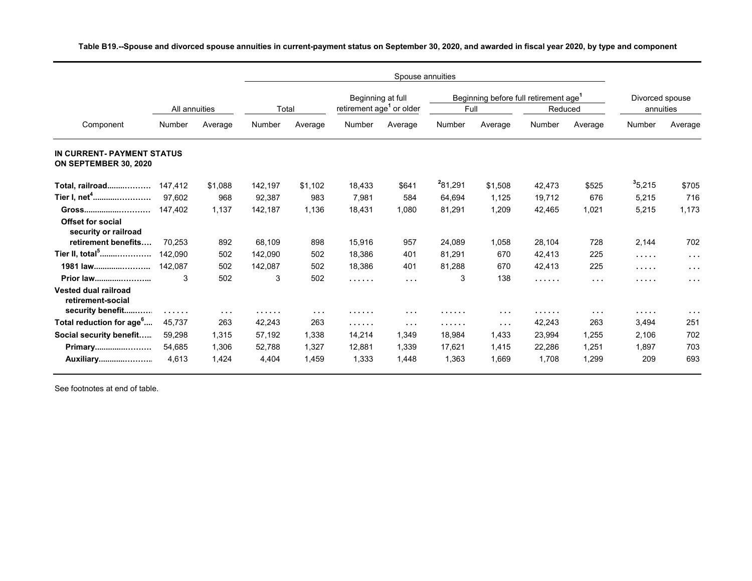**Table B19.--Spouse and divorced spouse annuities in current-payment status on September 30, 2020, and awarded in fiscal year 2020, by type and component**

| Component | All annuities | | Spouse annuities | | | | | | | | Divorced spouse annuities | |
|---|---|---|---|---|---|---|---|---|---|---|---|---|
| | | | Total | | Beginning at full retirement age[1] or older | | Beginning before full retirement age[1] | | | | | |
| | | | | | | | Full | | Reduced | | | |
| | Number | Average | Number | Average | Number | Average | Number | Average | Number | Average | Number | Average |
| **IN CURRENT- PAYMENT STATUS ON SEPTEMBER 30, 2020** | | | | | | | | | | | | |
| **Total, railroad** | 147,412 | $1,088 | 142,197 | $1,102 | 18,433 | $641 | [2]81,291 | $1,508 | 42,473 | $525 | [3]5,215 | $705 |
| **Tier I, net[4]** | 97,602 | 968 | 92,387 | 983 | 7,981 | 584 | 64,694 | 1,125 | 19,712 | 676 | 5,215 | 716 |
| **Gross** | 147,402 | 1,137 | 142,187 | 1,136 | 18,431 | 1,080 | 81,291 | 1,209 | 42,465 | 1,021 | 5,215 | 1,173 |
| **Offset for social security or railroad retirement benefits** | 70,253 | 892 | 68,109 | 898 | 15,916 | 957 | 24,089 | 1,058 | 28,104 | 728 | 2,144 | 702 |
| **Tier II, total[5]** | 142,090 | 502 | 142,090 | 502 | 18,386 | 401 | 81,291 | 670 | 42,413 | 225 | ..... | ... |
| **1981 law** | 142,087 | 502 | 142,087 | 502 | 18,386 | 401 | 81,288 | 670 | 42,413 | 225 | ..... | ... |
| **Prior law** | 3 | 502 | 3 | 502 | ...... | ... | 3 | 138 | ...... | ... | ..... | ... |
| **Vested dual railroad retirement-social security benefit** | ...... | ... | ...... | ... | ...... | ... | ...... | ... | ...... | ... | ..... | ... |
| **Total reduction for age[6]** | 45,737 | 263 | 42,243 | 263 | ...... | ... | ...... | ... | 42,243 | 263 | 3,494 | 251 |
| **Social security benefit** | 59,298 | 1,315 | 57,192 | 1,338 | 14,214 | 1,349 | 18,984 | 1,433 | 23,994 | 1,255 | 2,106 | 702 |
| **Primary** | 54,685 | 1,306 | 52,788 | 1,327 | 12,881 | 1,339 | 17,621 | 1,415 | 22,286 | 1,251 | 1,897 | 703 |
| **Auxiliary** | 4,613 | 1,424 | 4,404 | 1,459 | 1,333 | 1,448 | 1,363 | 1,669 | 1,708 | 1,299 | 209 | 693 |

See footnotes at end of table.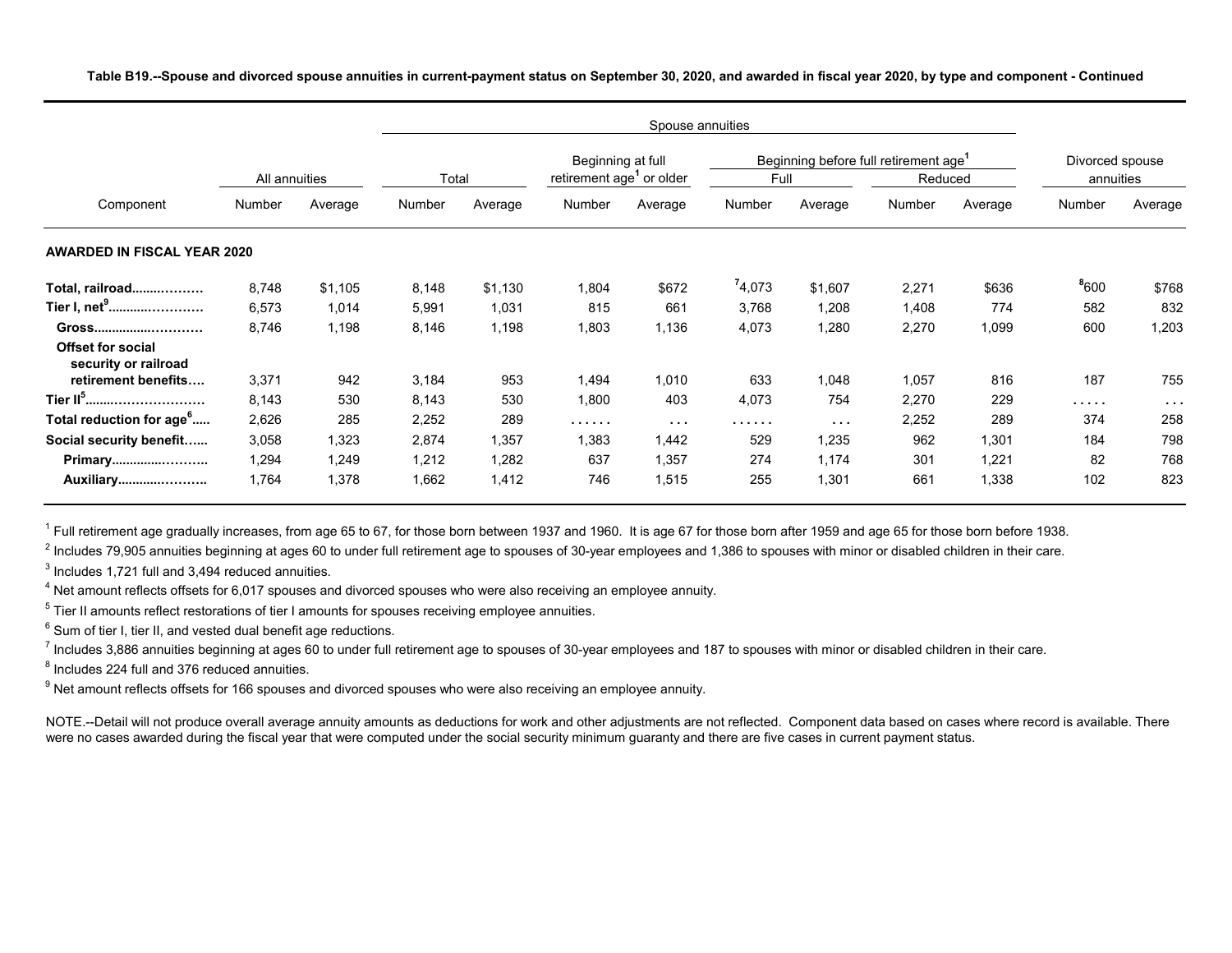**Table B19.--Spouse and divorced spouse annuities in current-payment status on September 30, 2020, and awarded in fiscal year 2020, by type and component - Continued**

| Component | All annuities | | Spouse annuities | | | | | | | | Divorced spouse annuities | |
|---|---|---|---|---|---|---|---|---|---|---|---|---|
| | | | Total | | Beginning at full retirement age[1] or older | | Beginning before full retirement age[1] | | | | | |
| | | | | | | | Full | | Reduced | | | |
| | Number | Average | Number | Average | Number | Average | Number | Average | Number | Average | Number | Average |
| **AWARDED IN FISCAL YEAR 2020** | | | | | | | | | | | | |
| **Total, railroad** | 8,748 | $1,105 | 8,148 | $1,130 | 1,804 | $672 | [7]4,073 | $1,607 | 2,271 | $636 | [8]600 | $768 |
| **Tier I, net[9]** | 6,573 | 1,014 | 5,991 | 1,031 | 815 | 661 | 3,768 | 1,208 | 1,408 | 774 | 582 | 832 |
| **Gross** | 8,746 | 1,198 | 8,146 | 1,198 | 1,803 | 1,136 | 4,073 | 1,280 | 2,270 | 1,099 | 600 | 1,203 |
| **Offset for social security or railroad retirement benefits** | 3,371 | 942 | 3,184 | 953 | 1,494 | 1,010 | 633 | 1,048 | 1,057 | 816 | 187 | 755 |
| **Tier II[5]** | 8,143 | 530 | 8,143 | 530 | 1,800 | 403 | 4,073 | 754 | 2,270 | 229 | ..... | ... |
| **Total reduction for age[6]** | 2,626 | 285 | 2,252 | 289 | ...... | ... | ...... | ... | 2,252 | 289 | 374 | 258 |
| **Social security benefit** | 3,058 | 1,323 | 2,874 | 1,357 | 1,383 | 1,442 | 529 | 1,235 | 962 | 1,301 | 184 | 798 |
| **Primary** | 1,294 | 1,249 | 1,212 | 1,282 | 637 | 1,357 | 274 | 1,174 | 301 | 1,221 | 82 | 768 |
| **Auxiliary** | 1,764 | 1,378 | 1,662 | 1,412 | 746 | 1,515 | 255 | 1,301 | 661 | 1,338 | 102 | 823 |

[1] Full retirement age gradually increases, from age 65 to 67, for those born between 1937 and 1960. It is age 67 for those born after 1959 and age 65 for those born before 1938.

[2] Includes 79,905 annuities beginning at ages 60 to under full retirement age to spouses of 30-year employees and 1,386 to spouses with minor or disabled children in their care.

[3] Includes 1,721 full and 3,494 reduced annuities.

[4] Net amount reflects offsets for 6,017 spouses and divorced spouses who were also receiving an employee annuity.

[5] Tier II amounts reflect restorations of tier I amounts for spouses receiving employee annuities.

[6] Sum of tier I, tier II, and vested dual benefit age reductions.

[7] Includes 3,886 annuities beginning at ages 60 to under full retirement age to spouses of 30-year employees and 187 to spouses with minor or disabled children in their care.

[8] Includes 224 full and 376 reduced annuities.

[9] Net amount reflects offsets for 166 spouses and divorced spouses who were also receiving an employee annuity.

NOTE.--Detail will not produce overall average annuity amounts as deductions for work and other adjustments are not reflected. Component data based on cases where record is available. There were no cases awarded during the fiscal year that were computed under the social security minimum guaranty and there are five cases in current payment status.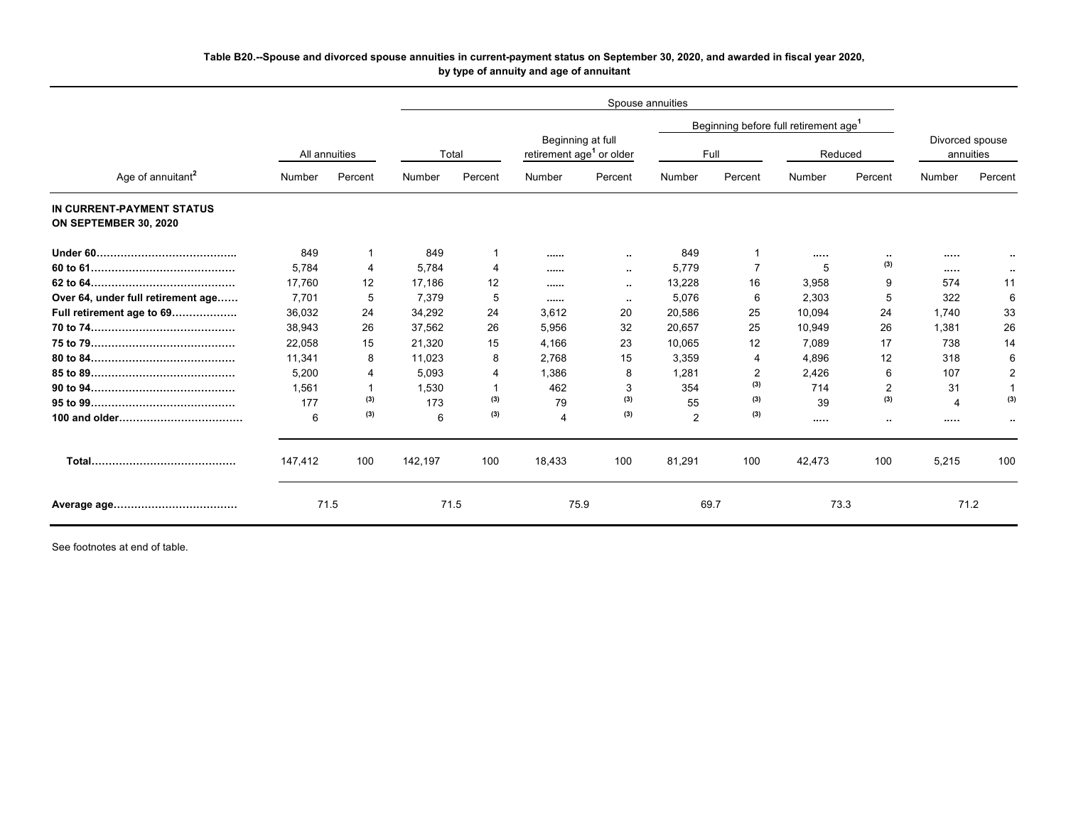**Table B20.--Spouse and divorced spouse annuities in current-payment status on September 30, 2020, and awarded in fiscal year 2020, by type of annuity and age of annuitant**

| Age of annuitant[2] | All annuities | | Spouse annuities | | | | | | | | Divorced spouse annuities | |
|---|---|---|---|---|---|---|---|---|---|---|---|---|
| | | | Total | | Beginning at full retirement age[1] or older | | Beginning before full retirement age[1] | | | | | |
| | | | | | | | Full | | Reduced | | | |
| | Number | Percent | Number | Percent | Number | Percent | Number | Percent | Number | Percent | Number | Percent |
| **IN CURRENT-PAYMENT STATUS ON SEPTEMBER 30, 2020** | | | | | | | | | | | | |
| **Under 60** | 849 | 1 | 849 | 1 | ...... | .. | 849 | 1 | ..... | .. | ..... | .. |
| **60 to 61** | 5,784 | 4 | 5,784 | 4 | ...... | .. | 5,779 | 7 | 5 | (3) | ..... | .. |
| **62 to 64** | 17,760 | 12 | 17,186 | 12 | ...... | .. | 13,228 | 16 | 3,958 | 9 | 574 | 11 |
| **Over 64, under full retirement age** | 7,701 | 5 | 7,379 | 5 | ...... | .. | 5,076 | 6 | 2,303 | 5 | 322 | 6 |
| **Full retirement age to 69** | 36,032 | 24 | 34,292 | 24 | 3,612 | 20 | 20,586 | 25 | 10,094 | 24 | 1,740 | 33 |
| **70 to 74** | 38,943 | 26 | 37,562 | 26 | 5,956 | 32 | 20,657 | 25 | 10,949 | 26 | 1,381 | 26 |
| **75 to 79** | 22,058 | 15 | 21,320 | 15 | 4,166 | 23 | 10,065 | 12 | 7,089 | 17 | 738 | 14 |
| **80 to 84** | 11,341 | 8 | 11,023 | 8 | 2,768 | 15 | 3,359 | 4 | 4,896 | 12 | 318 | 6 |
| **85 to 89** | 5,200 | 4 | 5,093 | 4 | 1,386 | 8 | 1,281 | 2 | 2,426 | 6 | 107 | 2 |
| **90 to 94** | 1,561 | 1 | 1,530 | 1 | 462 | 3 | 354 | (3) | 714 | 2 | 31 | 1 |
| **95 to 99** | 177 | (3) | 173 | (3) | 79 | (3) | 55 | (3) | 39 | (3) | 4 | (3) |
| **100 and older** | 6 | (3) | 6 | (3) | 4 | (3) | 2 | (3) | ..... | .. | ..... | .. |
| **Total** | 147,412 | 100 | 142,197 | 100 | 18,433 | 100 | 81,291 | 100 | 42,473 | 100 | 5,215 | 100 |
| **Average age** | 71.5 | | 71.5 | | 75.9 | | 69.7 | | 73.3 | | 71.2 | |

See footnotes at end of table.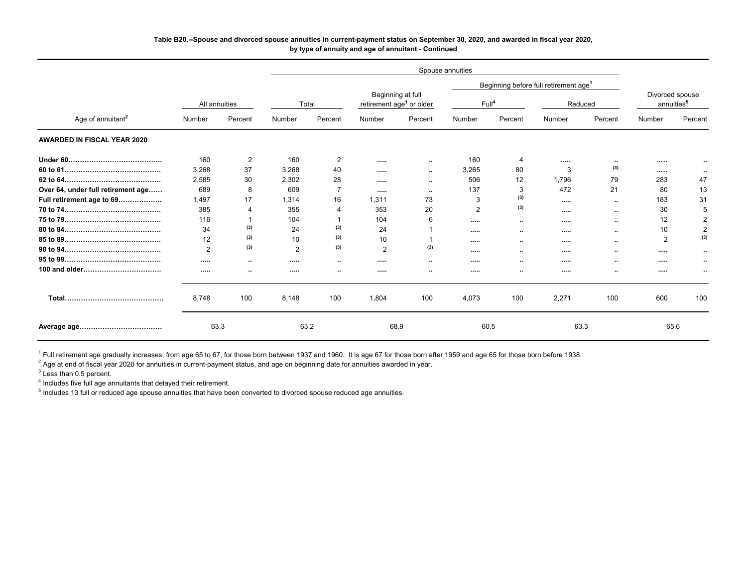**Table B20.--Spouse and divorced spouse annuities in current-payment status on September 30, 2020, and awarded in fiscal year 2020, by type of annuity and age of annuitant - Continued**

| Age of annuitant[2] | All annuities | | Spouse annuities | | | | | | | | Divorced spouse annuities[5] | |
|---|---|---|---|---|---|---|---|---|---|---|---|---|
| | | | Total | | Beginning at full retirement age[1] or older | | Beginning before full retirement age[1] | | | | | |
| | | | | | | | Full[4] | | Reduced | | | |
| | Number | Percent | Number | Percent | Number | Percent | Number | Percent | Number | Percent | Number | Percent |
| **AWARDED IN FISCAL YEAR 2020** | | | | | | | | | | | | |
| **Under 60** | 160 | 2 | 160 | 2 | ..... | .. | 160 | 4 | ..... | .. | ..... | .. |
| **60 to 61** | 3,268 | 37 | 3,268 | 40 | ..... | .. | 3,265 | 80 | 3 | (3) | ..... | .. |
| **62 to 64** | 2,585 | 30 | 2,302 | 28 | ..... | .. | 506 | 12 | 1,796 | 79 | 283 | 47 |
| **Over 64, under full retirement age** | 689 | 8 | 609 | 7 | ..... | .. | 137 | 3 | 472 | 21 | 80 | 13 |
| **Full retirement age to 69** | 1,497 | 17 | 1,314 | 16 | 1,311 | 73 | 3 | (3) | ..... | .. | 183 | 31 |
| **70 to 74** | 385 | 4 | 355 | 4 | 353 | 20 | 2 | (3) | ..... | .. | 30 | 5 |
| **75 to 79** | 116 | 1 | 104 | 1 | 104 | 6 | ..... | .. | ..... | .. | 12 | 2 |
| **80 to 84** | 34 | (3) | 24 | (3) | 24 | 1 | ..... | .. | ..... | .. | 10 | 2 |
| **85 to 89** | 12 | (3) | 10 | (3) | 10 | 1 | ..... | .. | ..... | .. | 2 | (3) |
| **90 to 94** | 2 | (3) | 2 | (3) | 2 | (3) | ..... | .. | ..... | .. | ..... | .. |
| **95 to 99** | ..... | .. | ..... | .. | ..... | .. | ..... | .. | ..... | .. | ..... | .. |
| **100 and older** | ..... | .. | ..... | .. | ..... | .. | ..... | .. | ..... | .. | ..... | .. |
| **Total** | 8,748 | 100 | 8,148 | 100 | 1,804 | 100 | 4,073 | 100 | 2,271 | 100 | 600 | 100 |
| **Average age** | 63.3 | | 63.2 | | 68.9 | | 60.5 | | 63.3 | | 65.6 | |

[1] Full retirement age gradually increases, from age 65 to 67, for those born between 1937 and 1960. It is age 67 for those born after 1959 and age 65 for those born before 1938.

[2] Age at end of fiscal year 2020 for annuities in current-payment status, and age on beginning date for annuities awarded in year.

[3] Less than 0.5 percent.

[4] Includes five full age annuitants that delayed their retirement.

[5] Includes 13 full or reduced age spouse annuities that have been converted to divorced spouse reduced age annuities.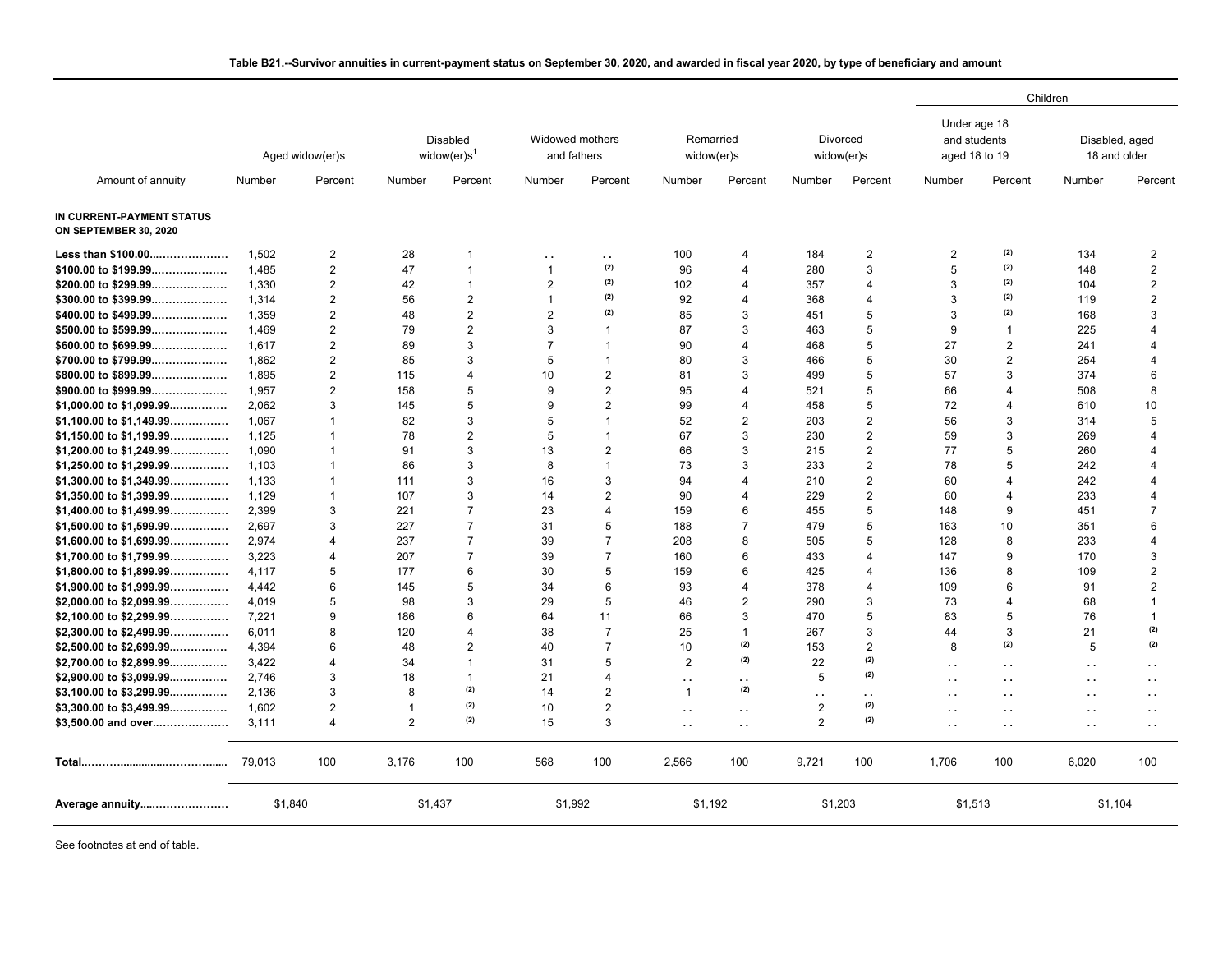**Table B21.--Survivor annuities in current-payment status on September 30, 2020, and awarded in fiscal year 2020, by type of beneficiary and amount**

| Amount of annuity | Aged widow(er)s | | Disabled widow(er)s[1] | | Widowed mothers and fathers | | Remarried widow(er)s | | Divorced widow(er)s | | Children: Under age 18 and students aged 18 to 19 | | Children: Disabled, aged 18 and older | |
|---|---|---|---|---|---|---|---|---|---|---|---|---|---|---|
| | Number | Percent | Number | Percent | Number | Percent | Number | Percent | Number | Percent | Number | Percent | Number | Percent |
| **IN CURRENT-PAYMENT STATUS ON SEPTEMBER 30, 2020** | | | | | | | | | | | | | | |
| **Less than $100.00** | 1,502 | 2 | 28 | 1 | . . | . . | 100 | 4 | 184 | 2 | 2 | (2) | 134 | 2 |
| **$100.00 to $199.99** | 1,485 | 2 | 47 | 1 | 1 | (2) | 96 | 4 | 280 | 3 | 5 | (2) | 148 | 2 |
| **$200.00 to $299.99** | 1,330 | 2 | 42 | 1 | 2 | (2) | 102 | 4 | 357 | 4 | 3 | (2) | 104 | 2 |
| **$300.00 to $399.99** | 1,314 | 2 | 56 | 2 | 1 | (2) | 92 | 4 | 368 | 4 | 3 | (2) | 119 | 2 |
| **$400.00 to $499.99** | 1,359 | 2 | 48 | 2 | 2 | (2) | 85 | 3 | 451 | 5 | 3 | (2) | 168 | 3 |
| **$500.00 to $599.99** | 1,469 | 2 | 79 | 2 | 3 | 1 | 87 | 3 | 463 | 5 | 9 | 1 | 225 | 4 |
| **$600.00 to $699.99** | 1,617 | 2 | 89 | 3 | 7 | 1 | 90 | 4 | 468 | 5 | 27 | 2 | 241 | 4 |
| **$700.00 to $799.99** | 1,862 | 2 | 85 | 3 | 5 | 1 | 80 | 3 | 466 | 5 | 30 | 2 | 254 | 4 |
| **$800.00 to $899.99** | 1,895 | 2 | 115 | 4 | 10 | 2 | 81 | 3 | 499 | 5 | 57 | 3 | 374 | 6 |
| **$900.00 to $999.99** | 1,957 | 2 | 158 | 5 | 9 | 2 | 95 | 4 | 521 | 5 | 66 | 4 | 508 | 8 |
| **$1,000.00 to $1,099.99** | 2,062 | 3 | 145 | 5 | 9 | 2 | 99 | 4 | 458 | 5 | 72 | 4 | 610 | 10 |
| **$1,100.00 to $1,149.99** | 1,067 | 1 | 82 | 3 | 5 | 1 | 52 | 2 | 203 | 2 | 56 | 3 | 314 | 5 |
| **$1,150.00 to $1,199.99** | 1,125 | 1 | 78 | 2 | 5 | 1 | 67 | 3 | 230 | 2 | 59 | 3 | 269 | 4 |
| **$1,200.00 to $1,249.99** | 1,090 | 1 | 91 | 3 | 13 | 2 | 66 | 3 | 215 | 2 | 77 | 5 | 260 | 4 |
| **$1,250.00 to $1,299.99** | 1,103 | 1 | 86 | 3 | 8 | 1 | 73 | 3 | 233 | 2 | 78 | 5 | 242 | 4 |
| **$1,300.00 to $1,349.99** | 1,133 | 1 | 111 | 3 | 16 | 3 | 94 | 4 | 210 | 2 | 60 | 4 | 242 | 4 |
| **$1,350.00 to $1,399.99** | 1,129 | 1 | 107 | 3 | 14 | 2 | 90 | 4 | 229 | 2 | 60 | 4 | 233 | 4 |
| **$1,400.00 to $1,499.99** | 2,399 | 3 | 221 | 7 | 23 | 4 | 159 | 6 | 455 | 5 | 148 | 9 | 451 | 7 |
| **$1,500.00 to $1,599.99** | 2,697 | 3 | 227 | 7 | 31 | 5 | 188 | 7 | 479 | 5 | 163 | 10 | 351 | 6 |
| **$1,600.00 to $1,699.99** | 2,974 | 4 | 237 | 7 | 39 | 7 | 208 | 8 | 505 | 5 | 128 | 8 | 233 | 4 |
| **$1,700.00 to $1,799.99** | 3,223 | 4 | 207 | 7 | 39 | 7 | 160 | 6 | 433 | 4 | 147 | 9 | 170 | 3 |
| **$1,800.00 to $1,899.99** | 4,117 | 5 | 177 | 6 | 30 | 5 | 159 | 6 | 425 | 4 | 136 | 8 | 109 | 2 |
| **$1,900.00 to $1,999.99** | 4,442 | 6 | 145 | 5 | 34 | 6 | 93 | 4 | 378 | 4 | 109 | 6 | 91 | 2 |
| **$2,000.00 to $2,099.99** | 4,019 | 5 | 98 | 3 | 29 | 5 | 46 | 2 | 290 | 3 | 73 | 4 | 68 | 1 |
| **$2,100.00 to $2,299.99** | 7,221 | 9 | 186 | 6 | 64 | 11 | 66 | 3 | 470 | 5 | 83 | 5 | 76 | 1 |
| **$2,300.00 to $2,499.99** | 6,011 | 8 | 120 | 4 | 38 | 7 | 25 | 1 | 267 | 3 | 44 | 3 | 21 | (2) |
| **$2,500.00 to $2,699.99** | 4,394 | 6 | 48 | 2 | 40 | 7 | 10 | (2) | 153 | 2 | 8 | (2) | 5 | (2) |
| **$2,700.00 to $2,899.99** | 3,422 | 4 | 34 | 1 | 31 | 5 | 2 | (2) | 22 | (2) | . . | . . | . . | . . |
| **$2,900.00 to $3,099.99** | 2,746 | 3 | 18 | 1 | 21 | 4 | . . | . . | 5 | (2) | . . | . . | . . | . . |
| **$3,100.00 to $3,299.99** | 2,136 | 3 | 8 | (2) | 14 | 2 | 1 | (2) | . . | . . | . . | . . | . . | . . |
| **$3,300.00 to $3,499.99** | 1,602 | 2 | 1 | (2) | 10 | 2 | . . | . . | 2 | (2) | . . | . . | . . | . . |
| **$3,500.00 and over** | 3,111 | 4 | 2 | (2) | 15 | 3 | . . | . . | 2 | (2) | . . | . . | . . | . . |
| **Total** | 79,013 | 100 | 3,176 | 100 | 568 | 100 | 2,566 | 100 | 9,721 | 100 | 1,706 | 100 | 6,020 | 100 |
| **Average annuity** | $1,840 | | $1,437 | | $1,992 | | $1,192 | | $1,203 | | $1,513 | | $1,104 | |

See footnotes at end of table.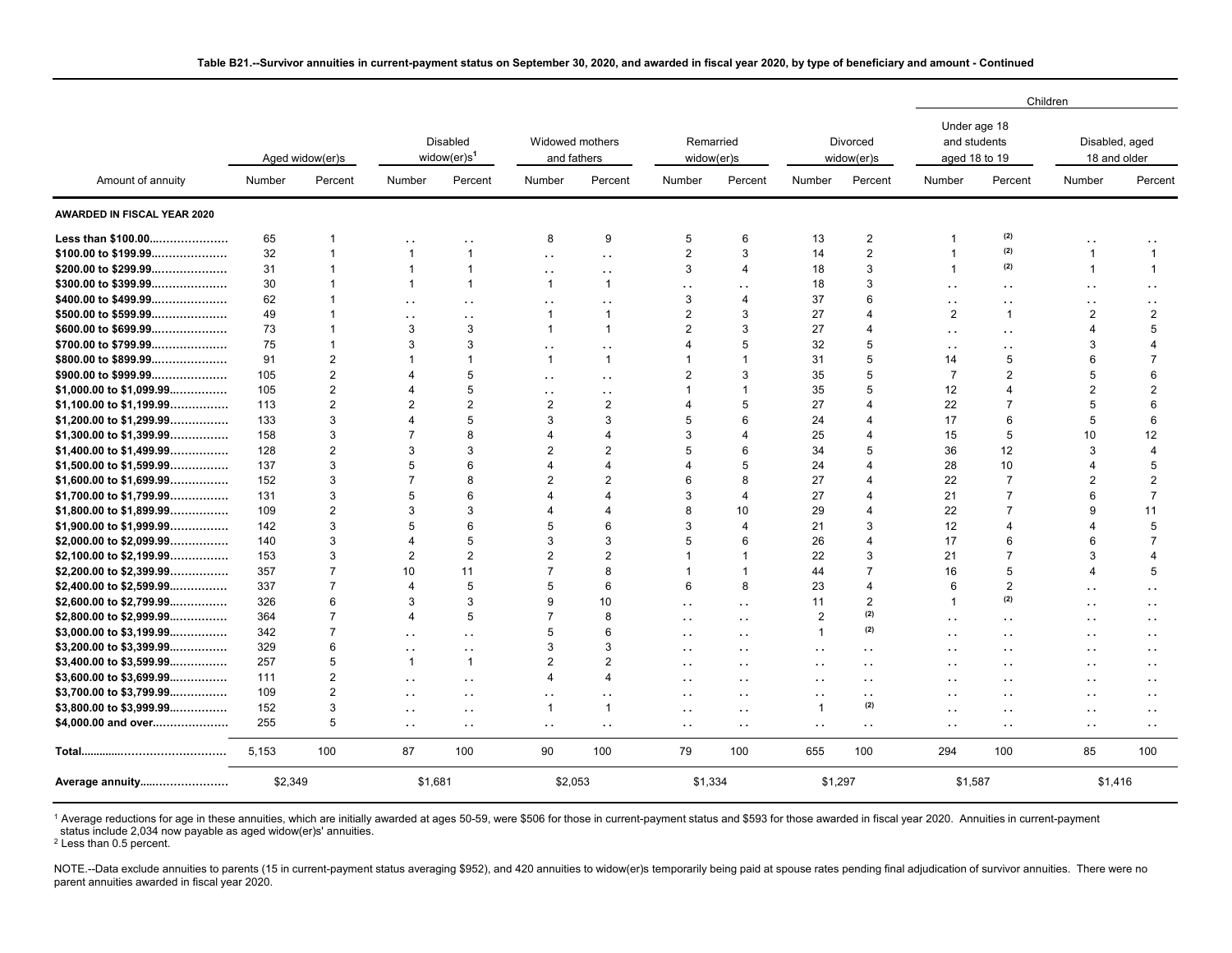**Table B21.--Survivor annuities in current-payment status on September 30, 2020, and awarded in fiscal year 2020, by type of beneficiary and amount - Continued**

| Amount of annuity | Aged widow(er)s | | Disabled widow(er)s[1] | | Widowed mothers and fathers | | Remarried widow(er)s | | Divorced widow(er)s | | Children: Under age 18 and students aged 18 to 19 | | Children: Disabled, aged 18 and older | |
|---|---|---|---|---|---|---|---|---|---|---|---|---|---|---|
| | Number | Percent | Number | Percent | Number | Percent | Number | Percent | Number | Percent | Number | Percent | Number | Percent |
| **AWARDED IN FISCAL YEAR 2020** | | | | | | | | | | | | | | |
| **Less than $100.00** | 65 | 1 | . . | . . | 8 | 9 | 5 | 6 | 13 | 2 | 1 | (2) | . . | . . |
| **$100.00 to $199.99** | 32 | 1 | 1 | 1 | . . | . . | 2 | 3 | 14 | 2 | 1 | (2) | 1 | 1 |
| **$200.00 to $299.99** | 31 | 1 | 1 | 1 | . . | . . | 3 | 4 | 18 | 3 | 1 | (2) | 1 | 1 |
| **$300.00 to $399.99** | 30 | 1 | 1 | 1 | 1 | 1 | . . | . . | 18 | 3 | . . | . . | . . | . . |
| **$400.00 to $499.99** | 62 | 1 | . . | . . | . . | . . | 3 | 4 | 37 | 6 | . . | . . | . . | . . |
| **$500.00 to $599.99** | 49 | 1 | . . | . . | 1 | 1 | 2 | 3 | 27 | 4 | 2 | 1 | 2 | 2 |
| **$600.00 to $699.99** | 73 | 1 | 3 | 3 | 1 | 1 | 2 | 3 | 27 | 4 | . . | . . | 4 | 5 |
| **$700.00 to $799.99** | 75 | 1 | 3 | 3 | . . | . . | 4 | 5 | 32 | 5 | . . | . . | 3 | 4 |
| **$800.00 to $899.99** | 91 | 2 | 1 | 1 | 1 | 1 | 1 | 1 | 31 | 5 | 14 | 5 | 6 | 7 |
| **$900.00 to $999.99** | 105 | 2 | 4 | 5 | . . | . . | 2 | 3 | 35 | 5 | 7 | 2 | 5 | 6 |
| **$1,000.00 to $1,099.99** | 105 | 2 | 4 | 5 | . . | . . | 1 | 1 | 35 | 5 | 12 | 4 | 2 | 2 |
| **$1,100.00 to $1,199.99** | 113 | 2 | 2 | 2 | 2 | 2 | 4 | 5 | 27 | 4 | 22 | 7 | 5 | 6 |
| **$1,200.00 to $1,299.99** | 133 | 3 | 4 | 5 | 3 | 3 | 5 | 6 | 24 | 4 | 17 | 6 | 5 | 6 |
| **$1,300.00 to $1,399.99** | 158 | 3 | 7 | 8 | 4 | 4 | 3 | 4 | 25 | 4 | 15 | 5 | 10 | 12 |
| **$1,400.00 to $1,499.99** | 128 | 2 | 3 | 3 | 2 | 2 | 5 | 6 | 34 | 5 | 36 | 12 | 3 | 4 |
| **$1,500.00 to $1,599.99** | 137 | 3 | 5 | 6 | 4 | 4 | 4 | 5 | 24 | 4 | 28 | 10 | 4 | 5 |
| **$1,600.00 to $1,699.99** | 152 | 3 | 7 | 8 | 2 | 2 | 6 | 8 | 27 | 4 | 22 | 7 | 2 | 2 |
| **$1,700.00 to $1,799.99** | 131 | 3 | 5 | 6 | 4 | 4 | 3 | 4 | 27 | 4 | 21 | 7 | 6 | 7 |
| **$1,800.00 to $1,899.99** | 109 | 2 | 3 | 3 | 4 | 4 | 8 | 10 | 29 | 4 | 22 | 7 | 9 | 11 |
| **$1,900.00 to $1,999.99** | 142 | 3 | 5 | 6 | 5 | 6 | 3 | 4 | 21 | 3 | 12 | 4 | 4 | 5 |
| **$2,000.00 to $2,099.99** | 140 | 3 | 4 | 5 | 3 | 3 | 5 | 6 | 26 | 4 | 17 | 6 | 6 | 7 |
| **$2,100.00 to $2,199.99** | 153 | 3 | 2 | 2 | 2 | 2 | 1 | 1 | 22 | 3 | 21 | 7 | 3 | 4 |
| **$2,200.00 to $2,399.99** | 357 | 7 | 10 | 11 | 7 | 8 | 1 | 1 | 44 | 7 | 16 | 5 | 4 | 5 |
| **$2,400.00 to $2,599.99** | 337 | 7 | 4 | 5 | 5 | 6 | 6 | 8 | 23 | 4 | 6 | 2 | . . | . . |
| **$2,600.00 to $2,799.99** | 326 | 6 | 3 | 3 | 9 | 10 | . . | . . | 11 | 2 | 1 | (2) | . . | . . |
| **$2,800.00 to $2,999.99** | 364 | 7 | 4 | 5 | 7 | 8 | . . | . . | 2 | (2) | . . | . . | . . | . . |
| **$3,000.00 to $3,199.99** | 342 | 7 | . . | . . | 5 | 6 | . . | . . | 1 | (2) | . . | . . | . . | . . |
| **$3,200.00 to $3,399.99** | 329 | 6 | . . | . . | 3 | 3 | . . | . . | . . | . . | . . | . . | . . | . . |
| **$3,400.00 to $3,599.99** | 257 | 5 | 1 | 1 | 2 | 2 | . . | . . | . . | . . | . . | . . | . . | . . |
| **$3,600.00 to $3,699.99** | 111 | 2 | . . | . . | 4 | 4 | . . | . . | . . | . . | . . | . . | . . | . . |
| **$3,700.00 to $3,799.99** | 109 | 2 | . . | . . | . . | . . | . . | . . | . . | . . | . . | . . | . . | . . |
| **$3,800.00 to $3,999.99** | 152 | 3 | . . | . . | 1 | 1 | . . | . . | 1 | (2) | . . | . . | . . | . . |
| **$4,000.00 and over** | 255 | 5 | . . | . . | . . | . . | . . | . . | . . | . . | . . | . . | . . | . . |
| **Total** | 5,153 | 100 | 87 | 100 | 90 | 100 | 79 | 100 | 655 | 100 | 294 | 100 | 85 | 100 |
| **Average annuity** | $2,349 | | $1,681 | | $2,053 | | $1,334 | | $1,297 | | $1,587 | | $1,416 | |

[1] Average reductions for age in these annuities, which are initially awarded at ages 50-59, were $506 for those in current-payment status and $593 for those awarded in fiscal year 2020. Annuities in current-payment status include 2,034 now payable as aged widow(er)s' annuities.

[2] Less than 0.5 percent.

NOTE.--Data exclude annuities to parents (15 in current-payment status averaging $952), and 420 annuities to widow(er)s temporarily being paid at spouse rates pending final adjudication of survivor annuities. There were no parent annuities awarded in fiscal year 2020.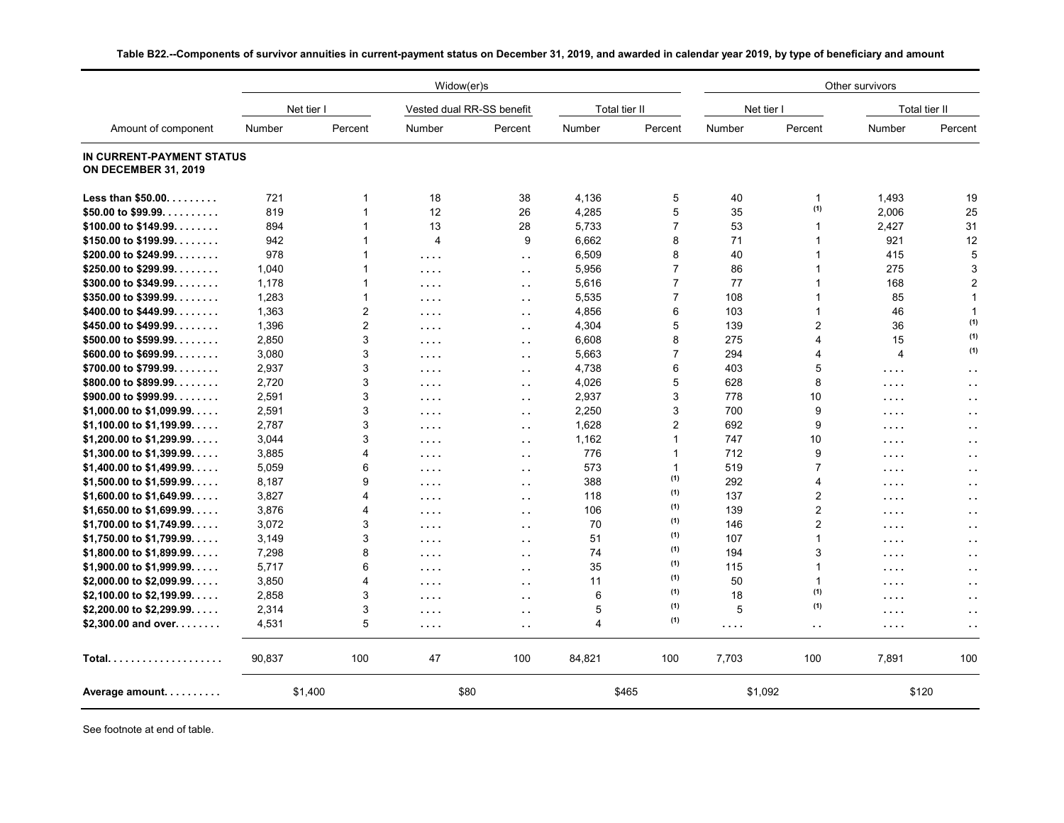**Table B22.--Components of survivor annuities in current-payment status on December 31, 2019, and awarded in calendar year 2019, by type of beneficiary and amount**

| Amount of component | Widow(er)s | | | | | | Other survivors | | | |
|---|---|---|---|---|---|---|---|---|---|---|
| | Net tier I | | Vested dual RR-SS benefit | | Total tier II | | Net tier I | | Total tier II | |
| | Number | Percent | Number | Percent | Number | Percent | Number | Percent | Number | Percent |
| **IN CURRENT-PAYMENT STATUS ON DECEMBER 31, 2019** | | | | | | | | | | |
| **Less than $50.00** | 721 | 1 | 18 | 38 | 4,136 | 5 | 40 | 1 | 1,493 | 19 |
| **$50.00 to $99.99** | 819 | 1 | 12 | 26 | 4,285 | 5 | 35 | (1) | 2,006 | 25 |
| **$100.00 to $149.99** | 894 | 1 | 13 | 28 | 5,733 | 7 | 53 | 1 | 2,427 | 31 |
| **$150.00 to $199.99** | 942 | 1 | 4 | 9 | 6,662 | 8 | 71 | 1 | 921 | 12 |
| **$200.00 to $249.99** | 978 | 1 | .... | .. | 6,509 | 8 | 40 | 1 | 415 | 5 |
| **$250.00 to $299.99** | 1,040 | 1 | .... | .. | 5,956 | 7 | 86 | 1 | 275 | 3 |
| **$300.00 to $349.99** | 1,178 | 1 | .... | .. | 5,616 | 7 | 77 | 1 | 168 | 2 |
| **$350.00 to $399.99** | 1,283 | 1 | .... | .. | 5,535 | 7 | 108 | 1 | 85 | 1 |
| **$400.00 to $449.99** | 1,363 | 2 | .... | .. | 4,856 | 6 | 103 | 1 | 46 | 1 |
| **$450.00 to $499.99** | 1,396 | 2 | .... | .. | 4,304 | 5 | 139 | 2 | 36 | (1) |
| **$500.00 to $599.99** | 2,850 | 3 | .... | .. | 6,608 | 8 | 275 | 4 | 15 | (1) |
| **$600.00 to $699.99** | 3,080 | 3 | .... | .. | 5,663 | 7 | 294 | 4 | 4 | (1) |
| **$700.00 to $799.99** | 2,937 | 3 | .... | .. | 4,738 | 6 | 403 | 5 | .... | .. |
| **$800.00 to $899.99** | 2,720 | 3 | .... | .. | 4,026 | 5 | 628 | 8 | .... | .. |
| **$900.00 to $999.99** | 2,591 | 3 | .... | .. | 2,937 | 3 | 778 | 10 | .... | .. |
| **$1,000.00 to $1,099.99** | 2,591 | 3 | .... | .. | 2,250 | 3 | 700 | 9 | .... | .. |
| **$1,100.00 to $1,199.99** | 2,787 | 3 | .... | .. | 1,628 | 2 | 692 | 9 | .... | .. |
| **$1,200.00 to $1,299.99** | 3,044 | 3 | .... | .. | 1,162 | 1 | 747 | 10 | .... | .. |
| **$1,300.00 to $1,399.99** | 3,885 | 4 | .... | .. | 776 | 1 | 712 | 9 | .... | .. |
| **$1,400.00 to $1,499.99** | 5,059 | 6 | .... | .. | 573 | 1 | 519 | 7 | .... | .. |
| **$1,500.00 to $1,599.99** | 8,187 | 9 | .... | .. | 388 | (1) | 292 | 4 | .... | .. |
| **$1,600.00 to $1,649.99** | 3,827 | 4 | .... | .. | 118 | (1) | 137 | 2 | .... | .. |
| **$1,650.00 to $1,699.99** | 3,876 | 4 | .... | .. | 106 | (1) | 139 | 2 | .... | .. |
| **$1,700.00 to $1,749.99** | 3,072 | 3 | .... | .. | 70 | (1) | 146 | 2 | .... | .. |
| **$1,750.00 to $1,799.99** | 3,149 | 3 | .... | .. | 51 | (1) | 107 | 1 | .... | .. |
| **$1,800.00 to $1,899.99** | 7,298 | 8 | .... | .. | 74 | (1) | 194 | 3 | .... | .. |
| **$1,900.00 to $1,999.99** | 5,717 | 6 | .... | .. | 35 | (1) | 115 | 1 | .... | .. |
| **$2,000.00 to $2,099.99** | 3,850 | 4 | .... | .. | 11 | (1) | 50 | 1 | .... | .. |
| **$2,100.00 to $2,199.99** | 2,858 | 3 | .... | .. | 6 | (1) | 18 | (1) | .... | .. |
| **$2,200.00 to $2,299.99** | 2,314 | 3 | .... | .. | 5 | (1) | 5 | (1) | .... | .. |
| **$2,300.00 and over** | 4,531 | 5 | .... | .. | 4 | (1) | .... | .. | .... | .. |
| **Total** | 90,837 | 100 | 47 | 100 | 84,821 | 100 | 7,703 | 100 | 7,891 | 100 |
| **Average amount** | $1,400 | | $80 | | $465 | | $1,092 | | $120 | |

See footnote at end of table.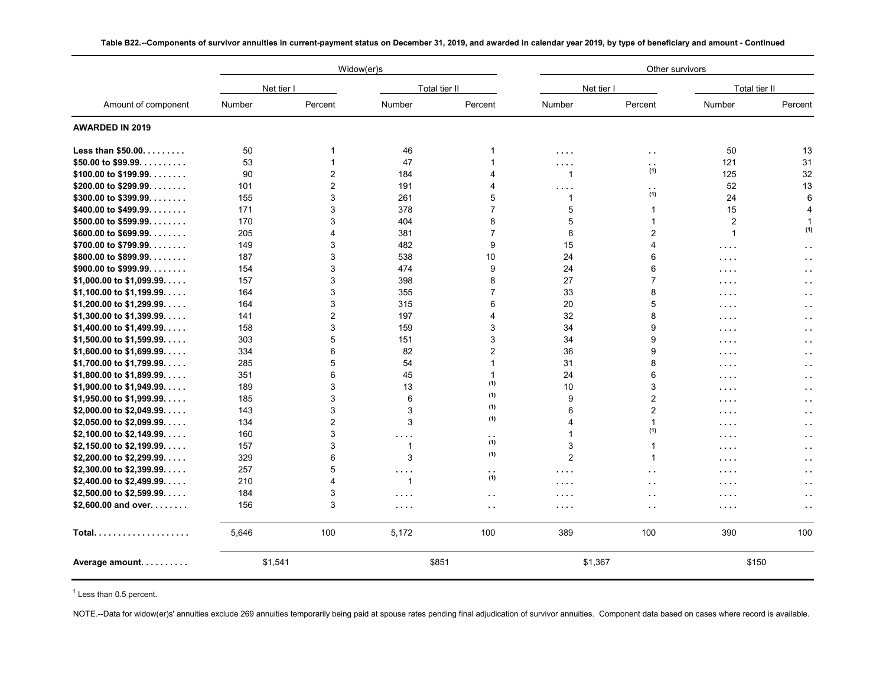**Table B22.--Components of survivor annuities in current-payment status on December 31, 2019, and awarded in calendar year 2019, by type of beneficiary and amount - Continued**

| Amount of component | Widow(er)s | | | | Other survivors | | | |
|---|---|---|---|---|---|---|---|---|
| | Net tier I | | Total tier II | | Net tier I | | Total tier II | |
| | Number | Percent | Number | Percent | Number | Percent | Number | Percent |
| **AWARDED IN 2019** | | | | | | | | |
| **Less than $50.00. . . . . . . . .** | 50 | 1 | 46 | 1 | . . . . | . . | 50 | 13 |
| **$50.00 to $99.99. . . . . . . . . .** | 53 | 1 | 47 | 1 | . . . . | . . | 121 | 31 |
| **$100.00 to $199.99. . . . . . . .** | 90 | 2 | 184 | 4 | 1 | (1) | 125 | 32 |
| **$200.00 to $299.99. . . . . . . .** | 101 | 2 | 191 | 4 | . . . . | . . | 52 | 13 |
| **$300.00 to $399.99. . . . . . . .** | 155 | 3 | 261 | 5 | 1 | (1) | 24 | 6 |
| **$400.00 to $499.99. . . . . . . .** | 171 | 3 | 378 | 7 | 5 | 1 | 15 | 4 |
| **$500.00 to $599.99. . . . . . . .** | 170 | 3 | 404 | 8 | 5 | 1 | 2 | 1 |
| **$600.00 to $699.99. . . . . . . .** | 205 | 4 | 381 | 7 | 8 | 2 | 1 | (1) |
| **$700.00 to $799.99. . . . . . . .** | 149 | 3 | 482 | 9 | 15 | 4 | . . . . | . . |
| **$800.00 to $899.99. . . . . . . .** | 187 | 3 | 538 | 10 | 24 | 6 | . . . . | . . |
| **$900.00 to $999.99. . . . . . . .** | 154 | 3 | 474 | 9 | 24 | 6 | . . . . | . . |
| **$1,000.00 to $1,099.99. . . . .** | 157 | 3 | 398 | 8 | 27 | 7 | . . . . | . . |
| **$1,100.00 to $1,199.99. . . . .** | 164 | 3 | 355 | 7 | 33 | 8 | . . . . | . . |
| **$1,200.00 to $1,299.99. . . . .** | 164 | 3 | 315 | 6 | 20 | 5 | . . . . | . . |
| **$1,300.00 to $1,399.99. . . . .** | 141 | 2 | 197 | 4 | 32 | 8 | . . . . | . . |
| **$1,400.00 to $1,499.99. . . . .** | 158 | 3 | 159 | 3 | 34 | 9 | . . . . | . . |
| **$1,500.00 to $1,599.99. . . . .** | 303 | 5 | 151 | 3 | 34 | 9 | . . . . | . . |
| **$1,600.00 to $1,699.99. . . . .** | 334 | 6 | 82 | 2 | 36 | 9 | . . . . | . . |
| **$1,700.00 to $1,799.99. . . . .** | 285 | 5 | 54 | 1 | 31 | 8 | . . . . | . . |
| **$1,800.00 to $1,899.99. . . . .** | 351 | 6 | 45 | 1 | 24 | 6 | . . . . | . . |
| **$1,900.00 to $1,949.99. . . . .** | 189 | 3 | 13 | (1) | 10 | 3 | . . . . | . . |
| **$1,950.00 to $1,999.99. . . . .** | 185 | 3 | 6 | (1) | 9 | 2 | . . . . | . . |
| **$2,000.00 to $2,049.99. . . . .** | 143 | 3 | 3 | (1) | 6 | 2 | . . . . | . . |
| **$2,050.00 to $2,099.99. . . . .** | 134 | 2 | 3 | (1) | 4 | 1 | . . . . | . . |
| **$2,100.00 to $2,149.99. . . . .** | 160 | 3 | . . . . | . . | 1 | (1) | . . . . | . . |
| **$2,150.00 to $2,199.99. . . . .** | 157 | 3 | 1 | (1) | 3 | 1 | . . . . | . . |
| **$2,200.00 to $2,299.99. . . . .** | 329 | 6 | 3 | (1) | 2 | 1 | . . . . | . . |
| **$2,300.00 to $2,399.99. . . . .** | 257 | 5 | . . . . | . . | . . . . | . . | . . . . | . . |
| **$2,400.00 to $2,499.99. . . . .** | 210 | 4 | 1 | (1) | . . . . | . . | . . . . | . . |
| **$2,500.00 to $2,599.99. . . . .** | 184 | 3 | . . . . | . . | . . . . | . . | . . . . | . . |
| **$2,600.00 and over. . . . . . . .** | 156 | 3 | . . . . | . . | . . . . | . . | . . . . | . . |
| **Total. . . . . . . . . . . . . . . . . . . .** | 5,646 | 100 | 5,172 | 100 | 389 | 100 | 390 | 100 |
| **Average amount. . . . . . . . . .** | $1,541 | | $851 | | $1,367 | | $150 | |

[1] Less than 0.5 percent.

NOTE.--Data for widow(er)s' annuities exclude 269 annuities temporarily being paid at spouse rates pending final adjudication of survivor annuities. Component data based on cases where record is available.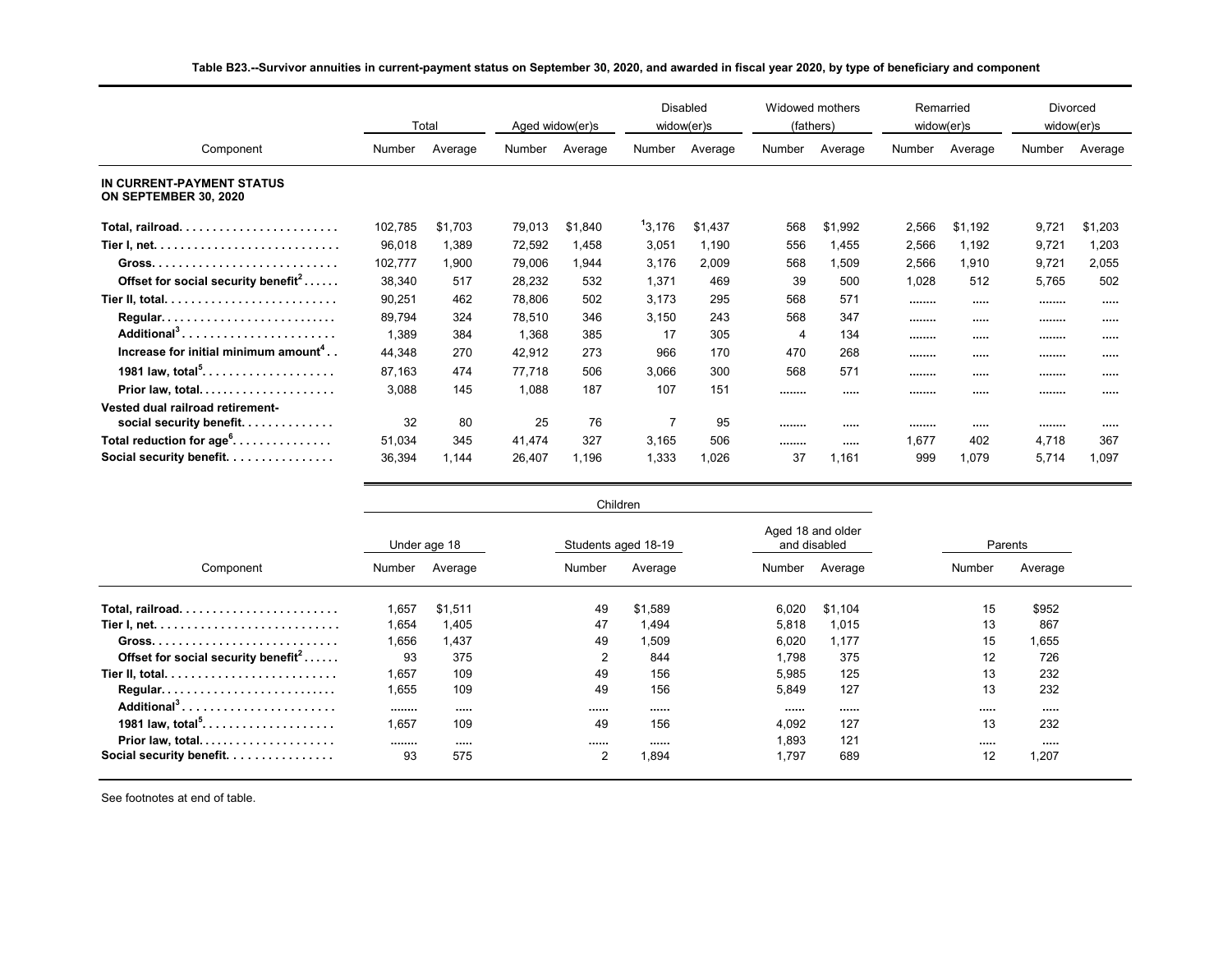**Table B23.--Survivor annuities in current-payment status on September 30, 2020, and awarded in fiscal year 2020, by type of beneficiary and component**

| Component | Total | | Aged widow(er)s | | Disabled widow(er)s | | Widowed mothers (fathers) | | Remarried widow(er)s | | Divorced widow(er)s | |
|---|---|---|---|---|---|---|---|---|---|---|---|---|
| | Number | Average | Number | Average | Number | Average | Number | Average | Number | Average | Number | Average |
| **IN CURRENT-PAYMENT STATUS ON SEPTEMBER 30, 2020** | | | | | | | | | | | | |
| **Total, railroad** | 102,785 | $1,703 | 79,013 | $1,840 | [1]3,176 | $1,437 | 568 | $1,992 | 2,566 | $1,192 | 9,721 | $1,203 |
| **Tier I, net** | 96,018 | 1,389 | 72,592 | 1,458 | 3,051 | 1,190 | 556 | 1,455 | 2,566 | 1,192 | 9,721 | 1,203 |
| **Gross** | 102,777 | 1,900 | 79,006 | 1,944 | 3,176 | 2,009 | 568 | 1,509 | 2,566 | 1,910 | 9,721 | 2,055 |
| **Offset for social security benefit[2]** | 38,340 | 517 | 28,232 | 532 | 1,371 | 469 | 39 | 500 | 1,028 | 512 | 5,765 | 502 |
| **Tier II, total** | 90,251 | 462 | 78,806 | 502 | 3,173 | 295 | 568 | 571 | ........ | ..... | ........ | ..... |
| **Regular** | 89,794 | 324 | 78,510 | 346 | 3,150 | 243 | 568 | 347 | ........ | ..... | ........ | ..... |
| **Additional[3]** | 1,389 | 384 | 1,368 | 385 | 17 | 305 | 4 | 134 | ........ | ..... | ........ | ..... |
| **Increase for initial minimum amount[4]** | 44,348 | 270 | 42,912 | 273 | 966 | 170 | 470 | 268 | ........ | ..... | ........ | ..... |
| **1981 law, total[5]** | 87,163 | 474 | 77,718 | 506 | 3,066 | 300 | 568 | 571 | ........ | ..... | ........ | ..... |
| **Prior law, total** | 3,088 | 145 | 1,088 | 187 | 107 | 151 | ........ | ..... | ........ | ..... | ........ | ..... |
| **Vested dual railroad retirement-social security benefit** | 32 | 80 | 25 | 76 | 7 | 95 | ........ | ..... | ........ | ..... | ........ | ..... |
| **Total reduction for age[6]** | 51,034 | 345 | 41,474 | 327 | 3,165 | 506 | ........ | ..... | 1,677 | 402 | 4,718 | 367 |
| **Social security benefit** | 36,394 | 1,144 | 26,407 | 1,196 | 1,333 | 1,026 | 37 | 1,161 | 999 | 1,079 | 5,714 | 1,097 |

| Component | Children: Under age 18 | | Children: Students aged 18-19 | | Children: Aged 18 and older and disabled | | Parents | |
|---|---|---|---|---|---|---|---|---|
| | Number | Average | Number | Average | Number | Average | Number | Average |
| **Total, railroad** | 1,657 | $1,511 | 49 | $1,589 | 6,020 | $1,104 | 15 | $952 |
| **Tier I, net** | 1,654 | 1,405 | 47 | 1,494 | 5,818 | 1,015 | 13 | 867 |
| **Gross** | 1,656 | 1,437 | 49 | 1,509 | 6,020 | 1,177 | 15 | 1,655 |
| **Offset for social security benefit[2]** | 93 | 375 | 2 | 844 | 1,798 | 375 | 12 | 726 |
| **Tier II, total** | 1,657 | 109 | 49 | 156 | 5,985 | 125 | 13 | 232 |
| **Regular** | 1,655 | 109 | 49 | 156 | 5,849 | 127 | 13 | 232 |
| **Additional[3]** | ........ | ..... | ...... | ...... | ...... | ...... | ..... | ..... |
| **1981 law, total[5]** | 1,657 | 109 | 49 | 156 | 4,092 | 127 | 13 | 232 |
| **Prior law, total** | ........ | ..... | ...... | ...... | 1,893 | 121 | ..... | ..... |
| **Social security benefit** | 93 | 575 | 2 | 1,894 | 1,797 | 689 | 12 | 1,207 |

See footnotes at end of table.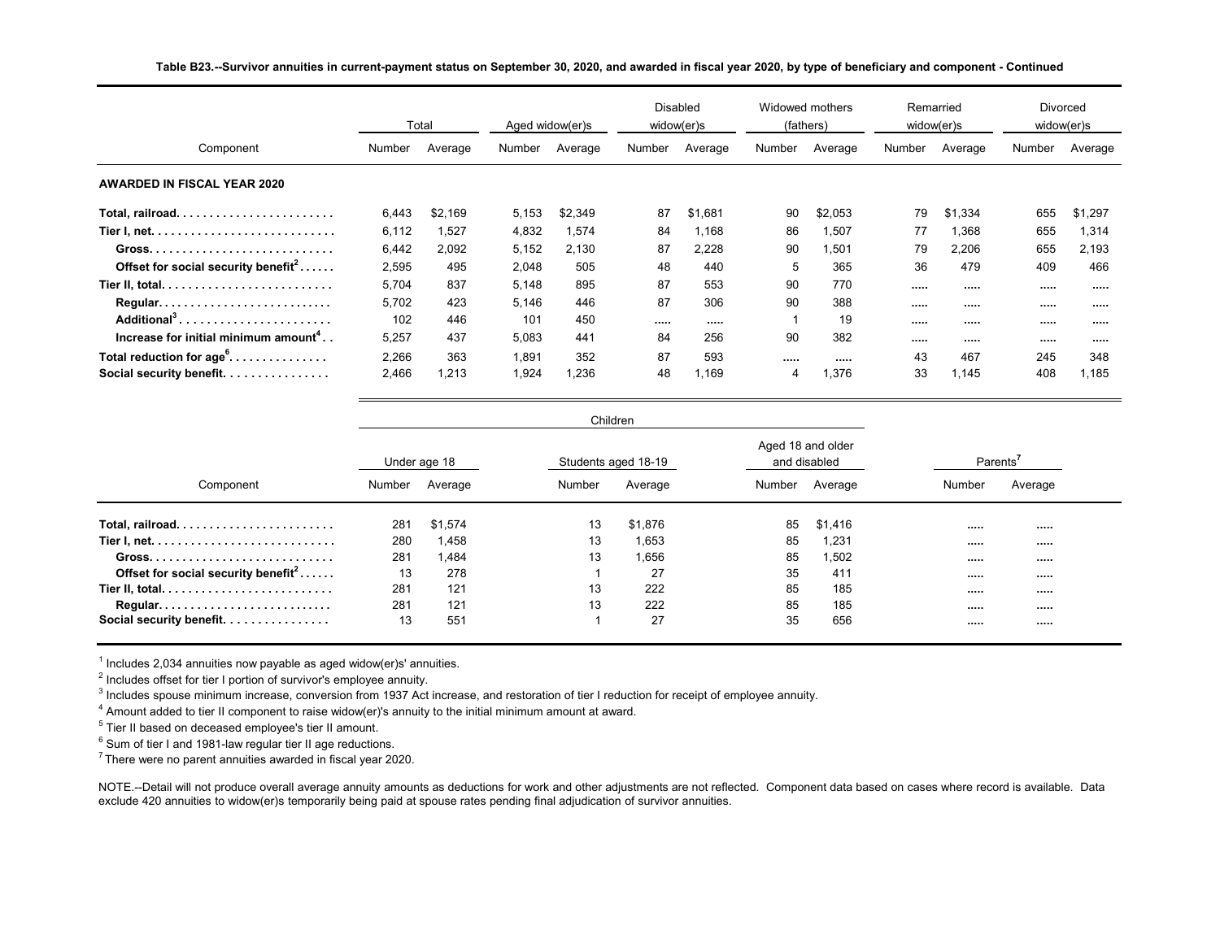**Table B23.--Survivor annuities in current-payment status on September 30, 2020, and awarded in fiscal year 2020, by type of beneficiary and component - Continued**

| Component | Total | | Aged widow(er)s | | Disabled widow(er)s | | Widowed mothers (fathers) | | Remarried widow(er)s | | Divorced widow(er)s | |
|---|---|---|---|---|---|---|---|---|---|---|---|---|
| | Number | Average | Number | Average | Number | Average | Number | Average | Number | Average | Number | Average |
| **AWARDED IN FISCAL YEAR 2020** | | | | | | | | | | | | |
| **Total, railroad** | 6,443 | $2,169 | 5,153 | $2,349 | 87 | $1,681 | 90 | $2,053 | 79 | $1,334 | 655 | $1,297 |
| **Tier I, net** | 6,112 | 1,527 | 4,832 | 1,574 | 84 | 1,168 | 86 | 1,507 | 77 | 1,368 | 655 | 1,314 |
| **Gross** | 6,442 | 2,092 | 5,152 | 2,130 | 87 | 2,228 | 90 | 1,501 | 79 | 2,206 | 655 | 2,193 |
| **Offset for social security benefit[2]** | 2,595 | 495 | 2,048 | 505 | 48 | 440 | 5 | 365 | 36 | 479 | 409 | 466 |
| **Tier II, total** | 5,704 | 837 | 5,148 | 895 | 87 | 553 | 90 | 770 | ..... | ..... | ..... | ..... |
| **Regular** | 5,702 | 423 | 5,146 | 446 | 87 | 306 | 90 | 388 | ..... | ..... | ..... | ..... |
| **Additional[3]** | 102 | 446 | 101 | 450 | ..... | ..... | 1 | 19 | ..... | ..... | ..... | ..... |
| **Increase for initial minimum amount[4]** | 5,257 | 437 | 5,083 | 441 | 84 | 256 | 90 | 382 | ..... | ..... | ..... | ..... |
| **Total reduction for age[6]** | 2,266 | 363 | 1,891 | 352 | 87 | 593 | ..... | ..... | 43 | 467 | 245 | 348 |
| **Social security benefit** | 2,466 | 1,213 | 1,924 | 1,236 | 48 | 1,169 | 4 | 1,376 | 33 | 1,145 | 408 | 1,185 |

| Component | Children: Under age 18 | | Children: Students aged 18-19 | | Children: Aged 18 and older and disabled | | Parents[7] | |
|---|---|---|---|---|---|---|---|---|
| | Number | Average | Number | Average | Number | Average | Number | Average |
| **Total, railroad** | 281 | $1,574 | 13 | $1,876 | 85 | $1,416 | ..... | ..... |
| **Tier I, net** | 280 | 1,458 | 13 | 1,653 | 85 | 1,231 | ..... | ..... |
| **Gross** | 281 | 1,484 | 13 | 1,656 | 85 | 1,502 | ..... | ..... |
| **Offset for social security benefit[2]** | 13 | 278 | 1 | 27 | 35 | 411 | ..... | ..... |
| **Tier II, total** | 281 | 121 | 13 | 222 | 85 | 185 | ..... | ..... |
| **Regular** | 281 | 121 | 13 | 222 | 85 | 185 | ..... | ..... |
| **Social security benefit** | 13 | 551 | 1 | 27 | 35 | 656 | ..... | ..... |

[1] Includes 2,034 annuities now payable as aged widow(er)s' annuities.
[2] Includes offset for tier I portion of survivor's employee annuity.
[3] Includes spouse minimum increase, conversion from 1937 Act increase, and restoration of tier I reduction for receipt of employee annuity.
[4] Amount added to tier II component to raise widow(er)'s annuity to the initial minimum amount at award.
[5] Tier II based on deceased employee's tier II amount.
[6] Sum of tier I and 1981-law regular tier II age reductions.
[7] There were no parent annuities awarded in fiscal year 2020.

NOTE.--Detail will not produce overall average annuity amounts as deductions for work and other adjustments are not reflected. Component data based on cases where record is available. Data exclude 420 annuities to widow(er)s temporarily being paid at spouse rates pending final adjudication of survivor annuities.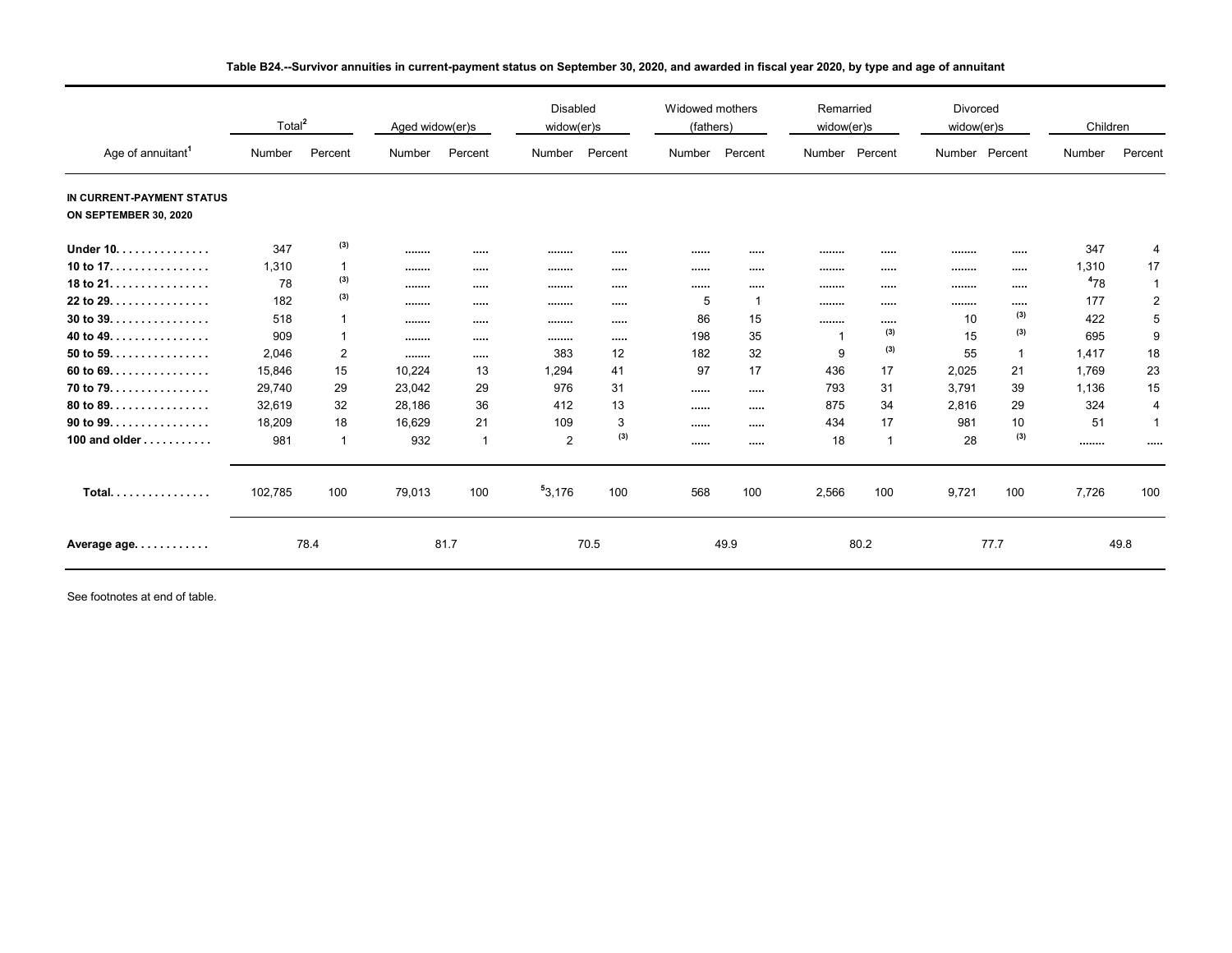**Table B24.--Survivor annuities in current-payment status on September 30, 2020, and awarded in fiscal year 2020, by type and age of annuitant**

| Age of annuitant[1] | Total[2] | | Aged widow(er)s | | Disabled widow(er)s | | Widowed mothers (fathers) | | Remarried widow(er)s | | Divorced widow(er)s | | Children | |
|---|---|---|---|---|---|---|---|---|---|---|---|---|---|---|
| | Number | Percent | Number | Percent | Number | Percent | Number | Percent | Number | Percent | Number | Percent | Number | Percent |
| **IN CURRENT-PAYMENT STATUS ON SEPTEMBER 30, 2020** | | | | | | | | | | | | | | |
| **Under 10** | 347 | (3) | ........ | ..... | ........ | ..... | ...... | ..... | ........ | ..... | ........ | ..... | 347 | 4 |
| **10 to 17** | 1,310 | 1 | ........ | ..... | ........ | ..... | ...... | ..... | ........ | ..... | ........ | ..... | 1,310 | 17 |
| **18 to 21** | 78 | (3) | ........ | ..... | ........ | ..... | ...... | ..... | ........ | ..... | ........ | ..... | [4]78 | 1 |
| **22 to 29** | 182 | (3) | ........ | ..... | ........ | ..... | 5 | 1 | ........ | ..... | ........ | ..... | 177 | 2 |
| **30 to 39** | 518 | 1 | ........ | ..... | ........ | ..... | 86 | 15 | ........ | ..... | 10 | (3) | 422 | 5 |
| **40 to 49** | 909 | 1 | ........ | ..... | ........ | ..... | 198 | 35 | 1 | (3) | 15 | (3) | 695 | 9 |
| **50 to 59** | 2,046 | 2 | ........ | ..... | 383 | 12 | 182 | 32 | 9 | (3) | 55 | 1 | 1,417 | 18 |
| **60 to 69** | 15,846 | 15 | 10,224 | 13 | 1,294 | 41 | 97 | 17 | 436 | 17 | 2,025 | 21 | 1,769 | 23 |
| **70 to 79** | 29,740 | 29 | 23,042 | 29 | 976 | 31 | ...... | ..... | 793 | 31 | 3,791 | 39 | 1,136 | 15 |
| **80 to 89** | 32,619 | 32 | 28,186 | 36 | 412 | 13 | ...... | ..... | 875 | 34 | 2,816 | 29 | 324 | 4 |
| **90 to 99** | 18,209 | 18 | 16,629 | 21 | 109 | 3 | ...... | ..... | 434 | 17 | 981 | 10 | 51 | 1 |
| **100 and older** | 981 | 1 | 932 | 1 | 2 | (3) | ...... | ..... | 18 | 1 | 28 | (3) | ........ | ..... |
| **Total** | 102,785 | 100 | 79,013 | 100 | [5]3,176 | 100 | 568 | 100 | 2,566 | 100 | 9,721 | 100 | 7,726 | 100 |
| **Average age** | 78.4 | | 81.7 | | 70.5 | | 49.9 | | 80.2 | | 77.7 | | 49.8 | |

See footnotes at end of table.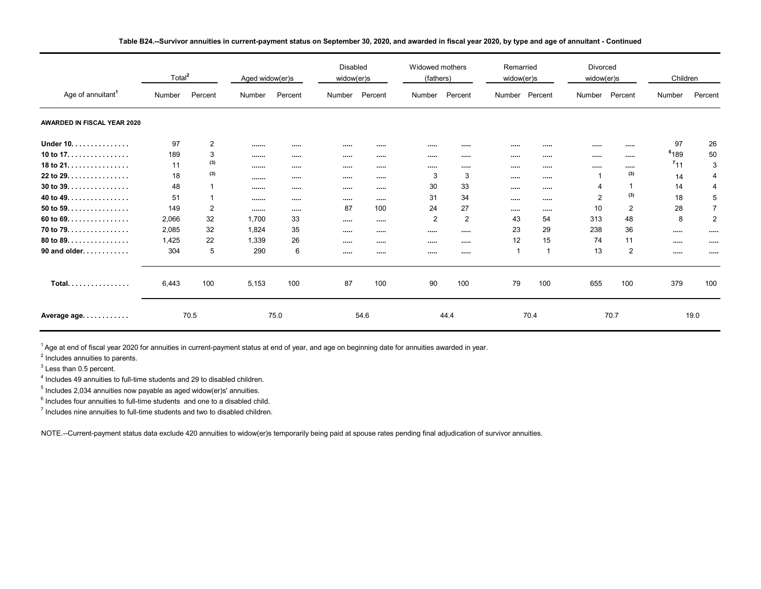**Table B24.--Survivor annuities in current-payment status on September 30, 2020, and awarded in fiscal year 2020, by type and age of annuitant - Continued**

| Age of annuitant[1] | Total[2] | | Aged widow(er)s | | Disabled widow(er)s | | Widowed mothers (fathers) | | Remarried widow(er)s | | Divorced widow(er)s | | Children | |
|---|---|---|---|---|---|---|---|---|---|---|---|---|---|---|
| | Number | Percent | Number | Percent | Number | Percent | Number | Percent | Number | Percent | Number | Percent | Number | Percent |
| **AWARDED IN FISCAL YEAR 2020** | | | | | | | | | | | | | | |
| **Under 10** | 97 | 2 | ..... | ..... | ..... | ..... | ..... | ..... | ..... | ..... | ..... | ..... | 97 | 26 |
| **10 to 17** | 189 | 3 | ..... | ..... | ..... | ..... | ..... | ..... | ..... | ..... | ..... | ..... | [6]189 | 50 |
| **18 to 21** | 11 | (3) | ..... | ..... | ..... | ..... | ..... | ..... | ..... | ..... | ..... | ..... | [7]11 | 3 |
| **22 to 29** | 18 | (3) | ..... | ..... | ..... | ..... | 3 | 3 | ..... | ..... | 1 | (3) | 14 | 4 |
| **30 to 39** | 48 | 1 | ..... | ..... | ..... | ..... | 30 | 33 | ..... | ..... | 4 | 1 | 14 | 4 |
| **40 to 49** | 51 | 1 | ..... | ..... | ..... | ..... | 31 | 34 | ..... | ..... | 2 | (3) | 18 | 5 |
| **50 to 59** | 149 | 2 | ..... | ..... | 87 | 100 | 24 | 27 | ..... | ..... | 10 | 2 | 28 | 7 |
| **60 to 69** | 2,066 | 32 | 1,700 | 33 | ..... | ..... | 2 | 2 | 43 | 54 | 313 | 48 | 8 | 2 |
| **70 to 79** | 2,085 | 32 | 1,824 | 35 | ..... | ..... | ..... | ..... | 23 | 29 | 238 | 36 | ..... | ..... |
| **80 to 89** | 1,425 | 22 | 1,339 | 26 | ..... | ..... | ..... | ..... | 12 | 15 | 74 | 11 | ..... | ..... |
| **90 and older** | 304 | 5 | 290 | 6 | ..... | ..... | ..... | ..... | 1 | 1 | 13 | 2 | ..... | ..... |
| **Total** | 6,443 | 100 | 5,153 | 100 | 87 | 100 | 90 | 100 | 79 | 100 | 655 | 100 | 379 | 100 |
| **Average age** | 70.5 | | 75.0 | | 54.6 | | 44.4 | | 70.4 | | 70.7 | | 19.0 | |

[1] Age at end of fiscal year 2020 for annuities in current-payment status at end of year, and age on beginning date for annuities awarded in year.

[2] Includes annuities to parents.

[3] Less than 0.5 percent.

[4] Includes 49 annuities to full-time students and 29 to disabled children.

[5] Includes 2,034 annuities now payable as aged widow(er)s' annuities.

[6] Includes four annuities to full-time students and one to a disabled child.

[7] Includes nine annuities to full-time students and two to disabled children.

NOTE.--Current-payment status data exclude 420 annuities to widow(er)s temporarily being paid at spouse rates pending final adjudication of survivor annuities.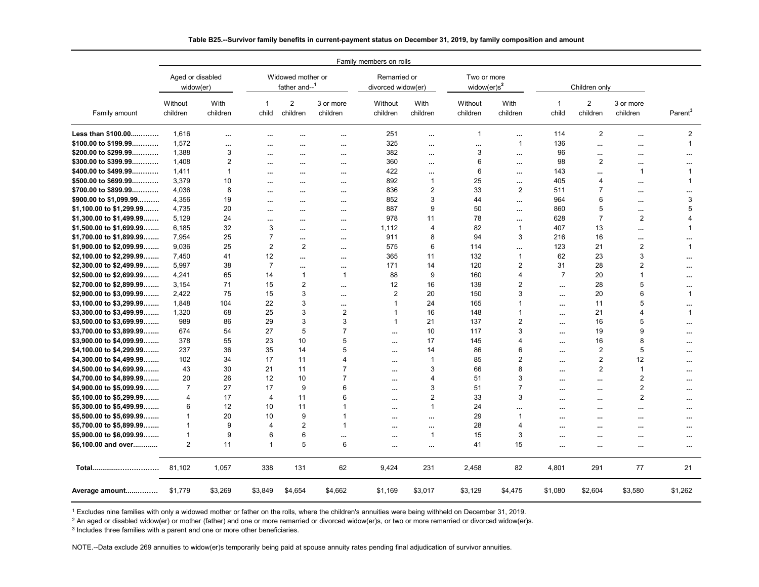**Table B25.--Survivor family benefits in current-payment status on December 31, 2019, by family composition and amount**

| Family amount | Aged or disabled widow(er) | | Widowed mother or father and--[1] | | | Remarried or divorced widow(er) | | Two or more widow(er)s[2] | | Children only | | | Parent[3] |
|---|---|---|---|---|---|---|---|---|---|---|---|---|---|
| | Without children | With children | 1 child | 2 children | 3 or more children | Without children | With children | Without children | With children | 1 child | 2 children | 3 or more children | |
| **Less than $100.00** | 1,616 | ... | ... | ... | ... | 251 | ... | 1 | ... | 114 | 2 | ... | 2 |
| **$100.00 to $199.99** | 1,572 | ... | ... | ... | ... | 325 | ... | ... | 1 | 136 | ... | ... | 1 |
| **$200.00 to $299.99** | 1,388 | 3 | ... | ... | ... | 382 | ... | 3 | ... | 96 | ... | ... | ... |
| **$300.00 to $399.99** | 1,408 | 2 | ... | ... | ... | 360 | ... | 6 | ... | 98 | 2 | ... | ... |
| **$400.00 to $499.99** | 1,411 | 1 | ... | ... | ... | 422 | ... | 6 | ... | 143 | ... | 1 | 1 |
| **$500.00 to $699.99** | 3,379 | 10 | ... | ... | ... | 892 | 1 | 25 | ... | 405 | 4 | ... | 1 |
| **$700.00 to $899.99** | 4,036 | 8 | ... | ... | ... | 836 | 2 | 33 | 2 | 511 | 7 | ... | ... |
| **$900.00 to $1,099.99** | 4,356 | 19 | ... | ... | ... | 852 | 3 | 44 | ... | 964 | 6 | ... | 3 |
| **$1,100.00 to $1,299.99** | 4,735 | 20 | ... | ... | ... | 887 | 9 | 50 | ... | 860 | 5 | ... | 5 |
| **$1,300.00 to $1,499.99** | 5,129 | 24 | ... | ... | ... | 978 | 11 | 78 | ... | 628 | 7 | 2 | 4 |
| **$1,500.00 to $1,699.99** | 6,185 | 32 | 3 | ... | ... | 1,112 | 4 | 82 | 1 | 407 | 13 | ... | 1 |
| **$1,700.00 to $1,899.99** | 7,954 | 25 | 7 | ... | ... | 911 | 8 | 94 | 3 | 216 | 16 | ... | ... |
| **$1,900.00 to $2,099.99** | 9,036 | 25 | 2 | 2 | ... | 575 | 6 | 114 | ... | 123 | 21 | 2 | 1 |
| **$2,100.00 to $2,299.99** | 7,450 | 41 | 12 | ... | ... | 365 | 11 | 132 | 1 | 62 | 23 | 3 | ... |
| **$2,300.00 to $2,499.99** | 5,997 | 38 | 7 | ... | ... | 171 | 14 | 120 | 2 | 31 | 28 | 2 | ... |
| **$2,500.00 to $2,699.99** | 4,241 | 65 | 14 | 1 | 1 | 88 | 9 | 160 | 4 | 7 | 20 | 1 | ... |
| **$2,700.00 to $2,899.99** | 3,154 | 71 | 15 | 2 | ... | 12 | 16 | 139 | 2 | ... | 28 | 5 | ... |
| **$2,900.00 to $3,099.99** | 2,422 | 75 | 15 | 3 | ... | 2 | 20 | 150 | 3 | ... | 20 | 6 | 1 |
| **$3,100.00 to $3,299.99** | 1,848 | 104 | 22 | 3 | ... | 1 | 24 | 165 | 1 | ... | 11 | 5 | ... |
| **$3,300.00 to $3,499.99** | 1,320 | 68 | 25 | 3 | 2 | 1 | 16 | 148 | 1 | ... | 21 | 4 | 1 |
| **$3,500.00 to $3,699.99** | 989 | 86 | 29 | 3 | 3 | 1 | 21 | 137 | 2 | ... | 16 | 5 | ... |
| **$3,700.00 to $3,899.99** | 674 | 54 | 27 | 5 | 7 | ... | 10 | 117 | 3 | ... | 19 | 9 | ... |
| **$3,900.00 to $4,099.99** | 378 | 55 | 23 | 10 | 5 | ... | 17 | 145 | 4 | ... | 16 | 8 | ... |
| **$4,100.00 to $4,299.99** | 237 | 36 | 35 | 14 | 5 | ... | 14 | 86 | 6 | ... | 2 | 5 | ... |
| **$4,300.00 to $4,499.99** | 102 | 34 | 17 | 11 | 4 | ... | 1 | 85 | 2 | ... | 2 | 12 | ... |
| **$4,500.00 to $4,699.99** | 43 | 30 | 21 | 11 | 7 | ... | 3 | 66 | 8 | ... | 2 | 1 | ... |
| **$4,700.00 to $4,899.99** | 20 | 26 | 12 | 10 | 7 | ... | 4 | 51 | 3 | ... | ... | 2 | ... |
| **$4,900.00 to $5,099.99** | 7 | 27 | 17 | 9 | 6 | ... | 3 | 51 | 7 | ... | ... | 2 | ... |
| **$5,100.00 to $5,299.99** | 4 | 17 | 4 | 11 | 6 | ... | 2 | 33 | 3 | ... | ... | 2 | ... |
| **$5,300.00 to $5,499.99** | 6 | 12 | 10 | 11 | 1 | ... | 1 | 24 | ... | ... | ... | ... | ... |
| **$5,500.00 to $5,699.99** | 1 | 20 | 10 | 9 | 1 | ... | ... | 29 | 1 | ... | ... | ... | ... |
| **$5,700.00 to $5,899.99** | 1 | 9 | 4 | 2 | 1 | ... | ... | 28 | 4 | ... | ... | ... | ... |
| **$5,900.00 to $6,099.99** | 1 | 9 | 6 | 6 | ... | ... | 1 | 15 | 3 | ... | ... | ... | ... |
| **$6,100.00 and over** | 2 | 11 | 1 | 5 | 6 | ... | ... | 41 | 15 | ... | ... | ... | ... |
| **Total** | 81,102 | 1,057 | 338 | 131 | 62 | 9,424 | 231 | 2,458 | 82 | 4,801 | 291 | 77 | 21 |
| **Average amount** | $1,779 | $3,269 | $3,849 | $4,654 | $4,662 | $1,169 | $3,017 | $3,129 | $4,475 | $1,080 | $2,604 | $3,580 | $1,262 |

[1] Excludes nine families with only a widowed mother or father on the rolls, where the children's annuities were being withheld on December 31, 2019.

[2] An aged or disabled widow(er) or mother (father) and one or more remarried or divorced widow(er)s, or two or more remarried or divorced widow(er)s.

[3] Includes three families with a parent and one or more other beneficiaries.

NOTE.--Data exclude 269 annuities to widow(er)s temporarily being paid at spouse annuity rates pending final adjudication of survivor annuities.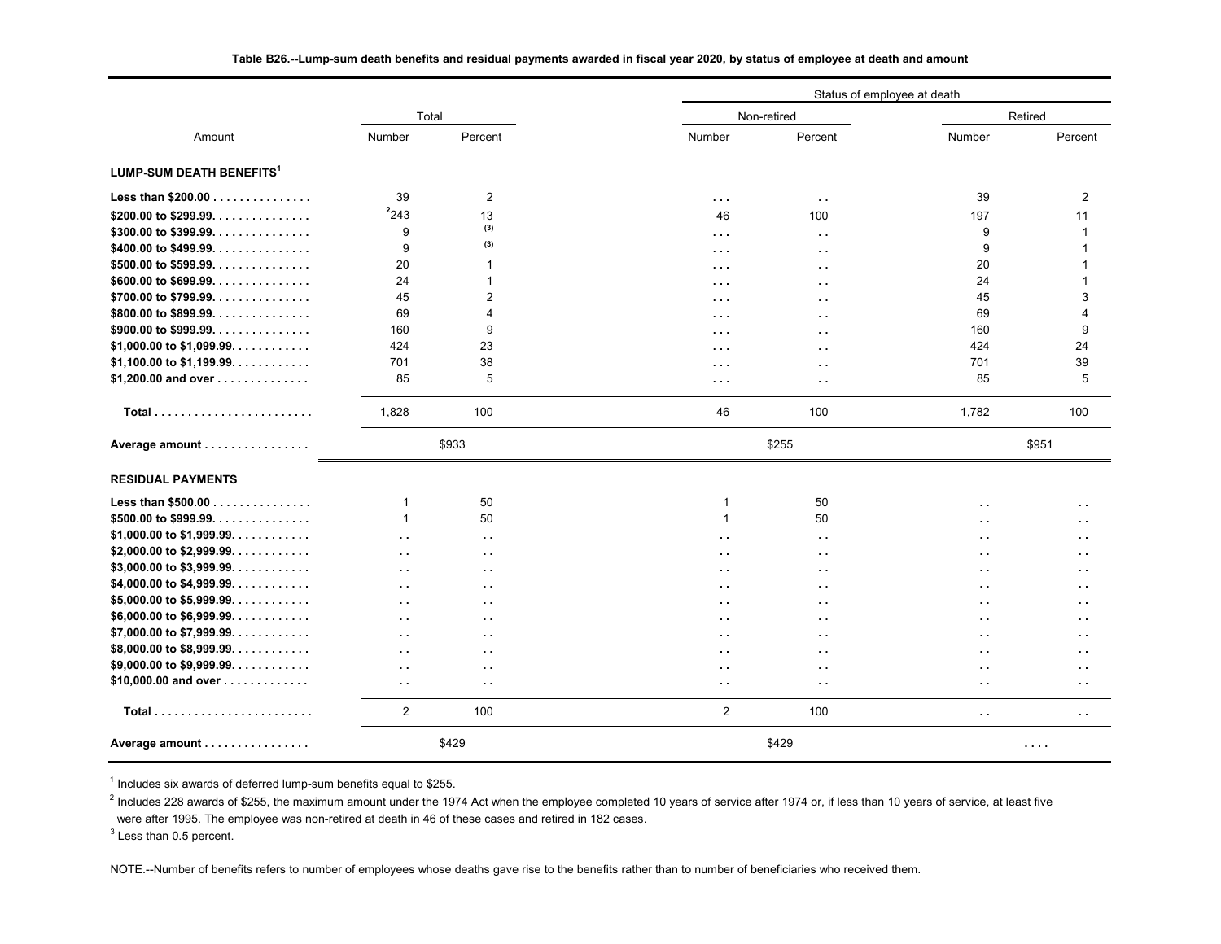**Table B26.--Lump-sum death benefits and residual payments awarded in fiscal year 2020, by status of employee at death and amount**

| Amount | Total | | Status of employee at death | | | |
|---|---|---|---|---|---|---|
| | | | Non-retired | | Retired | |
| | Number | Percent | Number | Percent | Number | Percent |
| **LUMP-SUM DEATH BENEFITS[1]** | | | | | | |
| **Less than $200.00** | 39 | 2 | . . . | . . | 39 | 2 |
| **$200.00 to $299.99** | [2]243 | 13 | 46 | 100 | 197 | 11 |
| **$300.00 to $399.99** | 9 | (3) | . . . | . . | 9 | 1 |
| **$400.00 to $499.99** | 9 | (3) | . . . | . . | 9 | 1 |
| **$500.00 to $599.99** | 20 | 1 | . . . | . . | 20 | 1 |
| **$600.00 to $699.99** | 24 | 1 | . . . | . . | 24 | 1 |
| **$700.00 to $799.99** | 45 | 2 | . . . | . . | 45 | 3 |
| **$800.00 to $899.99** | 69 | 4 | . . . | . . | 69 | 4 |
| **$900.00 to $999.99** | 160 | 9 | . . . | . . | 160 | 9 |
| **$1,000.00 to $1,099.99** | 424 | 23 | . . . | . . | 424 | 24 |
| **$1,100.00 to $1,199.99** | 701 | 38 | . . . | . . | 701 | 39 |
| **$1,200.00 and over** | 85 | 5 | . . . | . . | 85 | 5 |
| **Total** | 1,828 | 100 | 46 | 100 | 1,782 | 100 |
| **Average amount** | $933 | | $255 | | $951 | |
| **RESIDUAL PAYMENTS** | | | | | | |
| **Less than $500.00** | 1 | 50 | 1 | 50 | . . | . . |
| **$500.00 to $999.99** | 1 | 50 | 1 | 50 | . . | . . |
| **$1,000.00 to $1,999.99** | . . | . . | . . | . . | . . | . . |
| **$2,000.00 to $2,999.99** | . . | . . | . . | . . | . . | . . |
| **$3,000.00 to $3,999.99** | . . | . . | . . | . . | . . | . . |
| **$4,000.00 to $4,999.99** | . . | . . | . . | . . | . . | . . |
| **$5,000.00 to $5,999.99** | . . | . . | . . | . . | . . | . . |
| **$6,000.00 to $6,999.99** | . . | . . | . . | . . | . . | . . |
| **$7,000.00 to $7,999.99** | . . | . . | . . | . . | . . | . . |
| **$8,000.00 to $8,999.99** | . . | . . | . . | . . | . . | . . |
| **$9,000.00 to $9,999.99** | . . | . . | . . | . . | . . | . . |
| **$10,000.00 and over** | . . | . . | . . | . . | . . | . . |
| **Total** | 2 | 100 | 2 | 100 | . . | . . |
| **Average amount** | $429 | | $429 | | . . . . | |

[1] Includes six awards of deferred lump-sum benefits equal to $255.

[2] Includes 228 awards of $255, the maximum amount under the 1974 Act when the employee completed 10 years of service after 1974 or, if less than 10 years of service, at least five were after 1995. The employee was non-retired at death in 46 of these cases and retired in 182 cases.

[3] Less than 0.5 percent.

NOTE.--Number of benefits refers to number of employees whose deaths gave rise to the benefits rather than to number of beneficiaries who received them.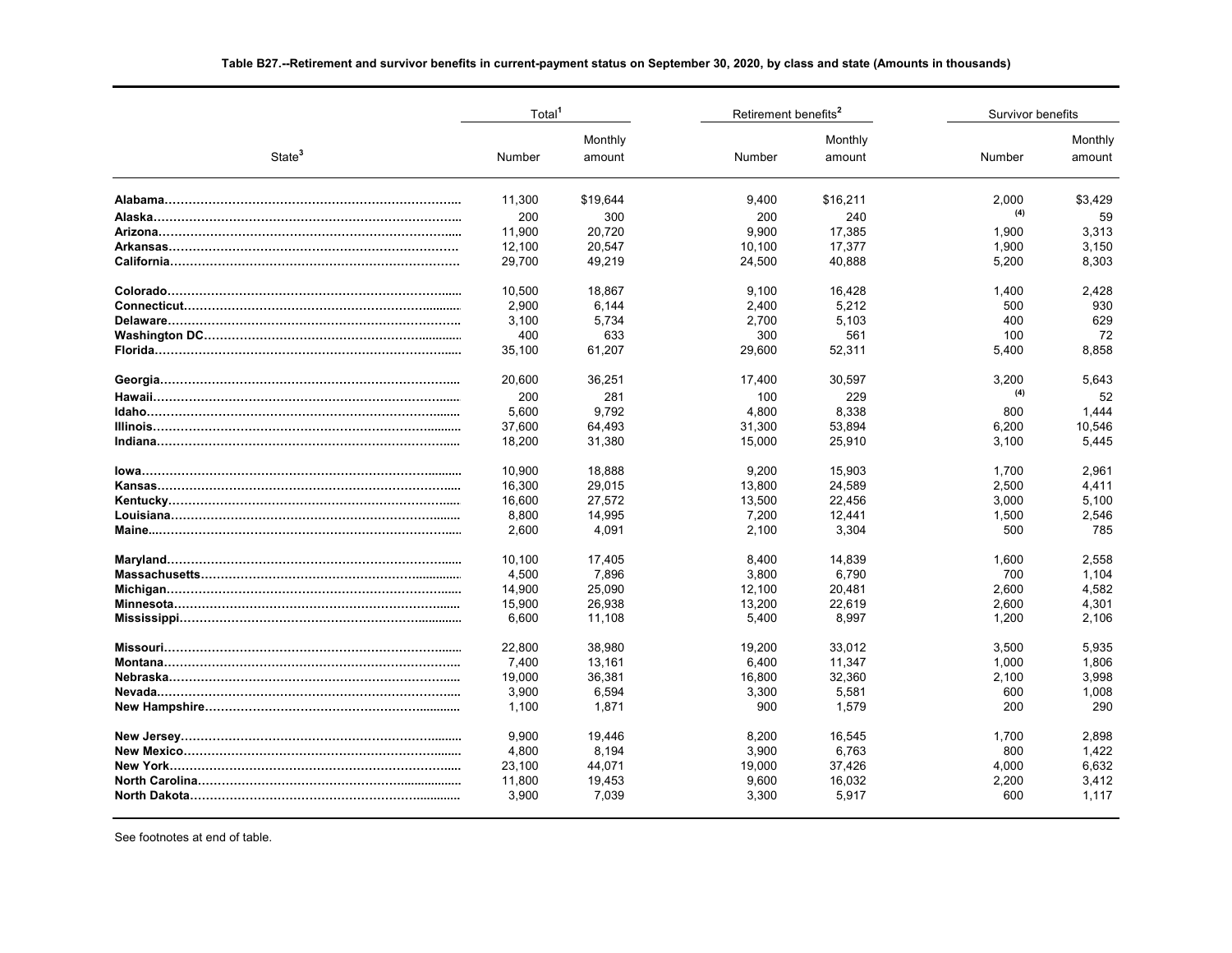**Table B27.--Retirement and survivor benefits in current-payment status on September 30, 2020, by class and state (Amounts in thousands)**

| State[3] | Total[1] | | Retirement benefits[2] | | Survivor benefits | |
|---|---|---|---|---|---|---|
| | Number | Monthly amount | Number | Monthly amount | Number | Monthly amount |
| **Alabama** | 11,300 | $19,644 | 9,400 | $16,211 | 2,000 | $3,429 |
| **Alaska** | 200 | 300 | 200 | 240 | (4) | 59 |
| **Arizona** | 11,900 | 20,720 | 9,900 | 17,385 | 1,900 | 3,313 |
| **Arkansas** | 12,100 | 20,547 | 10,100 | 17,377 | 1,900 | 3,150 |
| **California** | 29,700 | 49,219 | 24,500 | 40,888 | 5,200 | 8,303 |
| **Colorado** | 10,500 | 18,867 | 9,100 | 16,428 | 1,400 | 2,428 |
| **Connecticut** | 2,900 | 6,144 | 2,400 | 5,212 | 500 | 930 |
| **Delaware** | 3,100 | 5,734 | 2,700 | 5,103 | 400 | 629 |
| **Washington DC** | 400 | 633 | 300 | 561 | 100 | 72 |
| **Florida** | 35,100 | 61,207 | 29,600 | 52,311 | 5,400 | 8,858 |
| **Georgia** | 20,600 | 36,251 | 17,400 | 30,597 | 3,200 | 5,643 |
| **Hawaii** | 200 | 281 | 100 | 229 | (4) | 52 |
| **Idaho** | 5,600 | 9,792 | 4,800 | 8,338 | 800 | 1,444 |
| **Illinois** | 37,600 | 64,493 | 31,300 | 53,894 | 6,200 | 10,546 |
| **Indiana** | 18,200 | 31,380 | 15,000 | 25,910 | 3,100 | 5,445 |
| **Iowa** | 10,900 | 18,888 | 9,200 | 15,903 | 1,700 | 2,961 |
| **Kansas** | 16,300 | 29,015 | 13,800 | 24,589 | 2,500 | 4,411 |
| **Kentucky** | 16,600 | 27,572 | 13,500 | 22,456 | 3,000 | 5,100 |
| **Louisiana** | 8,800 | 14,995 | 7,200 | 12,441 | 1,500 | 2,546 |
| **Maine** | 2,600 | 4,091 | 2,100 | 3,304 | 500 | 785 |
| **Maryland** | 10,100 | 17,405 | 8,400 | 14,839 | 1,600 | 2,558 |
| **Massachusetts** | 4,500 | 7,896 | 3,800 | 6,790 | 700 | 1,104 |
| **Michigan** | 14,900 | 25,090 | 12,100 | 20,481 | 2,600 | 4,582 |
| **Minnesota** | 15,900 | 26,938 | 13,200 | 22,619 | 2,600 | 4,301 |
| **Mississippi** | 6,600 | 11,108 | 5,400 | 8,997 | 1,200 | 2,106 |
| **Missouri** | 22,800 | 38,980 | 19,200 | 33,012 | 3,500 | 5,935 |
| **Montana** | 7,400 | 13,161 | 6,400 | 11,347 | 1,000 | 1,806 |
| **Nebraska** | 19,000 | 36,381 | 16,800 | 32,360 | 2,100 | 3,998 |
| **Nevada** | 3,900 | 6,594 | 3,300 | 5,581 | 600 | 1,008 |
| **New Hampshire** | 1,100 | 1,871 | 900 | 1,579 | 200 | 290 |
| **New Jersey** | 9,900 | 19,446 | 8,200 | 16,545 | 1,700 | 2,898 |
| **New Mexico** | 4,800 | 8,194 | 3,900 | 6,763 | 800 | 1,422 |
| **New York** | 23,100 | 44,071 | 19,000 | 37,426 | 4,000 | 6,632 |
| **North Carolina** | 11,800 | 19,453 | 9,600 | 16,032 | 2,200 | 3,412 |
| **North Dakota** | 3,900 | 7,039 | 3,300 | 5,917 | 600 | 1,117 |

See footnotes at end of table.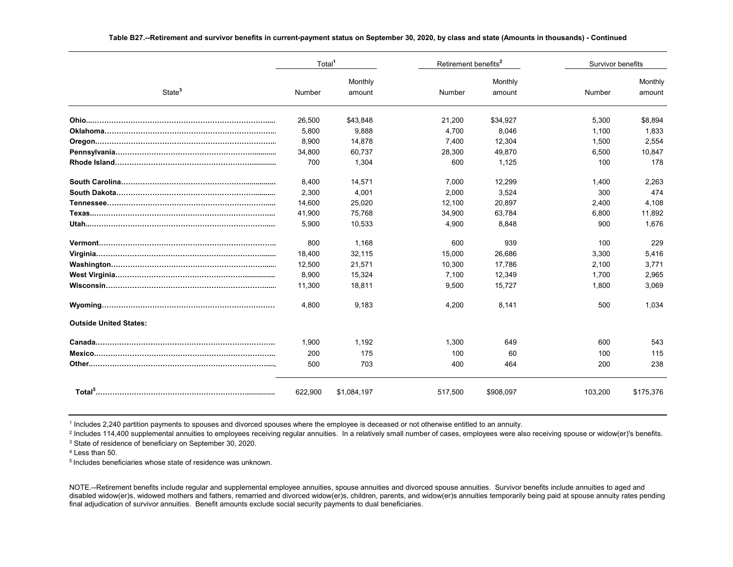**Table B27.--Retirement and survivor benefits in current-payment status on September 30, 2020, by class and state (Amounts in thousands) - Continued**

| State[3] | Total[1] | | Retirement benefits[2] | | Survivor benefits | |
|---|---|---|---|---|---|---|
| | Number | Monthly amount | Number | Monthly amount | Number | Monthly amount |
| **Ohio** | 26,500 | $43,848 | 21,200 | $34,927 | 5,300 | $8,894 |
| **Oklahoma** | 5,800 | 9,888 | 4,700 | 8,046 | 1,100 | 1,833 |
| **Oregon** | 8,900 | 14,878 | 7,400 | 12,304 | 1,500 | 2,554 |
| **Pennsylvania** | 34,800 | 60,737 | 28,300 | 49,870 | 6,500 | 10,847 |
| **Rhode Island** | 700 | 1,304 | 600 | 1,125 | 100 | 178 |
| **South Carolina** | 8,400 | 14,571 | 7,000 | 12,299 | 1,400 | 2,263 |
| **South Dakota** | 2,300 | 4,001 | 2,000 | 3,524 | 300 | 474 |
| **Tennessee** | 14,600 | 25,020 | 12,100 | 20,897 | 2,400 | 4,108 |
| **Texas** | 41,900 | 75,768 | 34,900 | 63,784 | 6,800 | 11,892 |
| **Utah** | 5,900 | 10,533 | 4,900 | 8,848 | 900 | 1,676 |
| **Vermont** | 800 | 1,168 | 600 | 939 | 100 | 229 |
| **Virginia** | 18,400 | 32,115 | 15,000 | 26,686 | 3,300 | 5,416 |
| **Washington** | 12,500 | 21,571 | 10,300 | 17,786 | 2,100 | 3,771 |
| **West Virginia** | 8,900 | 15,324 | 7,100 | 12,349 | 1,700 | 2,965 |
| **Wisconsin** | 11,300 | 18,811 | 9,500 | 15,727 | 1,800 | 3,069 |
| **Wyoming** | 4,800 | 9,183 | 4,200 | 8,141 | 500 | 1,034 |
| **Outside United States:** | | | | | | |
| **Canada** | 1,900 | 1,192 | 1,300 | 649 | 600 | 543 |
| **Mexico** | 200 | 175 | 100 | 60 | 100 | 115 |
| **Other** | 500 | 703 | 400 | 464 | 200 | 238 |
| **Total[5]** | 622,900 | $1,084,197 | 517,500 | $908,097 | 103,200 | $175,376 |

[1] Includes 2,240 partition payments to spouses and divorced spouses where the employee is deceased or not otherwise entitled to an annuity.

[2] Includes 114,400 supplemental annuities to employees receiving regular annuities. In a relatively small number of cases, employees were also receiving spouse or widow(er)'s benefits.

[3] State of residence of beneficiary on September 30, 2020.

[4] Less than 50.

[5] Includes beneficiaries whose state of residence was unknown.

NOTE.--Retirement benefits include regular and supplemental employee annuities, spouse annuities and divorced spouse annuities. Survivor benefits include annuities to aged and disabled widow(er)s, widowed mothers and fathers, remarried and divorced widow(er)s, children, parents, and widow(er)s annuities temporarily being paid at spouse annuity rates pending final adjudication of survivor annuities. Benefit amounts exclude social security payments to dual beneficiaries.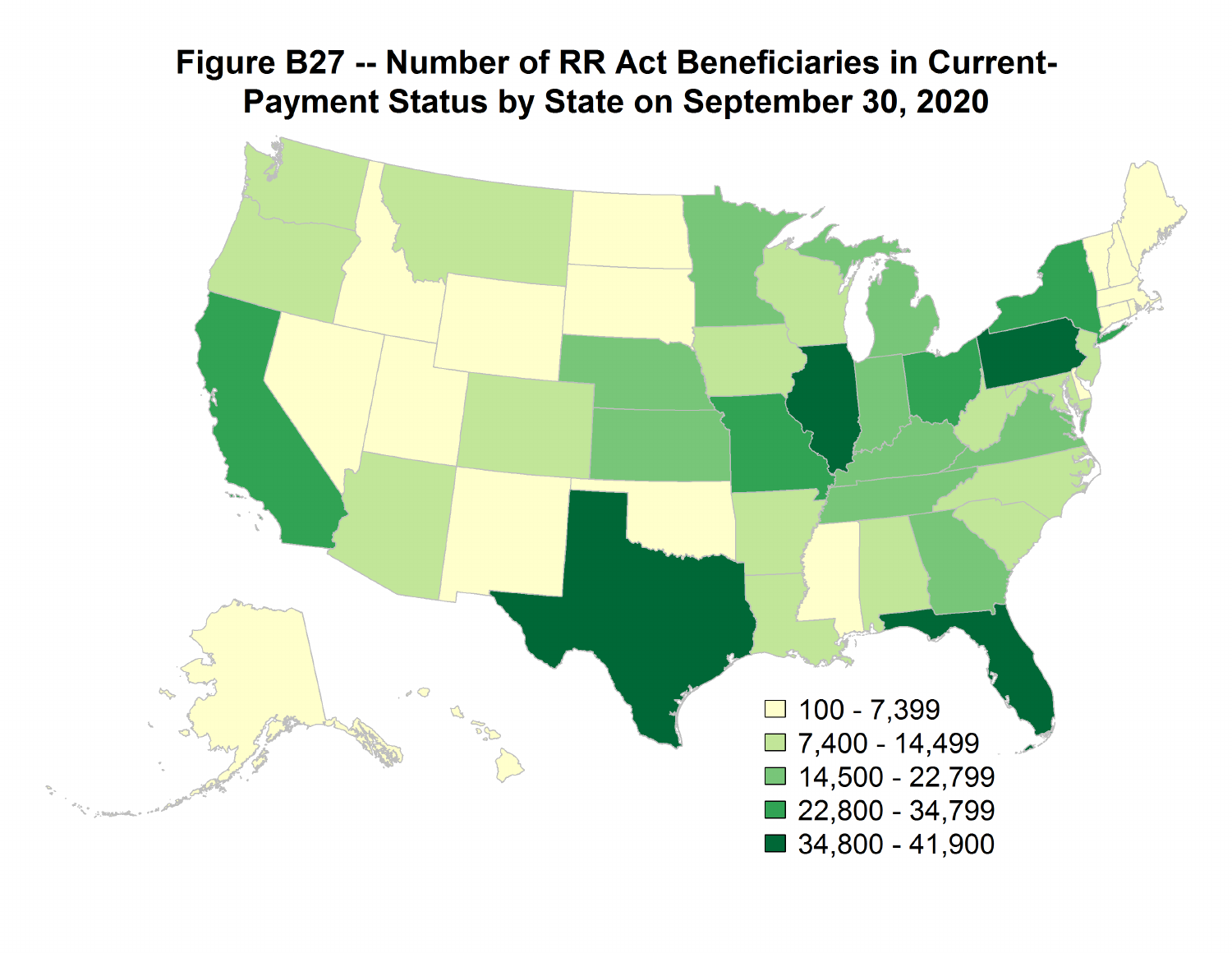# Figure B27 -- Number of RR Act Beneficiaries in Current-Payment Status by State on September 30, 2020

100 - 7,399
7,400 - 14,499
14,500 - 22,799
22,800 - 34,799
34,800 - 41,900